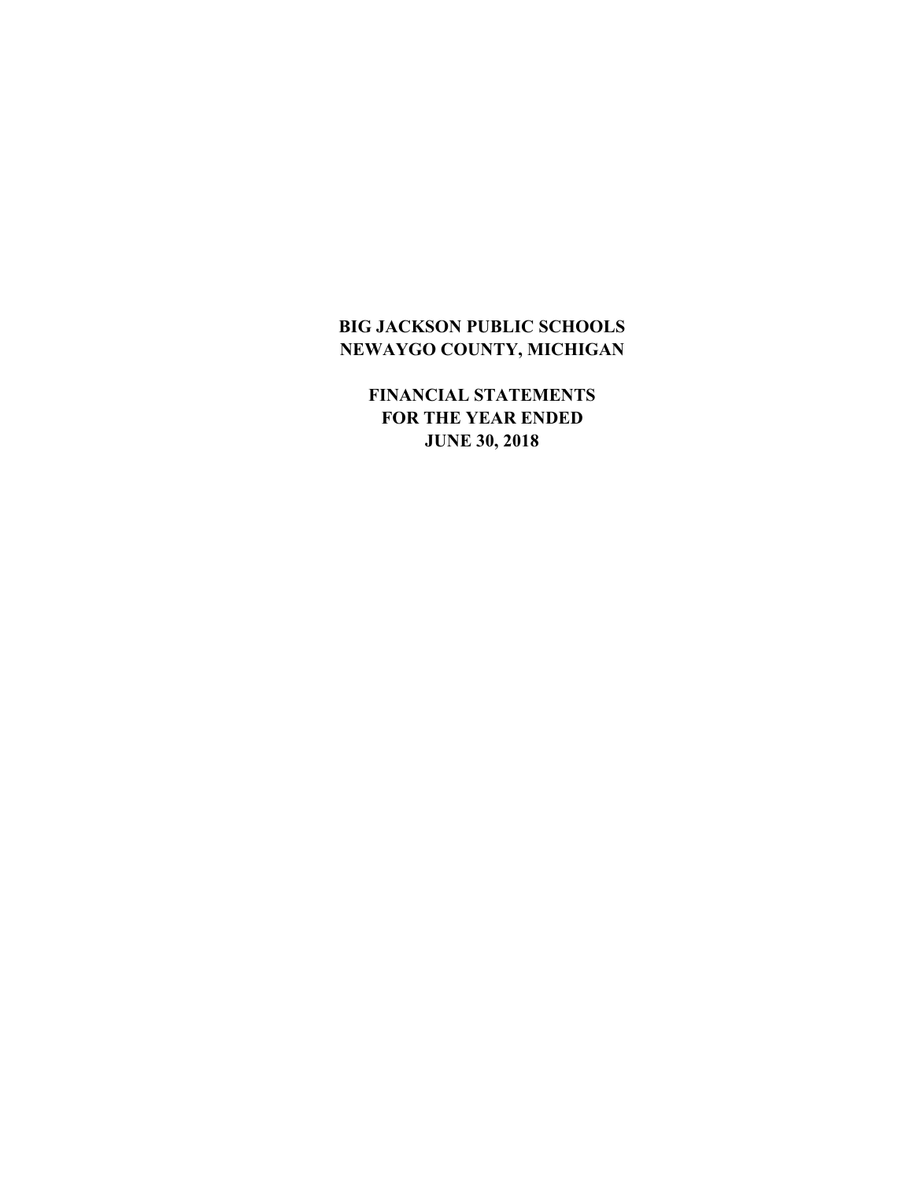# BIG JACKSON PUBLIC SCHOOLS
# NEWAYGO COUNTY, MICHIGAN

## FINANCIAL STATEMENTS
## FOR THE YEAR ENDED
## JUNE 30, 2018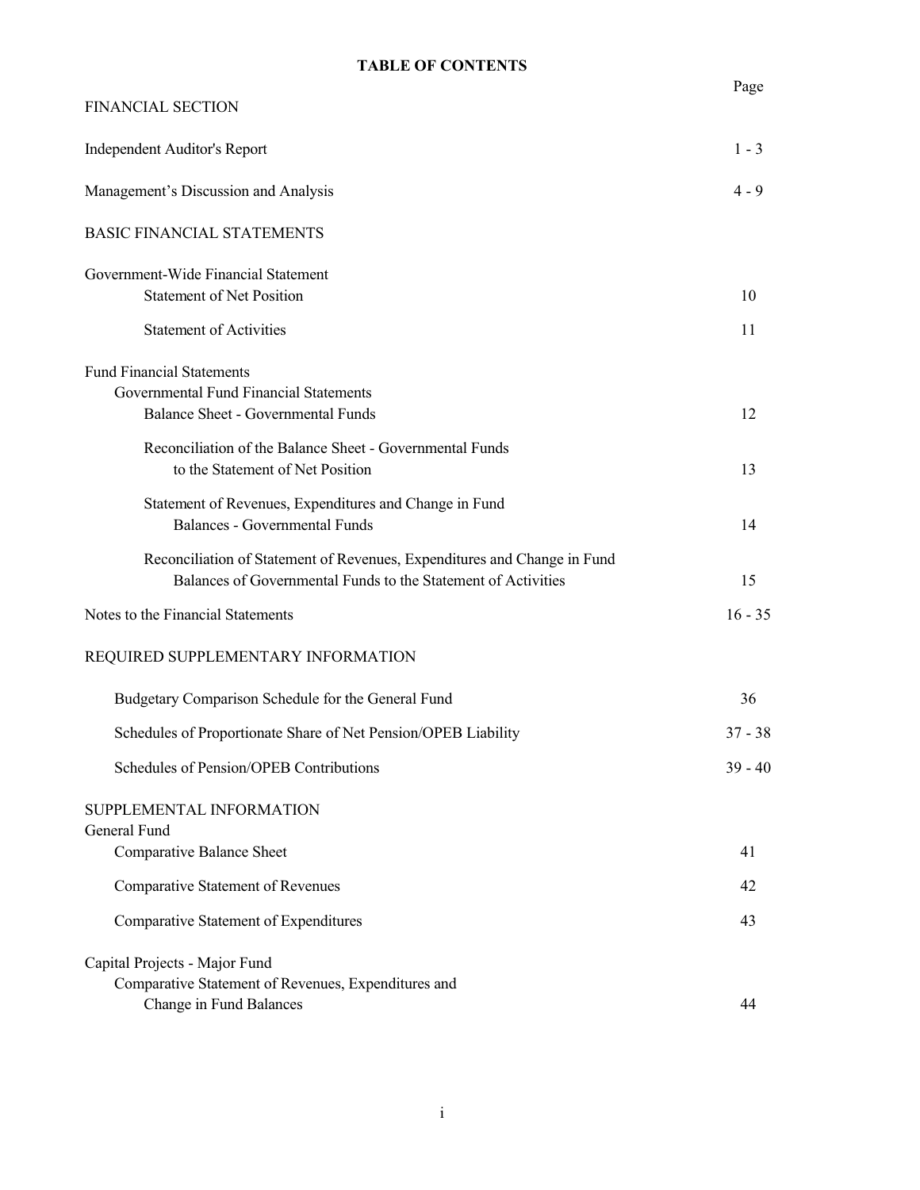# TABLE OF CONTENTS

| | Page |
|---|---|
| FINANCIAL SECTION | |
| Independent Auditor's Report | 1 - 3 |
| Management's Discussion and Analysis | 4 - 9 |
| BASIC FINANCIAL STATEMENTS | |
| Government-Wide Financial Statement | |
| Statement of Net Position | 10 |
| Statement of Activities | 11 |
| Fund Financial Statements | |
| Governmental Fund Financial Statements | |
| Balance Sheet - Governmental Funds | 12 |
| Reconciliation of the Balance Sheet - Governmental Funds to the Statement of Net Position | 13 |
| Statement of Revenues, Expenditures and Change in Fund Balances - Governmental Funds | 14 |
| Reconciliation of Statement of Revenues, Expenditures and Change in Fund Balances of Governmental Funds to the Statement of Activities | 15 |
| Notes to the Financial Statements | 16 - 35 |
| REQUIRED SUPPLEMENTARY INFORMATION | |
| Budgetary Comparison Schedule for the General Fund | 36 |
| Schedules of Proportionate Share of Net Pension/OPEB Liability | 37 - 38 |
| Schedules of Pension/OPEB Contributions | 39 - 40 |
| SUPPLEMENTAL INFORMATION | |
| General Fund | |
| Comparative Balance Sheet | 41 |
| Comparative Statement of Revenues | 42 |
| Comparative Statement of Expenditures | 43 |
| Capital Projects - Major Fund | |
| Comparative Statement of Revenues, Expenditures and Change in Fund Balances | 44 |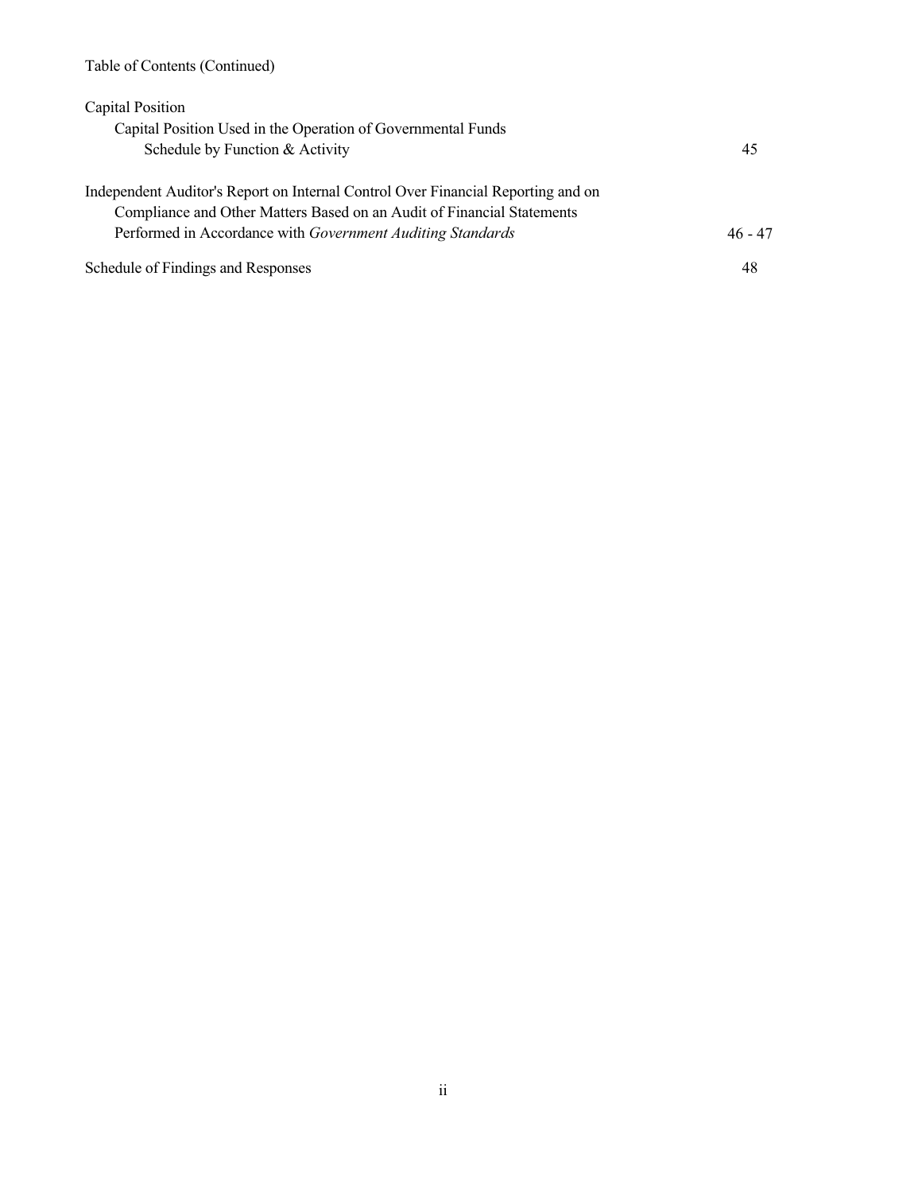Table of Contents (Continued)

| | |
|---|---|
| Capital Position | |
| Capital Position Used in the Operation of Governmental Funds Schedule by Function & Activity | 45 |
| Independent Auditor's Report on Internal Control Over Financial Reporting and on Compliance and Other Matters Based on an Audit of Financial Statements Performed in Accordance with *Government Auditing Standards* | 46 - 47 |
| Schedule of Findings and Responses | 48 |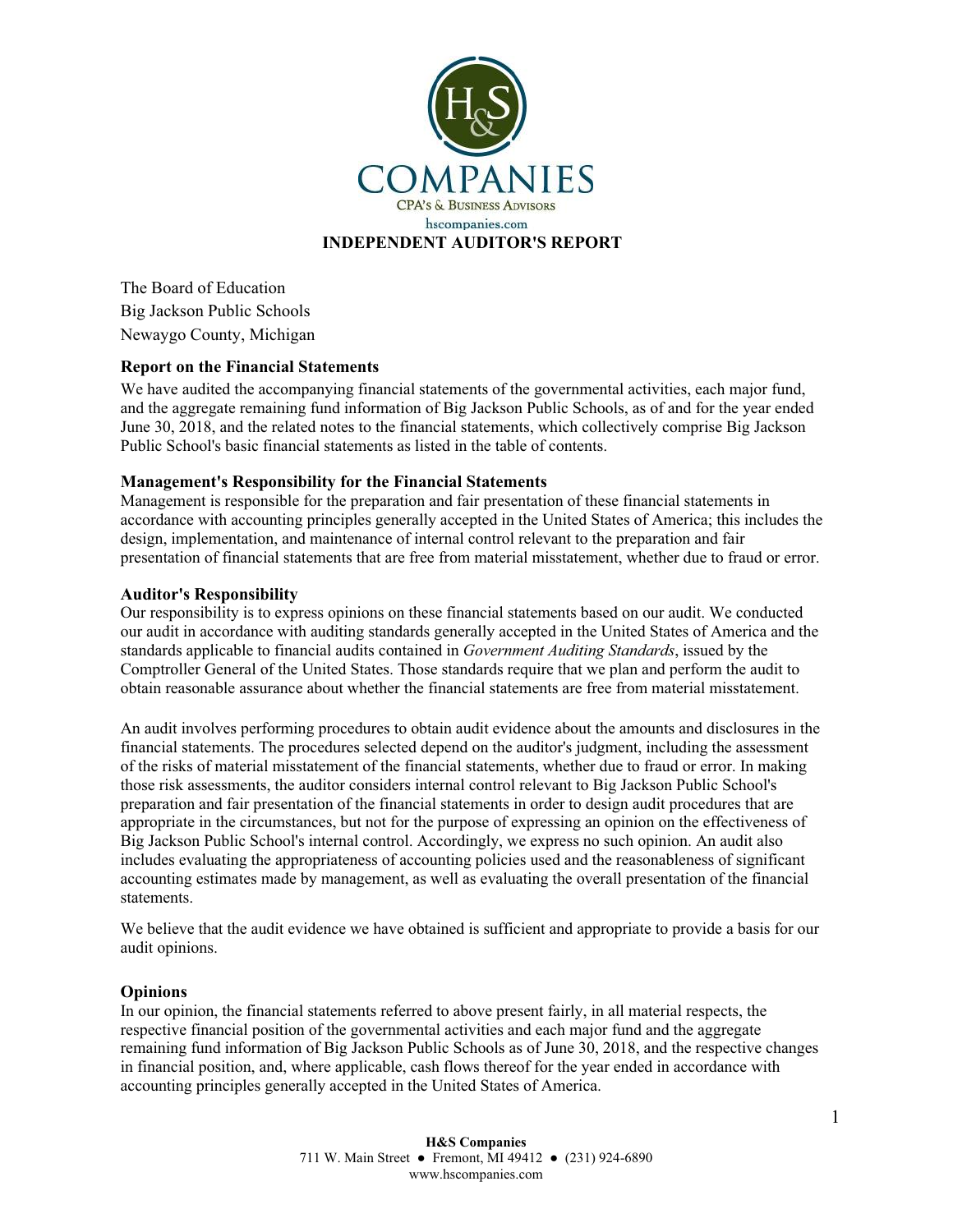# INDEPENDENT AUDITOR'S REPORT

The Board of Education
Big Jackson Public Schools
Newaygo County, Michigan

### Report on the Financial Statements

We have audited the accompanying financial statements of the governmental activities, each major fund, and the aggregate remaining fund information of Big Jackson Public Schools, as of and for the year ended June 30, 2018, and the related notes to the financial statements, which collectively comprise Big Jackson Public School's basic financial statements as listed in the table of contents.

### Management's Responsibility for the Financial Statements

Management is responsible for the preparation and fair presentation of these financial statements in accordance with accounting principles generally accepted in the United States of America; this includes the design, implementation, and maintenance of internal control relevant to the preparation and fair presentation of financial statements that are free from material misstatement, whether due to fraud or error.

### Auditor's Responsibility

Our responsibility is to express opinions on these financial statements based on our audit. We conducted our audit in accordance with auditing standards generally accepted in the United States of America and the standards applicable to financial audits contained in *Government Auditing Standards*, issued by the Comptroller General of the United States. Those standards require that we plan and perform the audit to obtain reasonable assurance about whether the financial statements are free from material misstatement.

An audit involves performing procedures to obtain audit evidence about the amounts and disclosures in the financial statements. The procedures selected depend on the auditor's judgment, including the assessment of the risks of material misstatement of the financial statements, whether due to fraud or error. In making those risk assessments, the auditor considers internal control relevant to Big Jackson Public School's preparation and fair presentation of the financial statements in order to design audit procedures that are appropriate in the circumstances, but not for the purpose of expressing an opinion on the effectiveness of Big Jackson Public School's internal control. Accordingly, we express no such opinion. An audit also includes evaluating the appropriateness of accounting policies used and the reasonableness of significant accounting estimates made by management, as well as evaluating the overall presentation of the financial statements.

We believe that the audit evidence we have obtained is sufficient and appropriate to provide a basis for our audit opinions.

### Opinions

In our opinion, the financial statements referred to above present fairly, in all material respects, the respective financial position of the governmental activities and each major fund and the aggregate remaining fund information of Big Jackson Public Schools as of June 30, 2018, and the respective changes in financial position, and, where applicable, cash flows thereof for the year ended in accordance with accounting principles generally accepted in the United States of America.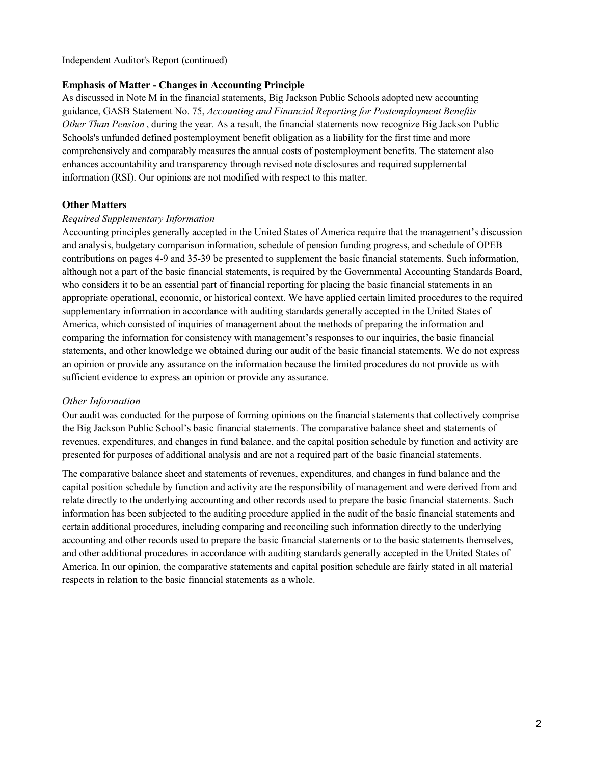Independent Auditor's Report (continued)

## Emphasis of Matter - Changes in Accounting Principle

As discussed in Note M in the financial statements, Big Jackson Public Schools adopted new accounting guidance, GASB Statement No. 75, *Accounting and Financial Reporting for Postemployment Benefits Other Than Pension*, during the year. As a result, the financial statements now recognize Big Jackson Public Schools's unfunded defined postemployment benefit obligation as a liability for the first time and more comprehensively and comparably measures the annual costs of postemployment benefits. The statement also enhances accountability and transparency through revised note disclosures and required supplemental information (RSI). Our opinions are not modified with respect to this matter.

## Other Matters

*Required Supplementary Information*

Accounting principles generally accepted in the United States of America require that the management's discussion and analysis, budgetary comparison information, schedule of pension funding progress, and schedule of OPEB contributions on pages 4-9 and 35-39 be presented to supplement the basic financial statements. Such information, although not a part of the basic financial statements, is required by the Governmental Accounting Standards Board, who considers it to be an essential part of financial reporting for placing the basic financial statements in an appropriate operational, economic, or historical context. We have applied certain limited procedures to the required supplementary information in accordance with auditing standards generally accepted in the United States of America, which consisted of inquiries of management about the methods of preparing the information and comparing the information for consistency with management's responses to our inquiries, the basic financial statements, and other knowledge we obtained during our audit of the basic financial statements. We do not express an opinion or provide any assurance on the information because the limited procedures do not provide us with sufficient evidence to express an opinion or provide any assurance.

*Other Information*

Our audit was conducted for the purpose of forming opinions on the financial statements that collectively comprise the Big Jackson Public School's basic financial statements. The comparative balance sheet and statements of revenues, expenditures, and changes in fund balance, and the capital position schedule by function and activity are presented for purposes of additional analysis and are not a required part of the basic financial statements.

The comparative balance sheet and statements of revenues, expenditures, and changes in fund balance and the capital position schedule by function and activity are the responsibility of management and were derived from and relate directly to the underlying accounting and other records used to prepare the basic financial statements. Such information has been subjected to the auditing procedure applied in the audit of the basic financial statements and certain additional procedures, including comparing and reconciling such information directly to the underlying accounting and other records used to prepare the basic financial statements or to the basic statements themselves, and other additional procedures in accordance with auditing standards generally accepted in the United States of America. In our opinion, the comparative statements and capital position schedule are fairly stated in all material respects in relation to the basic financial statements as a whole.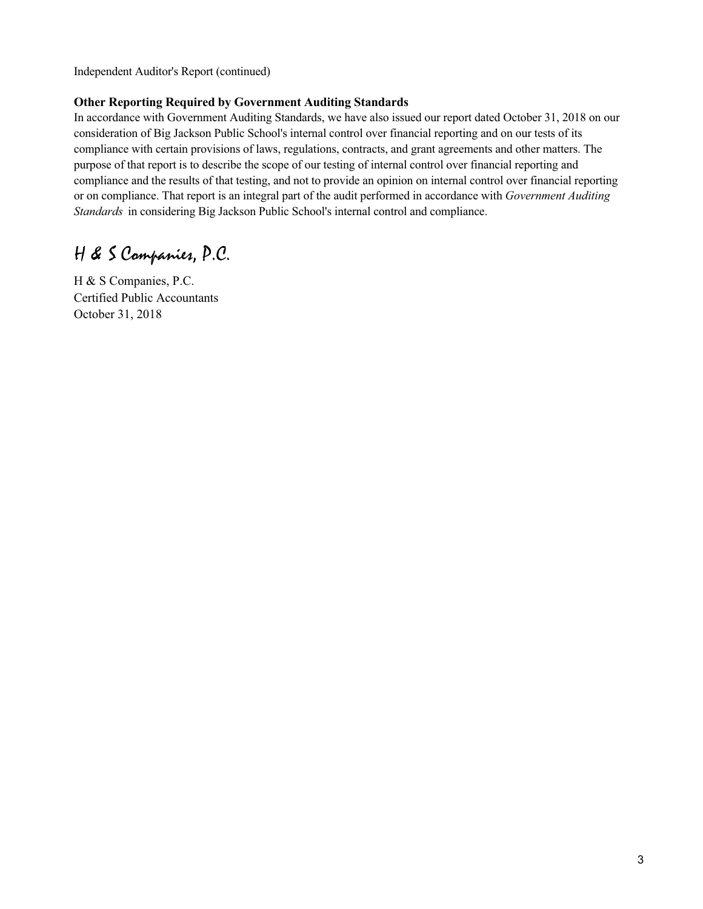Independent Auditor's Report (continued)

**Other Reporting Required by Government Auditing Standards**

In accordance with Government Auditing Standards, we have also issued our report dated October 31, 2018 on our consideration of Big Jackson Public School's internal control over financial reporting and on our tests of its compliance with certain provisions of laws, regulations, contracts, and grant agreements and other matters. The purpose of that report is to describe the scope of our testing of internal control over financial reporting and compliance and the results of that testing, and not to provide an opinion on internal control over financial reporting or on compliance. That report is an integral part of the audit performed in accordance with *Government Auditing Standards* in considering Big Jackson Public School's internal control and compliance.

*H & S Companies, P.C.*

H & S Companies, P.C.
Certified Public Accountants
October 31, 2018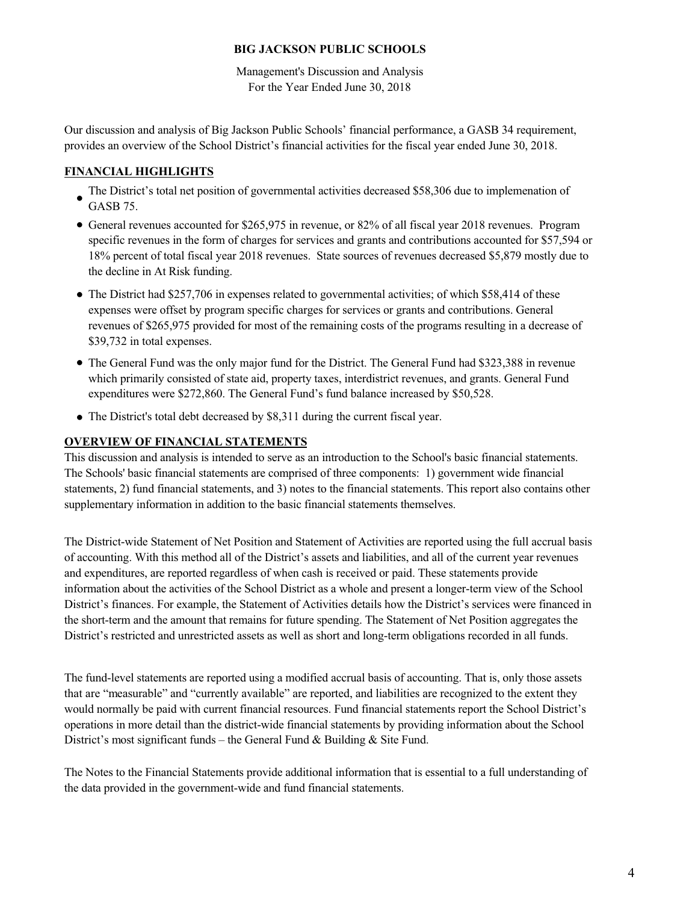**BIG JACKSON PUBLIC SCHOOLS**

Management's Discussion and Analysis
For the Year Ended June 30, 2018

Our discussion and analysis of Big Jackson Public Schools' financial performance, a GASB 34 requirement, provides an overview of the School District's financial activities for the fiscal year ended June 30, 2018.

## FINANCIAL HIGHLIGHTS

- The District's total net position of governmental activities decreased $58,306 due to implemenation of GASB 75.
- General revenues accounted for $265,975 in revenue, or 82% of all fiscal year 2018 revenues. Program specific revenues in the form of charges for services and grants and contributions accounted for $57,594 or 18% percent of total fiscal year 2018 revenues. State sources of revenues decreased $5,879 mostly due to the decline in At Risk funding.
- The District had $257,706 in expenses related to governmental activities; of which $58,414 of these expenses were offset by program specific charges for services or grants and contributions. General revenues of $265,975 provided for most of the remaining costs of the programs resulting in a decrease of $39,732 in total expenses.
- The General Fund was the only major fund for the District. The General Fund had $323,388 in revenue which primarily consisted of state aid, property taxes, interdistrict revenues, and grants. General Fund expenditures were $272,860. The General Fund's fund balance increased by $50,528.
- The District's total debt decreased by $8,311 during the current fiscal year.

## OVERVIEW OF FINANCIAL STATEMENTS

This discussion and analysis is intended to serve as an introduction to the School's basic financial statements. The Schools' basic financial statements are comprised of three components: 1) government wide financial statements, 2) fund financial statements, and 3) notes to the financial statements. This report also contains other supplementary information in addition to the basic financial statements themselves.

The District-wide Statement of Net Position and Statement of Activities are reported using the full accrual basis of accounting. With this method all of the District's assets and liabilities, and all of the current year revenues and expenditures, are reported regardless of when cash is received or paid. These statements provide information about the activities of the School District as a whole and present a longer-term view of the School District's finances. For example, the Statement of Activities details how the District's services were financed in the short-term and the amount that remains for future spending. The Statement of Net Position aggregates the District's restricted and unrestricted assets as well as short and long-term obligations recorded in all funds.

The fund-level statements are reported using a modified accrual basis of accounting. That is, only those assets that are "measurable" and "currently available" are reported, and liabilities are recognized to the extent they would normally be paid with current financial resources. Fund financial statements report the School District's operations in more detail than the district-wide financial statements by providing information about the School District's most significant funds – the General Fund & Building & Site Fund.

The Notes to the Financial Statements provide additional information that is essential to a full understanding of the data provided in the government-wide and fund financial statements.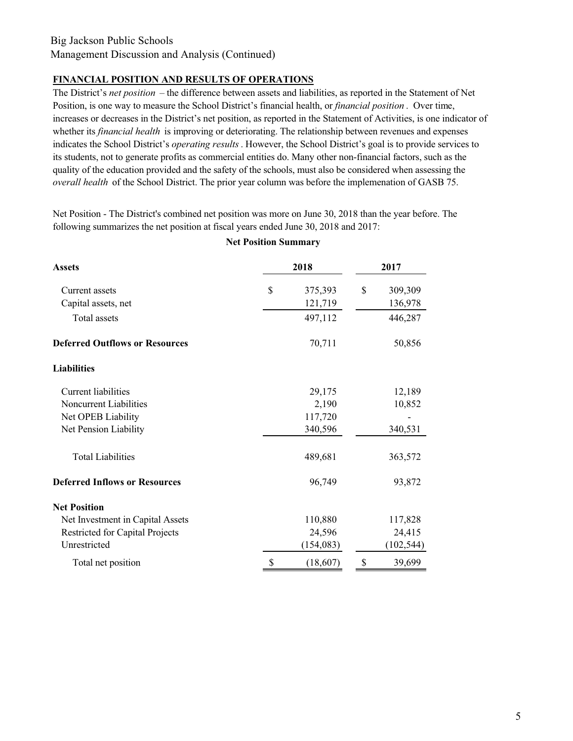Big Jackson Public Schools
Management Discussion and Analysis (Continued)

**FINANCIAL POSITION AND RESULTS OF OPERATIONS**

The District's *net position* – the difference between assets and liabilities, as reported in the Statement of Net Position, is one way to measure the School District's financial health, or *financial position* . Over time, increases or decreases in the District's net position, as reported in the Statement of Activities, is one indicator of whether its *financial health* is improving or deteriorating. The relationship between revenues and expenses indicates the School District's *operating results* . However, the School District's goal is to provide services to its students, not to generate profits as commercial entities do. Many other non-financial factors, such as the quality of the education provided and the safety of the schools, must also be considered when assessing the *overall health* of the School District. The prior year column was before the implemenation of GASB 75.

Net Position - The District's combined net position was more on June 30, 2018 than the year before. The following summarizes the net position at fiscal years ended June 30, 2018 and 2017:

**Net Position Summary**

| **Assets** | **2018** | **2017** |
|---|---|---|
| Current assets | $ 375,393 | $ 309,309 |
| Capital assets, net | 121,719 | 136,978 |
| Total assets | 497,112 | 446,287 |
| **Deferred Outflows or Resources** | 70,711 | 50,856 |
| **Liabilities** | | |
| Current liabilities | 29,175 | 12,189 |
| Noncurrent Liabilities | 2,190 | 10,852 |
| Net OPEB Liability | 117,720 | - |
| Net Pension Liability | 340,596 | 340,531 |
| Total Liabilities | 489,681 | 363,572 |
| **Deferred Inflows or Resources** | 96,749 | 93,872 |
| **Net Position** | | |
| Net Investment in Capital Assets | 110,880 | 117,828 |
| Restricted for Capital Projects | 24,596 | 24,415 |
| Unrestricted | (154,083) | (102,544) |
| Total net position | $ (18,607) | $ 39,699 |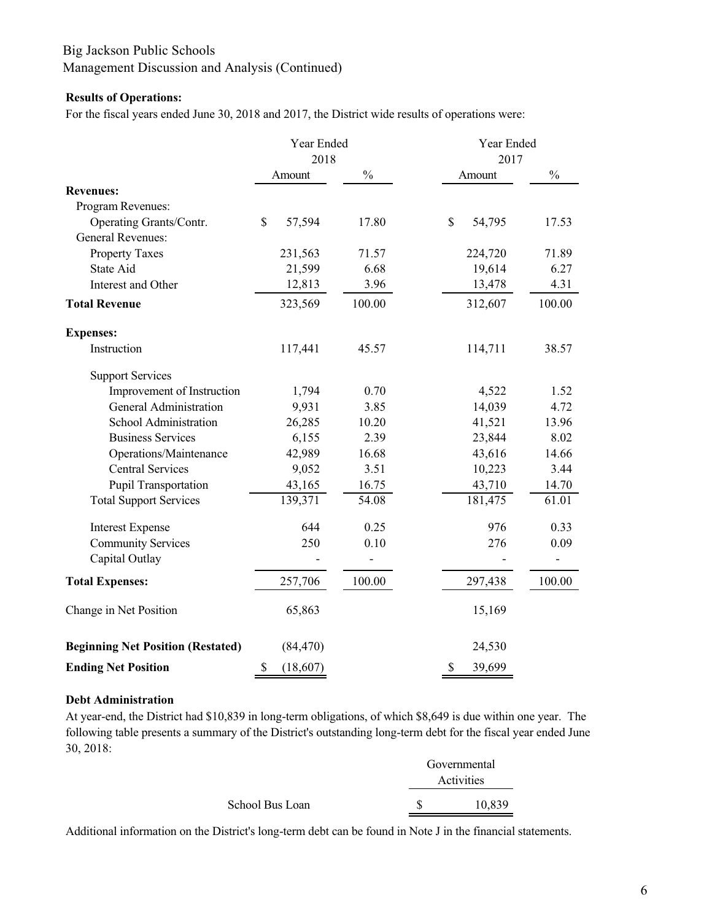Big Jackson Public Schools
Management Discussion and Analysis (Continued)

**Results of Operations:**

For the fiscal years ended June 30, 2018 and 2017, the District wide results of operations were:

| | Year Ended 2018 | | Year Ended 2017 | |
|---|---|---|---|---|
| | Amount | % | Amount | % |
| **Revenues:** | | | | |
| Program Revenues: | | | | |
| Operating Grants/Contr. | $ 57,594 | 17.80 | $ 54,795 | 17.53 |
| General Revenues: | | | | |
| Property Taxes | 231,563 | 71.57 | 224,720 | 71.89 |
| State Aid | 21,599 | 6.68 | 19,614 | 6.27 |
| Interest and Other | 12,813 | 3.96 | 13,478 | 4.31 |
| **Total Revenue** | 323,569 | 100.00 | 312,607 | 100.00 |
| **Expenses:** | | | | |
| Instruction | 117,441 | 45.57 | 114,711 | 38.57 |
| Support Services | | | | |
| Improvement of Instruction | 1,794 | 0.70 | 4,522 | 1.52 |
| General Administration | 9,931 | 3.85 | 14,039 | 4.72 |
| School Administration | 26,285 | 10.20 | 41,521 | 13.96 |
| Business Services | 6,155 | 2.39 | 23,844 | 8.02 |
| Operations/Maintenance | 42,989 | 16.68 | 43,616 | 14.66 |
| Central Services | 9,052 | 3.51 | 10,223 | 3.44 |
| Pupil Transportation | 43,165 | 16.75 | 43,710 | 14.70 |
| Total Support Services | 139,371 | 54.08 | 181,475 | 61.01 |
| Interest Expense | 644 | 0.25 | 976 | 0.33 |
| Community Services | 250 | 0.10 | 276 | 0.09 |
| Capital Outlay | - | - | - | - |
| **Total Expenses:** | 257,706 | 100.00 | 297,438 | 100.00 |
| Change in Net Position | 65,863 | | 15,169 | |
| **Beginning Net Position (Restated)** | (84,470) | | 24,530 | |
| **Ending Net Position** | $ (18,607) | | $ 39,699 | |

**Debt Administration**

At year-end, the District had $10,839 in long-term obligations, of which $8,649 is due within one year. The following table presents a summary of the District's outstanding long-term debt for the fiscal year ended June 30, 2018:

| | Governmental Activities |
|---|---|
| School Bus Loan | $ 10,839 |

Additional information on the District's long-term debt can be found in Note J in the financial statements.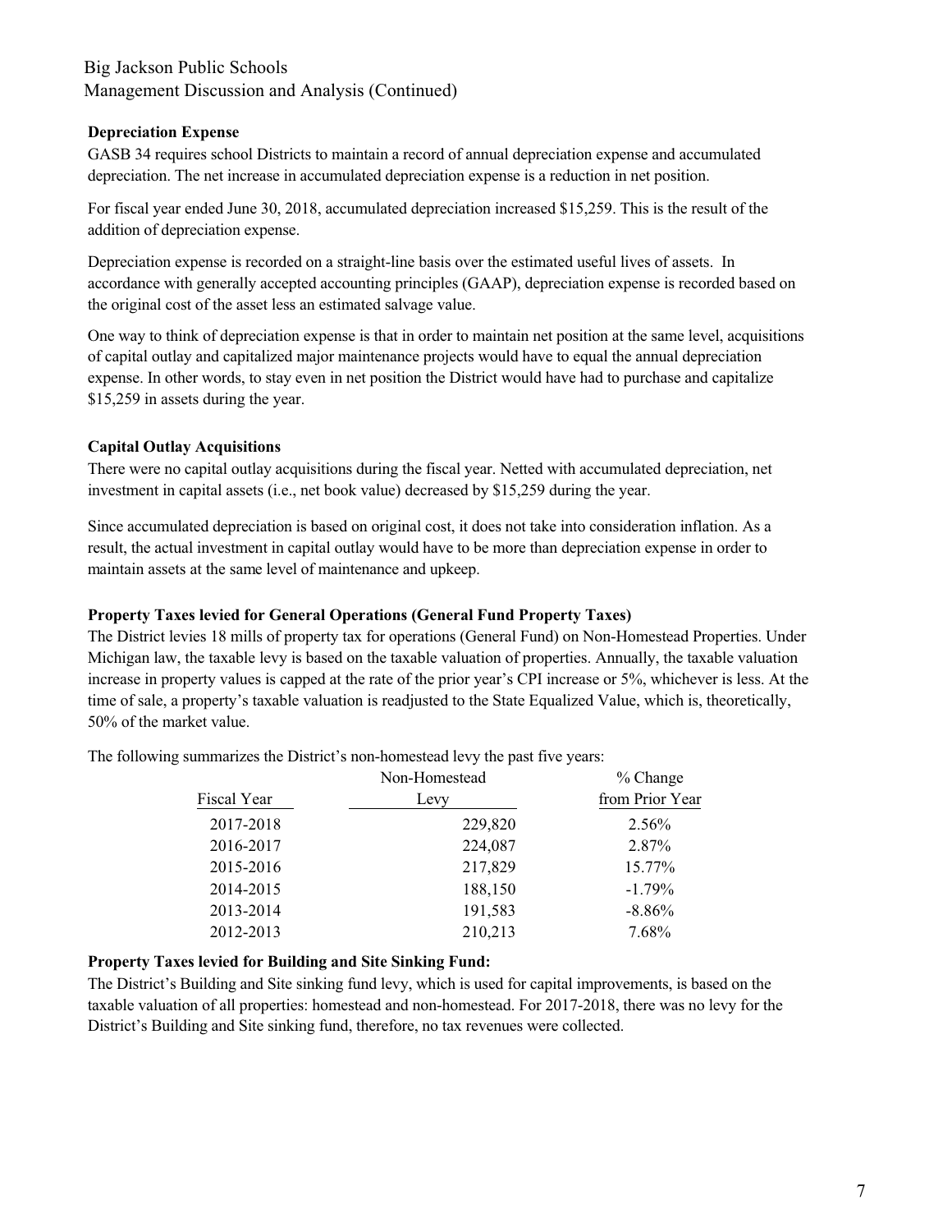Big Jackson Public Schools
Management Discussion and Analysis (Continued)

**Depreciation Expense**

GASB 34 requires school Districts to maintain a record of annual depreciation expense and accumulated depreciation. The net increase in accumulated depreciation expense is a reduction in net position.

For fiscal year ended June 30, 2018, accumulated depreciation increased $15,259. This is the result of the addition of depreciation expense.

Depreciation expense is recorded on a straight-line basis over the estimated useful lives of assets. In accordance with generally accepted accounting principles (GAAP), depreciation expense is recorded based on the original cost of the asset less an estimated salvage value.

One way to think of depreciation expense is that in order to maintain net position at the same level, acquisitions of capital outlay and capitalized major maintenance projects would have to equal the annual depreciation expense. In other words, to stay even in net position the District would have had to purchase and capitalize $15,259 in assets during the year.

**Capital Outlay Acquisitions**

There were no capital outlay acquisitions during the fiscal year. Netted with accumulated depreciation, net investment in capital assets (i.e., net book value) decreased by $15,259 during the year.

Since accumulated depreciation is based on original cost, it does not take into consideration inflation. As a result, the actual investment in capital outlay would have to be more than depreciation expense in order to maintain assets at the same level of maintenance and upkeep.

**Property Taxes levied for General Operations (General Fund Property Taxes)**

The District levies 18 mills of property tax for operations (General Fund) on Non-Homestead Properties. Under Michigan law, the taxable levy is based on the taxable valuation of properties. Annually, the taxable valuation increase in property values is capped at the rate of the prior year's CPI increase or 5%, whichever is less. At the time of sale, a property's taxable valuation is readjusted to the State Equalized Value, which is, theoretically, 50% of the market value.

The following summarizes the District's non-homestead levy the past five years:

| Fiscal Year | Non-Homestead Levy | % Change from Prior Year |
|---|---|---|
| 2017-2018 | 229,820 | 2.56% |
| 2016-2017 | 224,087 | 2.87% |
| 2015-2016 | 217,829 | 15.77% |
| 2014-2015 | 188,150 | -1.79% |
| 2013-2014 | 191,583 | -8.86% |
| 2012-2013 | 210,213 | 7.68% |

**Property Taxes levied for Building and Site Sinking Fund:**

The District's Building and Site sinking fund levy, which is used for capital improvements, is based on the taxable valuation of all properties: homestead and non-homestead. For 2017-2018, there was no levy for the District's Building and Site sinking fund, therefore, no tax revenues were collected.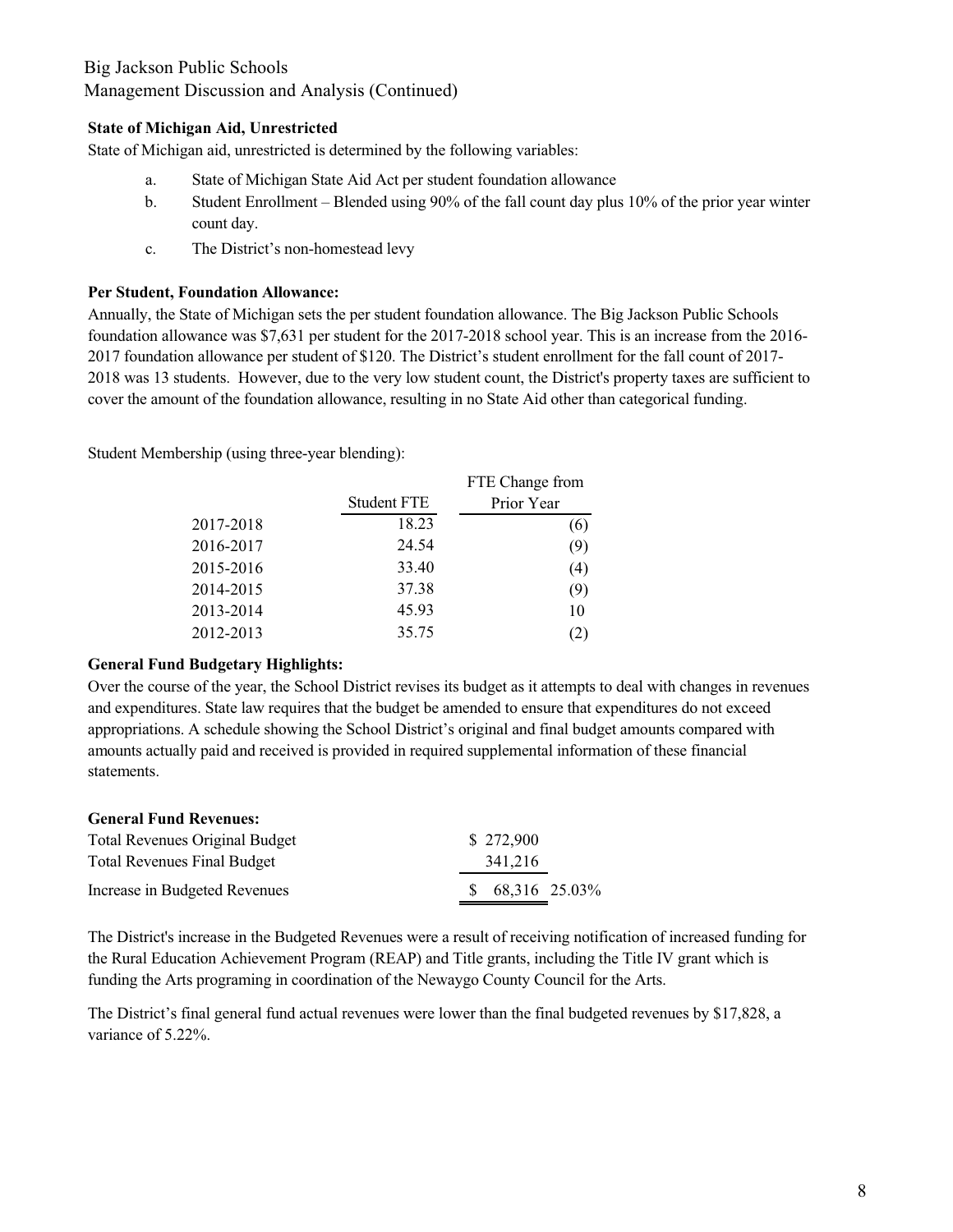Big Jackson Public Schools
Management Discussion and Analysis (Continued)

**State of Michigan Aid, Unrestricted**

State of Michigan aid, unrestricted is determined by the following variables:

a. State of Michigan State Aid Act per student foundation allowance
b. Student Enrollment – Blended using 90% of the fall count day plus 10% of the prior year winter count day.
c. The District's non-homestead levy

**Per Student, Foundation Allowance:**

Annually, the State of Michigan sets the per student foundation allowance. The Big Jackson Public Schools foundation allowance was $7,631 per student for the 2017-2018 school year. This is an increase from the 2016-2017 foundation allowance per student of $120. The District's student enrollment for the fall count of 2017-2018 was 13 students. However, due to the very low student count, the District's property taxes are sufficient to cover the amount of the foundation allowance, resulting in no State Aid other than categorical funding.

Student Membership (using three-year blending):

| | Student FTE | FTE Change from Prior Year |
|---|---|---|
| 2017-2018 | 18.23 | (6) |
| 2016-2017 | 24.54 | (9) |
| 2015-2016 | 33.40 | (4) |
| 2014-2015 | 37.38 | (9) |
| 2013-2014 | 45.93 | 10 |
| 2012-2013 | 35.75 | (2) |

**General Fund Budgetary Highlights:**

Over the course of the year, the School District revises its budget as it attempts to deal with changes in revenues and expenditures. State law requires that the budget be amended to ensure that expenditures do not exceed appropriations. A schedule showing the School District's original and final budget amounts compared with amounts actually paid and received is provided in required supplemental information of these financial statements.

**General Fund Revenues:**

| | | |
|---|---|---|
| Total Revenues Original Budget | $ 272,900 | |
| Total Revenues Final Budget | 341,216 | |
| Increase in Budgeted Revenues | $ 68,316 | 25.03% |

The District's increase in the Budgeted Revenues were a result of receiving notification of increased funding for the Rural Education Achievement Program (REAP) and Title grants, including the Title IV grant which is funding the Arts programing in coordination of the Newaygo County Council for the Arts.

The District's final general fund actual revenues were lower than the final budgeted revenues by $17,828, a variance of 5.22%.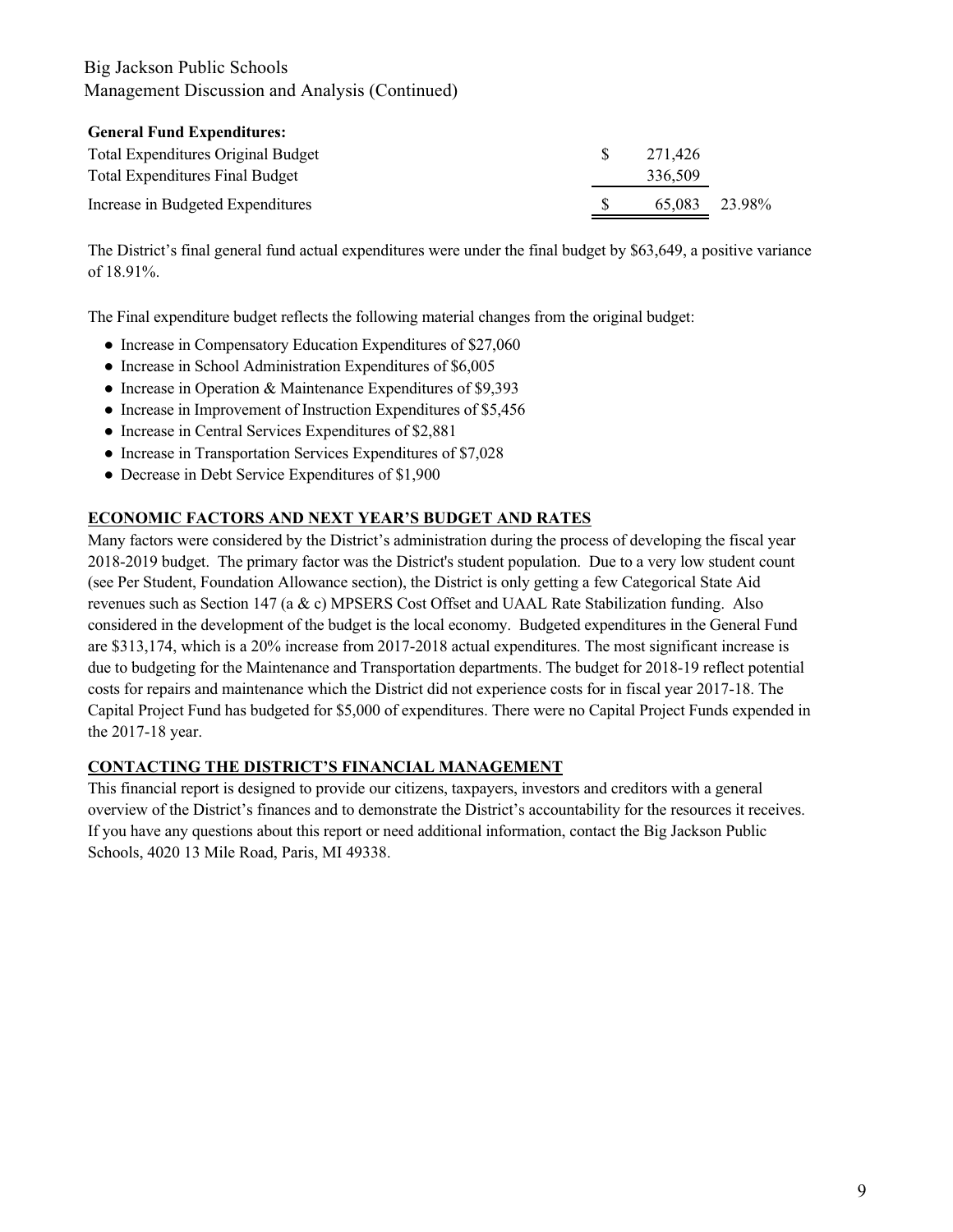**General Fund Expenditures:**

| | | |
|---|---|---|
| Total Expenditures Original Budget | $ 271,426 | |
| Total Expenditures Final Budget | 336,509 | |
| Increase in Budgeted Expenditures | $ 65,083 | 23.98% |

The District's final general fund actual expenditures were under the final budget by $63,649, a positive variance of 18.91%.

The Final expenditure budget reflects the following material changes from the original budget:

- Increase in Compensatory Education Expenditures of $27,060
- Increase in School Administration Expenditures of $6,005
- Increase in Operation & Maintenance Expenditures of $9,393
- Increase in Improvement of Instruction Expenditures of $5,456
- Increase in Central Services Expenditures of $2,881
- Increase in Transportation Services Expenditures of $7,028
- Decrease in Debt Service Expenditures of $1,900

## ECONOMIC FACTORS AND NEXT YEAR'S BUDGET AND RATES

Many factors were considered by the District's administration during the process of developing the fiscal year 2018-2019 budget. The primary factor was the District's student population. Due to a very low student count (see Per Student, Foundation Allowance section), the District is only getting a few Categorical State Aid revenues such as Section 147 (a & c) MPSERS Cost Offset and UAAL Rate Stabilization funding. Also considered in the development of the budget is the local economy. Budgeted expenditures in the General Fund are $313,174, which is a 20% increase from 2017-2018 actual expenditures. The most significant increase is due to budgeting for the Maintenance and Transportation departments. The budget for 2018-19 reflect potential costs for repairs and maintenance which the District did not experience costs for in fiscal year 2017-18. The Capital Project Fund has budgeted for $5,000 of expenditures. There were no Capital Project Funds expended in the 2017-18 year.

## CONTACTING THE DISTRICT'S FINANCIAL MANAGEMENT

This financial report is designed to provide our citizens, taxpayers, investors and creditors with a general overview of the District's finances and to demonstrate the District's accountability for the resources it receives. If you have any questions about this report or need additional information, contact the Big Jackson Public Schools, 4020 13 Mile Road, Paris, MI 49338.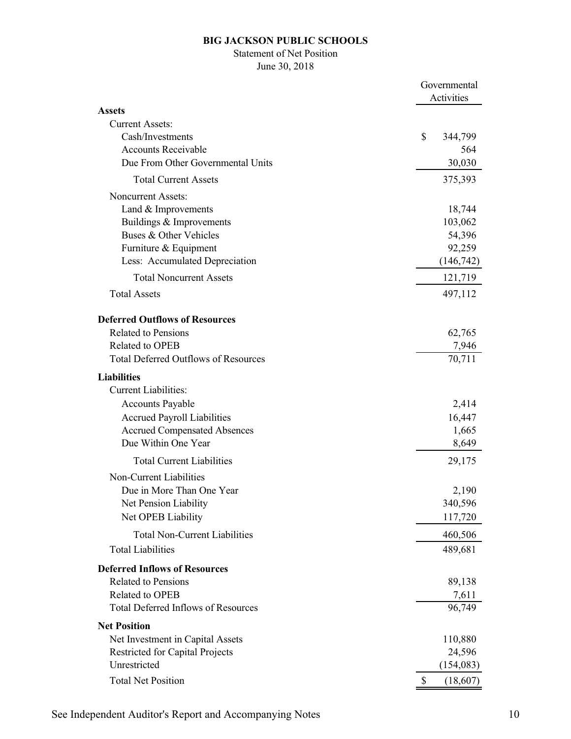**BIG JACKSON PUBLIC SCHOOLS**

Statement of Net Position

June 30, 2018

| | Governmental Activities |
|---|---|
| **Assets** | |
| Current Assets: | |
| Cash/Investments | $ 344,799 |
| Accounts Receivable | 564 |
| Due From Other Governmental Units | 30,030 |
| Total Current Assets | 375,393 |
| Noncurrent Assets: | |
| Land & Improvements | 18,744 |
| Buildings & Improvements | 103,062 |
| Buses & Other Vehicles | 54,396 |
| Furniture & Equipment | 92,259 |
| Less: Accumulated Depreciation | (146,742) |
| Total Noncurrent Assets | 121,719 |
| Total Assets | 497,112 |
| **Deferred Outflows of Resources** | |
| Related to Pensions | 62,765 |
| Related to OPEB | 7,946 |
| Total Deferred Outflows of Resources | 70,711 |
| **Liabilities** | |
| Current Liabilities: | |
| Accounts Payable | 2,414 |
| Accrued Payroll Liabilities | 16,447 |
| Accrued Compensated Absences | 1,665 |
| Due Within One Year | 8,649 |
| Total Current Liabilities | 29,175 |
| Non-Current Liabilities | |
| Due in More Than One Year | 2,190 |
| Net Pension Liability | 340,596 |
| Net OPEB Liability | 117,720 |
| Total Non-Current Liabilities | 460,506 |
| Total Liabilities | 489,681 |
| **Deferred Inflows of Resources** | |
| Related to Pensions | 89,138 |
| Related to OPEB | 7,611 |
| Total Deferred Inflows of Resources | 96,749 |
| **Net Position** | |
| Net Investment in Capital Assets | 110,880 |
| Restricted for Capital Projects | 24,596 |
| Unrestricted | (154,083) |
| Total Net Position | $ (18,607) |

See Independent Auditor's Report and Accompanying Notes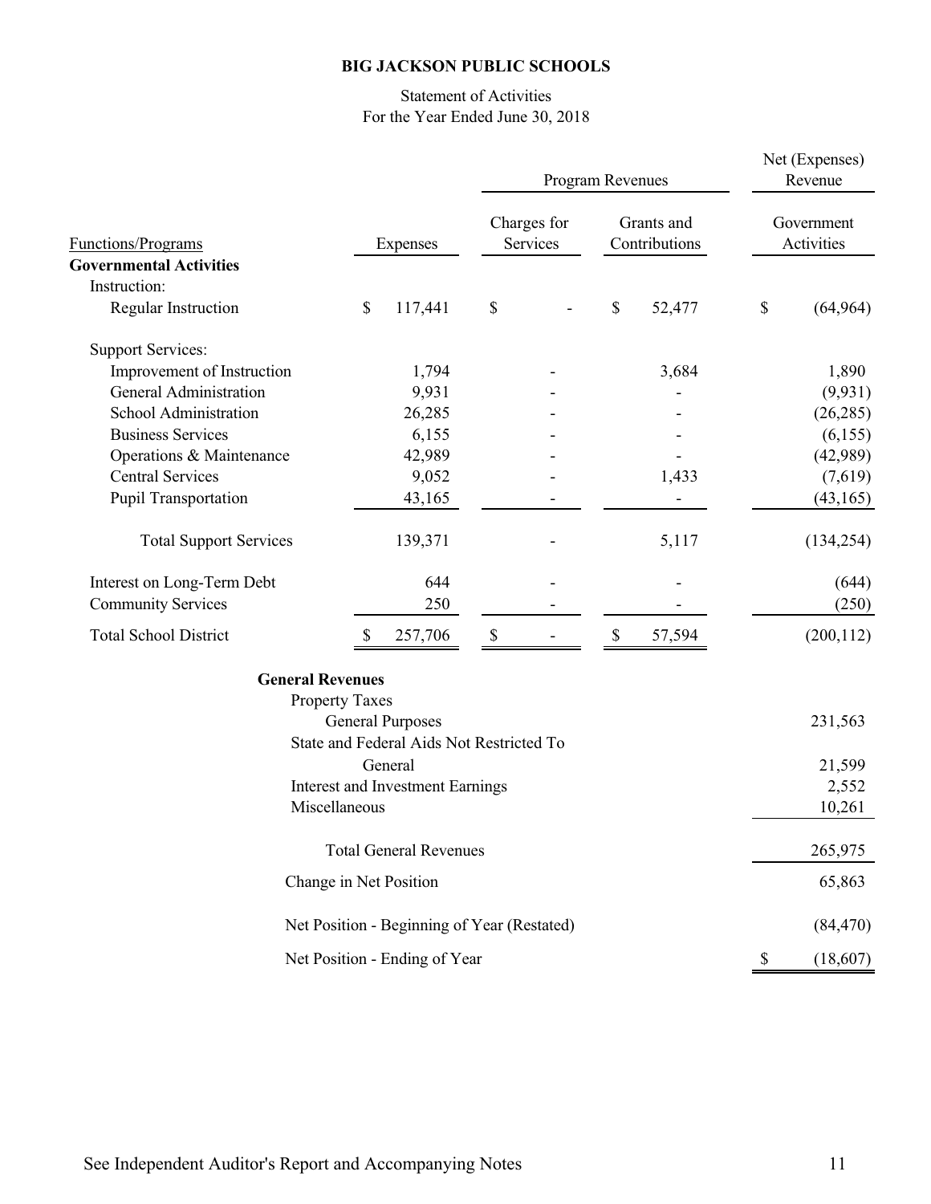# BIG JACKSON PUBLIC SCHOOLS

Statement of Activities
For the Year Ended June 30, 2018

| Functions/Programs | Expenses | Program Revenues: Charges for Services | Program Revenues: Grants and Contributions | Net (Expenses) Revenue: Government Activities |
|---|---|---|---|---|
| **Governmental Activities** | | | | |
| Instruction: | | | | |
| Regular Instruction | $ 117,441 | $ - | $ 52,477 | $ (64,964) |
| Support Services: | | | | |
| Improvement of Instruction | 1,794 | - | 3,684 | 1,890 |
| General Administration | 9,931 | - | - | (9,931) |
| School Administration | 26,285 | - | - | (26,285) |
| Business Services | 6,155 | - | - | (6,155) |
| Operations & Maintenance | 42,989 | - | - | (42,989) |
| Central Services | 9,052 | - | 1,433 | (7,619) |
| Pupil Transportation | 43,165 | - | - | (43,165) |
| Total Support Services | 139,371 | - | 5,117 | (134,254) |
| Interest on Long-Term Debt | 644 | - | - | (644) |
| Community Services | 250 | - | - | (250) |
| Total School District | $ 257,706 | $ - | $ 57,594 | (200,112) |
| **General Revenues** | | | | |
| Property Taxes | | | | |
| General Purposes | | | | 231,563 |
| State and Federal Aids Not Restricted To General | | | | 21,599 |
| Interest and Investment Earnings | | | | 2,552 |
| Miscellaneous | | | | 10,261 |
| Total General Revenues | | | | 265,975 |
| Change in Net Position | | | | 65,863 |
| Net Position - Beginning of Year (Restated) | | | | (84,470) |
| Net Position - Ending of Year | | | | $ (18,607) |

See Independent Auditor's Report and Accompanying Notes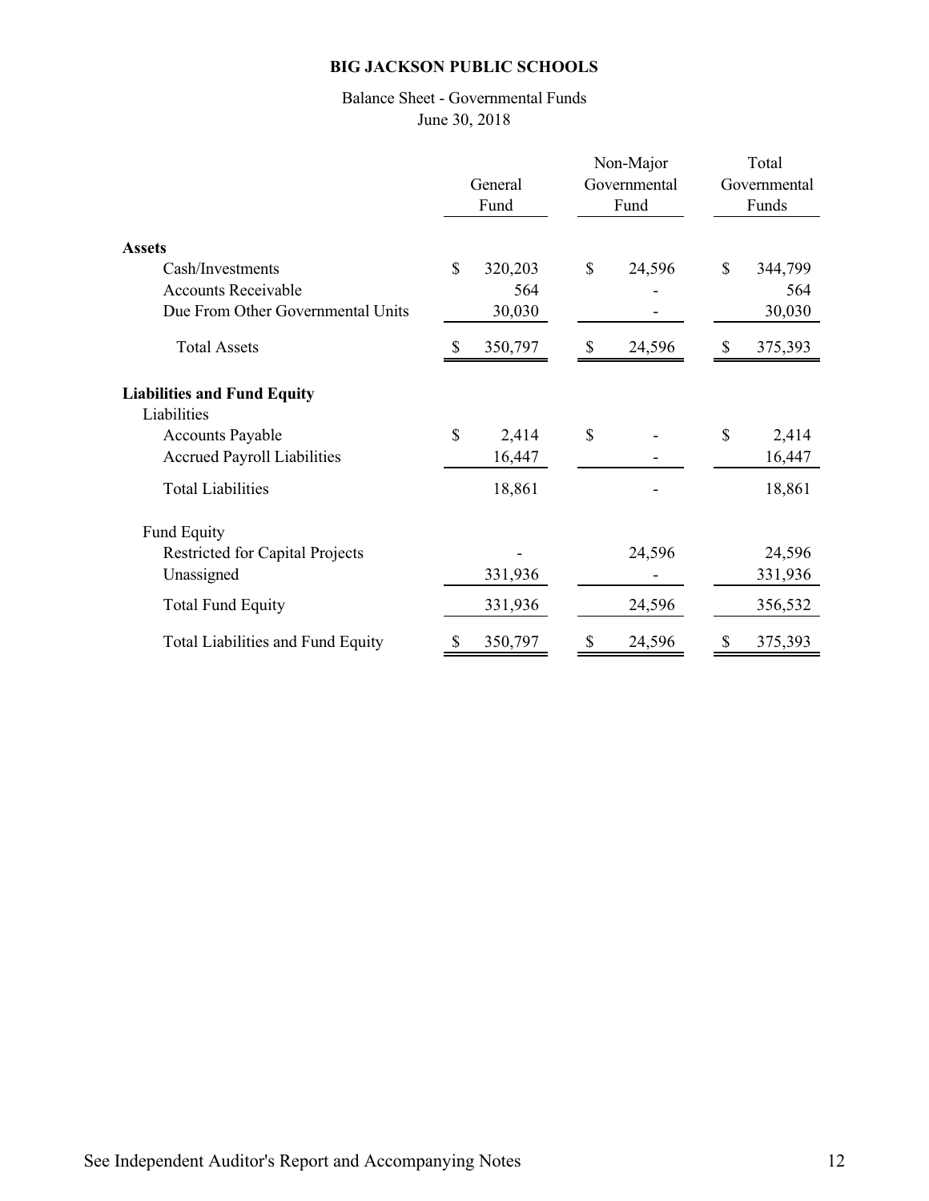**BIG JACKSON PUBLIC SCHOOLS**

Balance Sheet - Governmental Funds
June 30, 2018

| | General Fund | Non-Major Governmental Fund | Total Governmental Funds |
|---|---|---|---|
| **Assets** | | | |
| Cash/Investments | $ 320,203 | $ 24,596 | $ 344,799 |
| Accounts Receivable | 564 | - | 564 |
| Due From Other Governmental Units | 30,030 | - | 30,030 |
| Total Assets | $ 350,797 | $ 24,596 | $ 375,393 |
| **Liabilities and Fund Equity** | | | |
| Liabilities | | | |
| Accounts Payable | $ 2,414 | $ - | $ 2,414 |
| Accrued Payroll Liabilities | 16,447 | - | 16,447 |
| Total Liabilities | 18,861 | - | 18,861 |
| Fund Equity | | | |
| Restricted for Capital Projects | - | 24,596 | 24,596 |
| Unassigned | 331,936 | - | 331,936 |
| Total Fund Equity | 331,936 | 24,596 | 356,532 |
| Total Liabilities and Fund Equity | $ 350,797 | $ 24,596 | $ 375,393 |

See Independent Auditor's Report and Accompanying Notes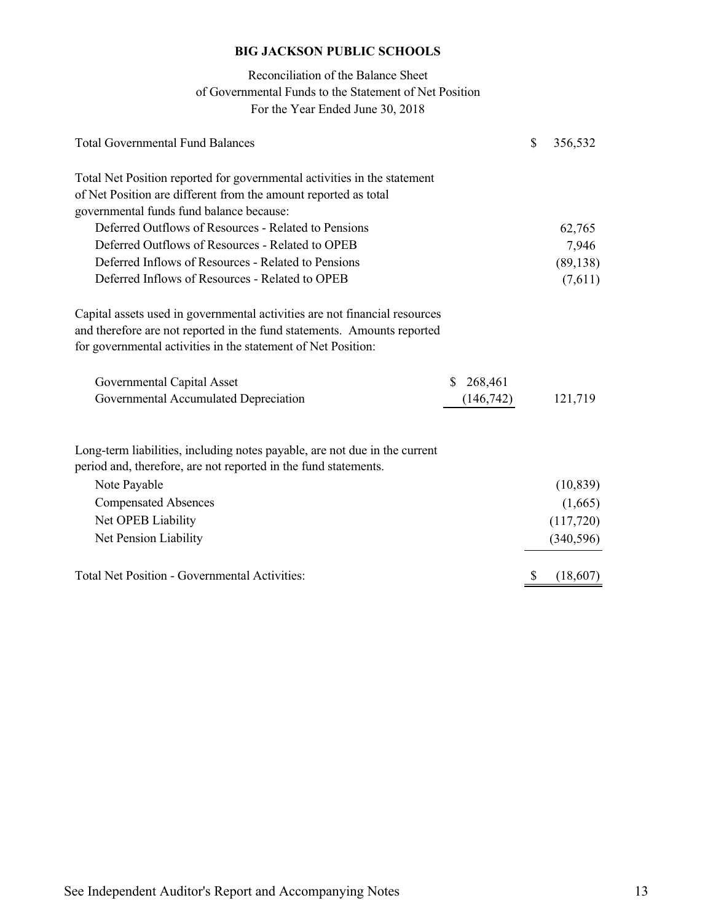**BIG JACKSON PUBLIC SCHOOLS**

Reconciliation of the Balance Sheet
of Governmental Funds to the Statement of Net Position
For the Year Ended June 30, 2018

| | | |
|---|---|---|
| Total Governmental Fund Balances | | $ 356,532 |
| Total Net Position reported for governmental activities in the statement of Net Position are different from the amount reported as total governmental funds fund balance because: | | |
| Deferred Outflows of Resources - Related to Pensions | | 62,765 |
| Deferred Outflows of Resources - Related to OPEB | | 7,946 |
| Deferred Inflows of Resources - Related to Pensions | | (89,138) |
| Deferred Inflows of Resources - Related to OPEB | | (7,611) |
| Capital assets used in governmental activities are not financial resources and therefore are not reported in the fund statements. Amounts reported for governmental activities in the statement of Net Position: | | |
| Governmental Capital Asset | $ 268,461 | |
| Governmental Accumulated Depreciation | (146,742) | 121,719 |
| Long-term liabilities, including notes payable, are not due in the current period and, therefore, are not reported in the fund statements. | | |
| Note Payable | | (10,839) |
| Compensated Absences | | (1,665) |
| Net OPEB Liability | | (117,720) |
| Net Pension Liability | | (340,596) |
| Total Net Position - Governmental Activities: | | $ (18,607) |

See Independent Auditor's Report and Accompanying Notes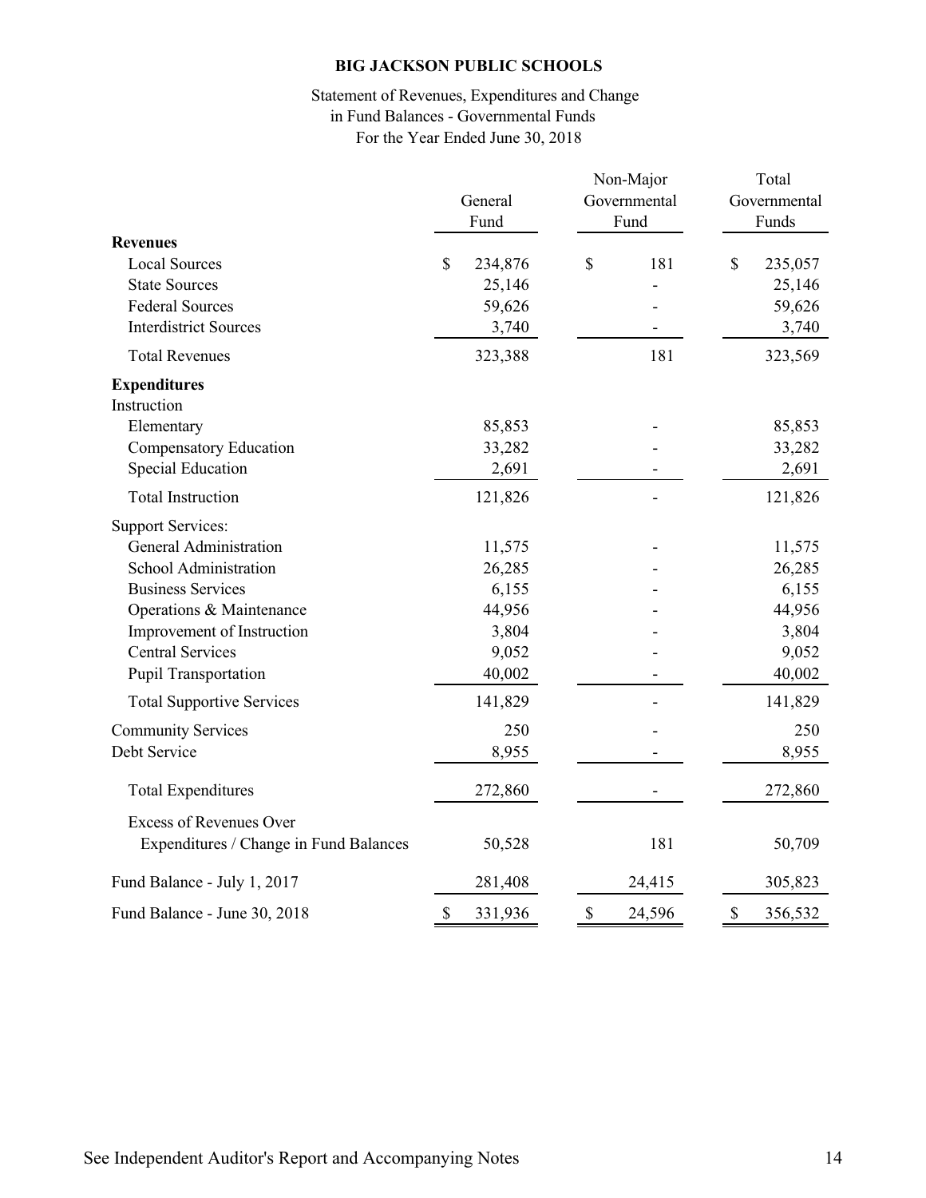**BIG JACKSON PUBLIC SCHOOLS**

Statement of Revenues, Expenditures and Change in Fund Balances - Governmental Funds
For the Year Ended June 30, 2018

| | General Fund | Non-Major Governmental Fund | Total Governmental Funds |
|---|---|---|---|
| **Revenues** | | | |
| Local Sources | $ 234,876 | $ 181 | $ 235,057 |
| State Sources | 25,146 | - | 25,146 |
| Federal Sources | 59,626 | - | 59,626 |
| Interdistrict Sources | 3,740 | - | 3,740 |
| Total Revenues | 323,388 | 181 | 323,569 |
| **Expenditures** | | | |
| Instruction | | | |
| Elementary | 85,853 | - | 85,853 |
| Compensatory Education | 33,282 | - | 33,282 |
| Special Education | 2,691 | - | 2,691 |
| Total Instruction | 121,826 | - | 121,826 |
| Support Services: | | | |
| General Administration | 11,575 | - | 11,575 |
| School Administration | 26,285 | - | 26,285 |
| Business Services | 6,155 | - | 6,155 |
| Operations & Maintenance | 44,956 | - | 44,956 |
| Improvement of Instruction | 3,804 | - | 3,804 |
| Central Services | 9,052 | - | 9,052 |
| Pupil Transportation | 40,002 | - | 40,002 |
| Total Supportive Services | 141,829 | - | 141,829 |
| Community Services | 250 | - | 250 |
| Debt Service | 8,955 | - | 8,955 |
| Total Expenditures | 272,860 | - | 272,860 |
| Excess of Revenues Over Expenditures / Change in Fund Balances | 50,528 | 181 | 50,709 |
| Fund Balance - July 1, 2017 | 281,408 | 24,415 | 305,823 |
| Fund Balance - June 30, 2018 | $ 331,936 | $ 24,596 | $ 356,532 |

See Independent Auditor's Report and Accompanying Notes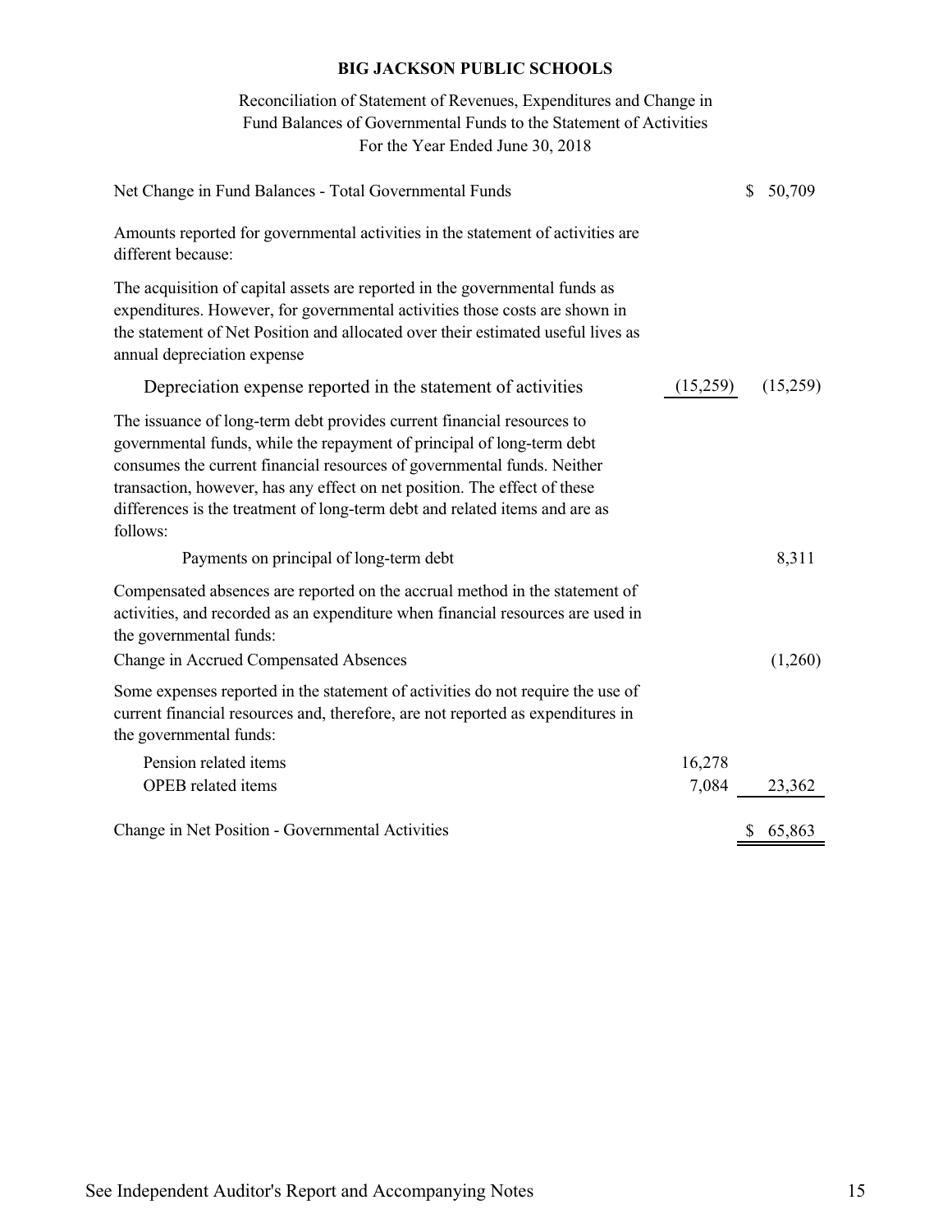**BIG JACKSON PUBLIC SCHOOLS**

Reconciliation of Statement of Revenues, Expenditures and Change in Fund Balances of Governmental Funds to the Statement of Activities
For the Year Ended June 30, 2018

| | | |
|---|---|---|
| Net Change in Fund Balances - Total Governmental Funds | | $ 50,709 |
| Amounts reported for governmental activities in the statement of activities are different because: | | |
| The acquisition of capital assets are reported in the governmental funds as expenditures. However, for governmental activities those costs are shown in the statement of Net Position and allocated over their estimated useful lives as annual depreciation expense | | |
| Depreciation expense reported in the statement of activities | (15,259) | (15,259) |
| The issuance of long-term debt provides current financial resources to governmental funds, while the repayment of principal of long-term debt consumes the current financial resources of governmental funds. Neither transaction, however, has any effect on net position. The effect of these differences is the treatment of long-term debt and related items and are as follows: | | |
| Payments on principal of long-term debt | | 8,311 |
| Compensated absences are reported on the accrual method in the statement of activities, and recorded as an expenditure when financial resources are used in the governmental funds: | | |
| Change in Accrued Compensated Absences | | (1,260) |
| Some expenses reported in the statement of activities do not require the use of current financial resources and, therefore, are not reported as expenditures in the governmental funds: | | |
| Pension related items | 16,278 | |
| OPEB related items | 7,084 | 23,362 |
| Change in Net Position - Governmental Activities | | $ 65,863 |

See Independent Auditor's Report and Accompanying Notes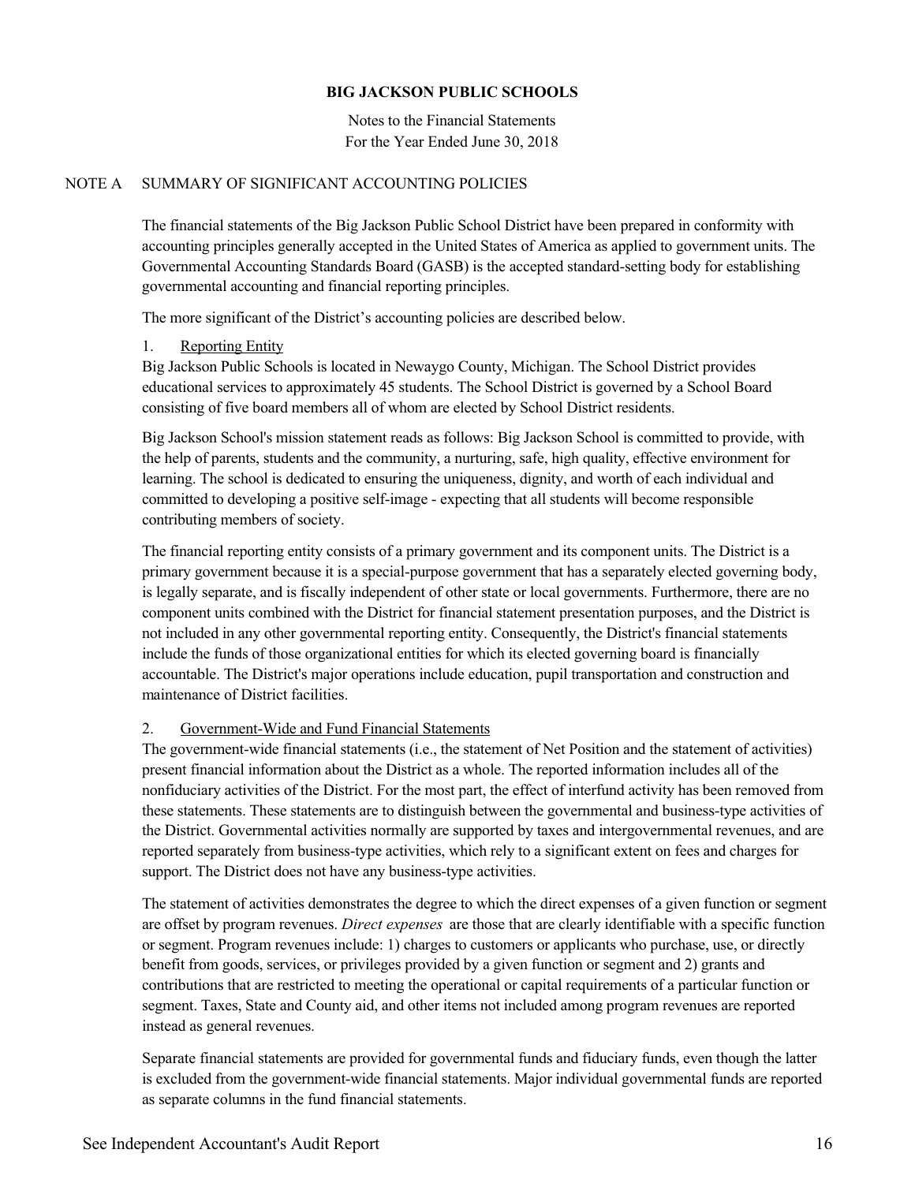**BIG JACKSON PUBLIC SCHOOLS**

Notes to the Financial Statements
For the Year Ended June 30, 2018

## NOTE A SUMMARY OF SIGNIFICANT ACCOUNTING POLICIES

The financial statements of the Big Jackson Public School District have been prepared in conformity with accounting principles generally accepted in the United States of America as applied to government units. The Governmental Accounting Standards Board (GASB) is the accepted standard-setting body for establishing governmental accounting and financial reporting principles.

The more significant of the District's accounting policies are described below.

### 1. Reporting Entity

Big Jackson Public Schools is located in Newaygo County, Michigan. The School District provides educational services to approximately 45 students. The School District is governed by a School Board consisting of five board members all of whom are elected by School District residents.

Big Jackson School's mission statement reads as follows: Big Jackson School is committed to provide, with the help of parents, students and the community, a nurturing, safe, high quality, effective environment for learning. The school is dedicated to ensuring the uniqueness, dignity, and worth of each individual and committed to developing a positive self-image - expecting that all students will become responsible contributing members of society.

The financial reporting entity consists of a primary government and its component units. The District is a primary government because it is a special-purpose government that has a separately elected governing body, is legally separate, and is fiscally independent of other state or local governments. Furthermore, there are no component units combined with the District for financial statement presentation purposes, and the District is not included in any other governmental reporting entity. Consequently, the District's financial statements include the funds of those organizational entities for which its elected governing board is financially accountable. The District's major operations include education, pupil transportation and construction and maintenance of District facilities.

### 2. Government-Wide and Fund Financial Statements

The government-wide financial statements (i.e., the statement of Net Position and the statement of activities) present financial information about the District as a whole. The reported information includes all of the nonfiduciary activities of the District. For the most part, the effect of interfund activity has been removed from these statements. These statements are to distinguish between the governmental and business-type activities of the District. Governmental activities normally are supported by taxes and intergovernmental revenues, and are reported separately from business-type activities, which rely to a significant extent on fees and charges for support. The District does not have any business-type activities.

The statement of activities demonstrates the degree to which the direct expenses of a given function or segment are offset by program revenues. *Direct expenses* are those that are clearly identifiable with a specific function or segment. Program revenues include: 1) charges to customers or applicants who purchase, use, or directly benefit from goods, services, or privileges provided by a given function or segment and 2) grants and contributions that are restricted to meeting the operational or capital requirements of a particular function or segment. Taxes, State and County aid, and other items not included among program revenues are reported instead as general revenues.

Separate financial statements are provided for governmental funds and fiduciary funds, even though the latter is excluded from the government-wide financial statements. Major individual governmental funds are reported as separate columns in the fund financial statements.

See Independent Accountant's Audit Report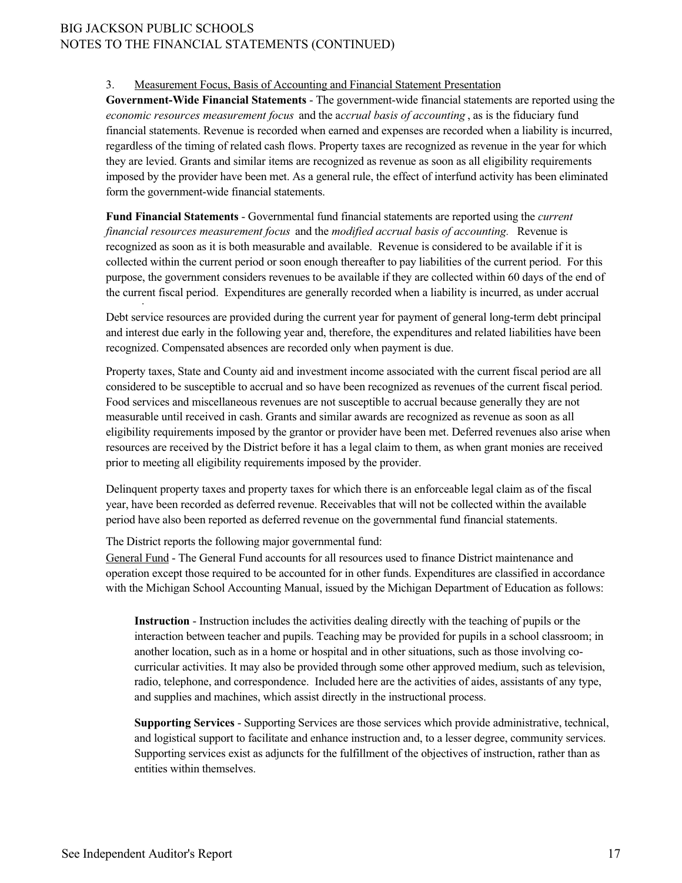3. Measurement Focus, Basis of Accounting and Financial Statement Presentation

**Government-Wide Financial Statements** - The government-wide financial statements are reported using the *economic resources measurement focus* and the a*ccrual basis of accounting*, as is the fiduciary fund financial statements. Revenue is recorded when earned and expenses are recorded when a liability is incurred, regardless of the timing of related cash flows. Property taxes are recognized as revenue in the year for which they are levied. Grants and similar items are recognized as revenue as soon as all eligibility requirements imposed by the provider have been met. As a general rule, the effect of interfund activity has been eliminated form the government-wide financial statements.

**Fund Financial Statements** - Governmental fund financial statements are reported using the *current financial resources measurement focus* and the *modified accrual basis of accounting.* Revenue is recognized as soon as it is both measurable and available. Revenue is considered to be available if it is collected within the current period or soon enough thereafter to pay liabilities of the current period. For this purpose, the government considers revenues to be available if they are collected within 60 days of the end of the current fiscal period. Expenditures are generally recorded when a liability is incurred, as under accrual

Debt service resources are provided during the current year for payment of general long-term debt principal and interest due early in the following year and, therefore, the expenditures and related liabilities have been recognized. Compensated absences are recorded only when payment is due.

Property taxes, State and County aid and investment income associated with the current fiscal period are all considered to be susceptible to accrual and so have been recognized as revenues of the current fiscal period. Food services and miscellaneous revenues are not susceptible to accrual because generally they are not measurable until received in cash. Grants and similar awards are recognized as revenue as soon as all eligibility requirements imposed by the grantor or provider have been met. Deferred revenues also arise when resources are received by the District before it has a legal claim to them, as when grant monies are received prior to meeting all eligibility requirements imposed by the provider.

Delinquent property taxes and property taxes for which there is an enforceable legal claim as of the fiscal year, have been recorded as deferred revenue. Receivables that will not be collected within the available period have also been reported as deferred revenue on the governmental fund financial statements.

The District reports the following major governmental fund:

General Fund - The General Fund accounts for all resources used to finance District maintenance and operation except those required to be accounted for in other funds. Expenditures are classified in accordance with the Michigan School Accounting Manual, issued by the Michigan Department of Education as follows:

**Instruction** - Instruction includes the activities dealing directly with the teaching of pupils or the interaction between teacher and pupils. Teaching may be provided for pupils in a school classroom; in another location, such as in a home or hospital and in other situations, such as those involving co-curricular activities. It may also be provided through some other approved medium, such as television, radio, telephone, and correspondence. Included here are the activities of aides, assistants of any type, and supplies and machines, which assist directly in the instructional process.

**Supporting Services** - Supporting Services are those services which provide administrative, technical, and logistical support to facilitate and enhance instruction and, to a lesser degree, community services. Supporting services exist as adjuncts for the fulfillment of the objectives of instruction, rather than as entities within themselves.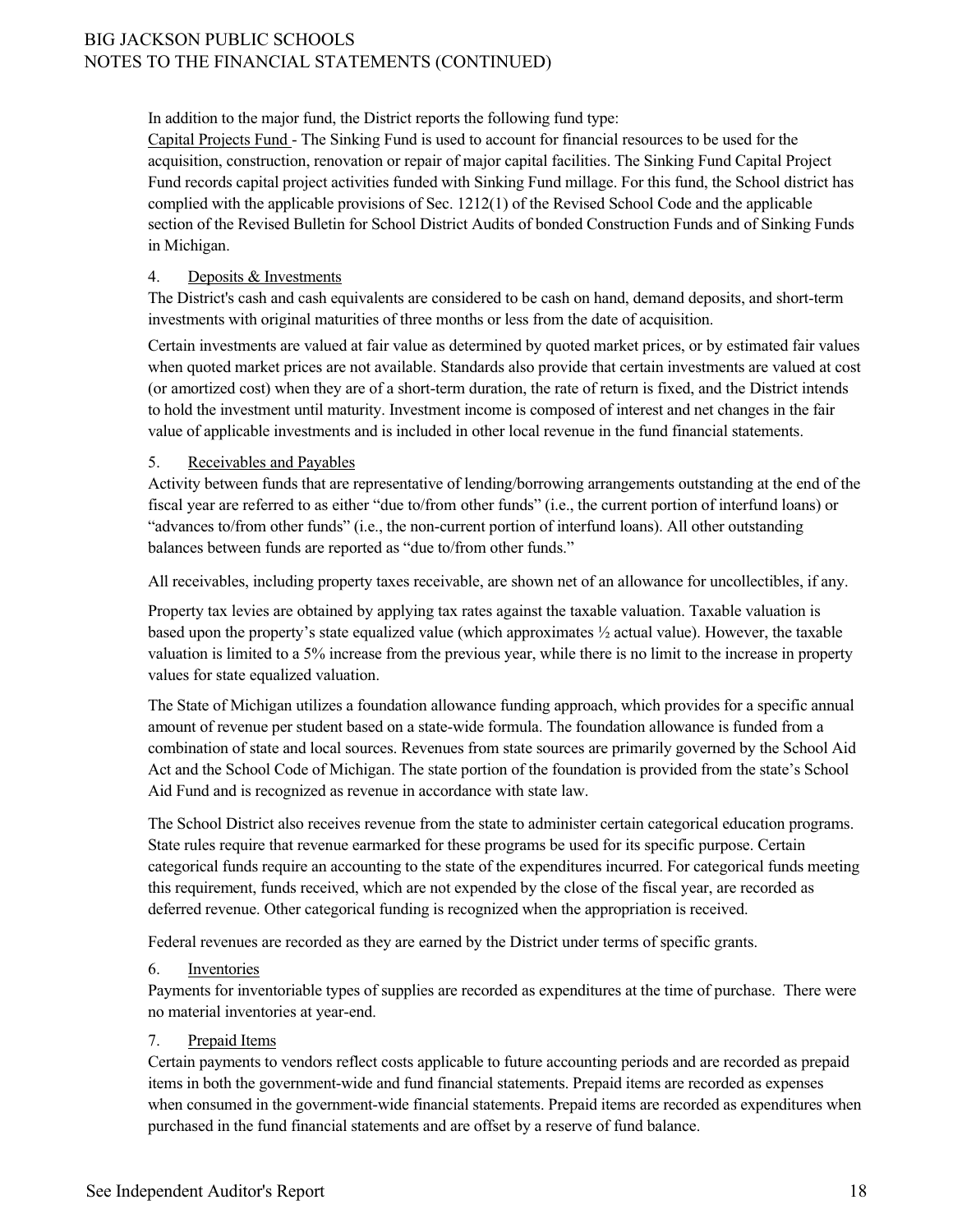In addition to the major fund, the District reports the following fund type:

Capital Projects Fund - The Sinking Fund is used to account for financial resources to be used for the acquisition, construction, renovation or repair of major capital facilities. The Sinking Fund Capital Project Fund records capital project activities funded with Sinking Fund millage. For this fund, the School district has complied with the applicable provisions of Sec. 1212(1) of the Revised School Code and the applicable section of the Revised Bulletin for School District Audits of bonded Construction Funds and of Sinking Funds in Michigan.

4. Deposits & Investments

The District's cash and cash equivalents are considered to be cash on hand, demand deposits, and short-term investments with original maturities of three months or less from the date of acquisition.

Certain investments are valued at fair value as determined by quoted market prices, or by estimated fair values when quoted market prices are not available. Standards also provide that certain investments are valued at cost (or amortized cost) when they are of a short-term duration, the rate of return is fixed, and the District intends to hold the investment until maturity. Investment income is composed of interest and net changes in the fair value of applicable investments and is included in other local revenue in the fund financial statements.

5. Receivables and Payables

Activity between funds that are representative of lending/borrowing arrangements outstanding at the end of the fiscal year are referred to as either "due to/from other funds" (i.e., the current portion of interfund loans) or "advances to/from other funds" (i.e., the non-current portion of interfund loans). All other outstanding balances between funds are reported as "due to/from other funds."

All receivables, including property taxes receivable, are shown net of an allowance for uncollectibles, if any.

Property tax levies are obtained by applying tax rates against the taxable valuation. Taxable valuation is based upon the property's state equalized value (which approximates ½ actual value). However, the taxable valuation is limited to a 5% increase from the previous year, while there is no limit to the increase in property values for state equalized valuation.

The State of Michigan utilizes a foundation allowance funding approach, which provides for a specific annual amount of revenue per student based on a state-wide formula. The foundation allowance is funded from a combination of state and local sources. Revenues from state sources are primarily governed by the School Aid Act and the School Code of Michigan. The state portion of the foundation is provided from the state's School Aid Fund and is recognized as revenue in accordance with state law.

The School District also receives revenue from the state to administer certain categorical education programs. State rules require that revenue earmarked for these programs be used for its specific purpose. Certain categorical funds require an accounting to the state of the expenditures incurred. For categorical funds meeting this requirement, funds received, which are not expended by the close of the fiscal year, are recorded as deferred revenue. Other categorical funding is recognized when the appropriation is received.

Federal revenues are recorded as they are earned by the District under terms of specific grants.

6. Inventories

Payments for inventoriable types of supplies are recorded as expenditures at the time of purchase. There were no material inventories at year-end.

7. Prepaid Items

Certain payments to vendors reflect costs applicable to future accounting periods and are recorded as prepaid items in both the government-wide and fund financial statements. Prepaid items are recorded as expenses when consumed in the government-wide financial statements. Prepaid items are recorded as expenditures when purchased in the fund financial statements and are offset by a reserve of fund balance.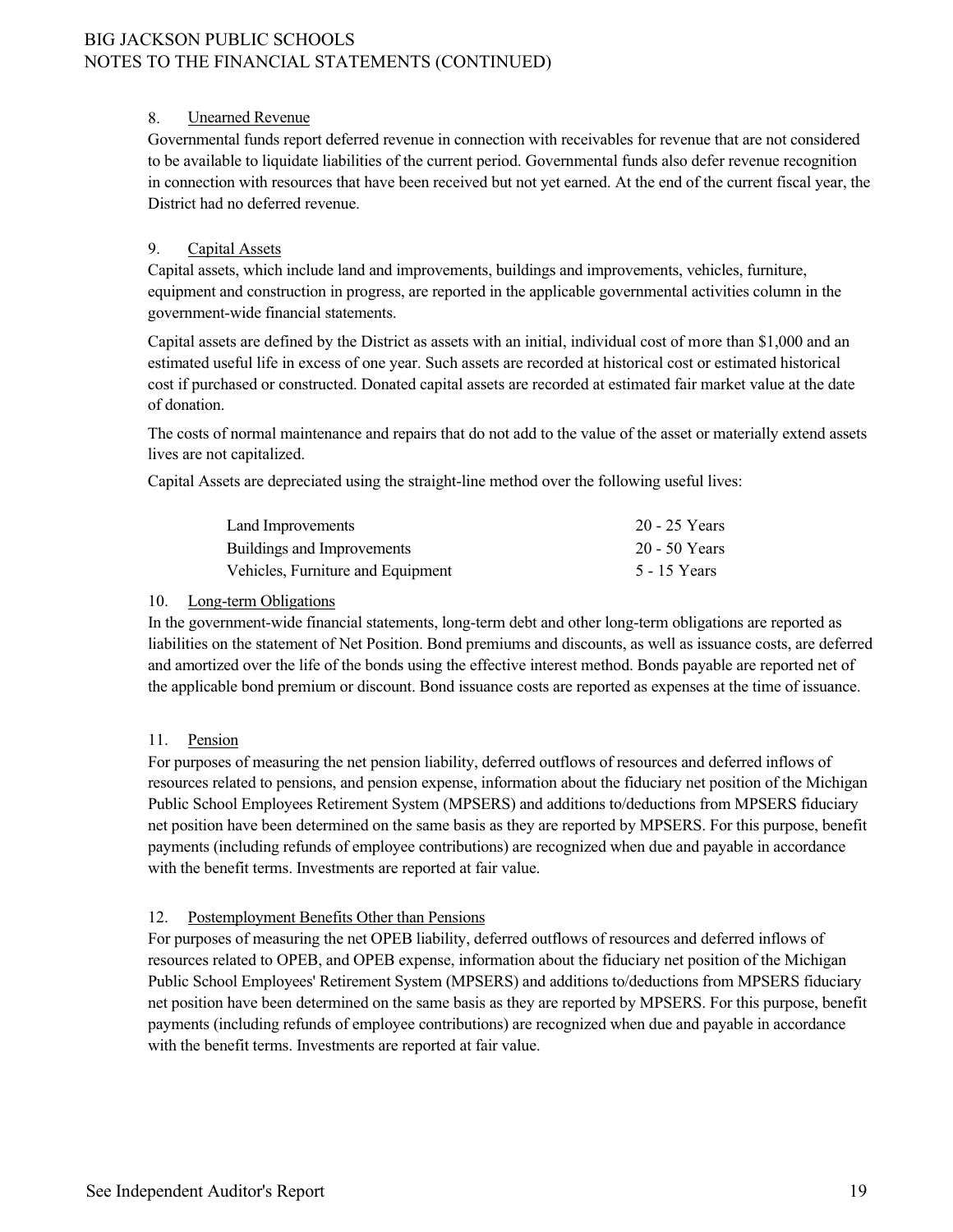8. Unearned Revenue

Governmental funds report deferred revenue in connection with receivables for revenue that are not considered to be available to liquidate liabilities of the current period. Governmental funds also defer revenue recognition in connection with resources that have been received but not yet earned. At the end of the current fiscal year, the District had no deferred revenue.

9. Capital Assets

Capital assets, which include land and improvements, buildings and improvements, vehicles, furniture, equipment and construction in progress, are reported in the applicable governmental activities column in the government-wide financial statements.

Capital assets are defined by the District as assets with an initial, individual cost of more than $1,000 and an estimated useful life in excess of one year. Such assets are recorded at historical cost or estimated historical cost if purchased or constructed. Donated capital assets are recorded at estimated fair market value at the date of donation.

The costs of normal maintenance and repairs that do not add to the value of the asset or materially extend assets lives are not capitalized.

Capital Assets are depreciated using the straight-line method over the following useful lives:

| | |
|---|---|
| Land Improvements | 20 - 25 Years |
| Buildings and Improvements | 20 - 50 Years |
| Vehicles, Furniture and Equipment | 5 - 15 Years |

10. Long-term Obligations

In the government-wide financial statements, long-term debt and other long-term obligations are reported as liabilities on the statement of Net Position. Bond premiums and discounts, as well as issuance costs, are deferred and amortized over the life of the bonds using the effective interest method. Bonds payable are reported net of the applicable bond premium or discount. Bond issuance costs are reported as expenses at the time of issuance.

11. Pension

For purposes of measuring the net pension liability, deferred outflows of resources and deferred inflows of resources related to pensions, and pension expense, information about the fiduciary net position of the Michigan Public School Employees Retirement System (MPSERS) and additions to/deductions from MPSERS fiduciary net position have been determined on the same basis as they are reported by MPSERS. For this purpose, benefit payments (including refunds of employee contributions) are recognized when due and payable in accordance with the benefit terms. Investments are reported at fair value.

12. Postemployment Benefits Other than Pensions

For purposes of measuring the net OPEB liability, deferred outflows of resources and deferred inflows of resources related to OPEB, and OPEB expense, information about the fiduciary net position of the Michigan Public School Employees' Retirement System (MPSERS) and additions to/deductions from MPSERS fiduciary net position have been determined on the same basis as they are reported by MPSERS. For this purpose, benefit payments (including refunds of employee contributions) are recognized when due and payable in accordance with the benefit terms. Investments are reported at fair value.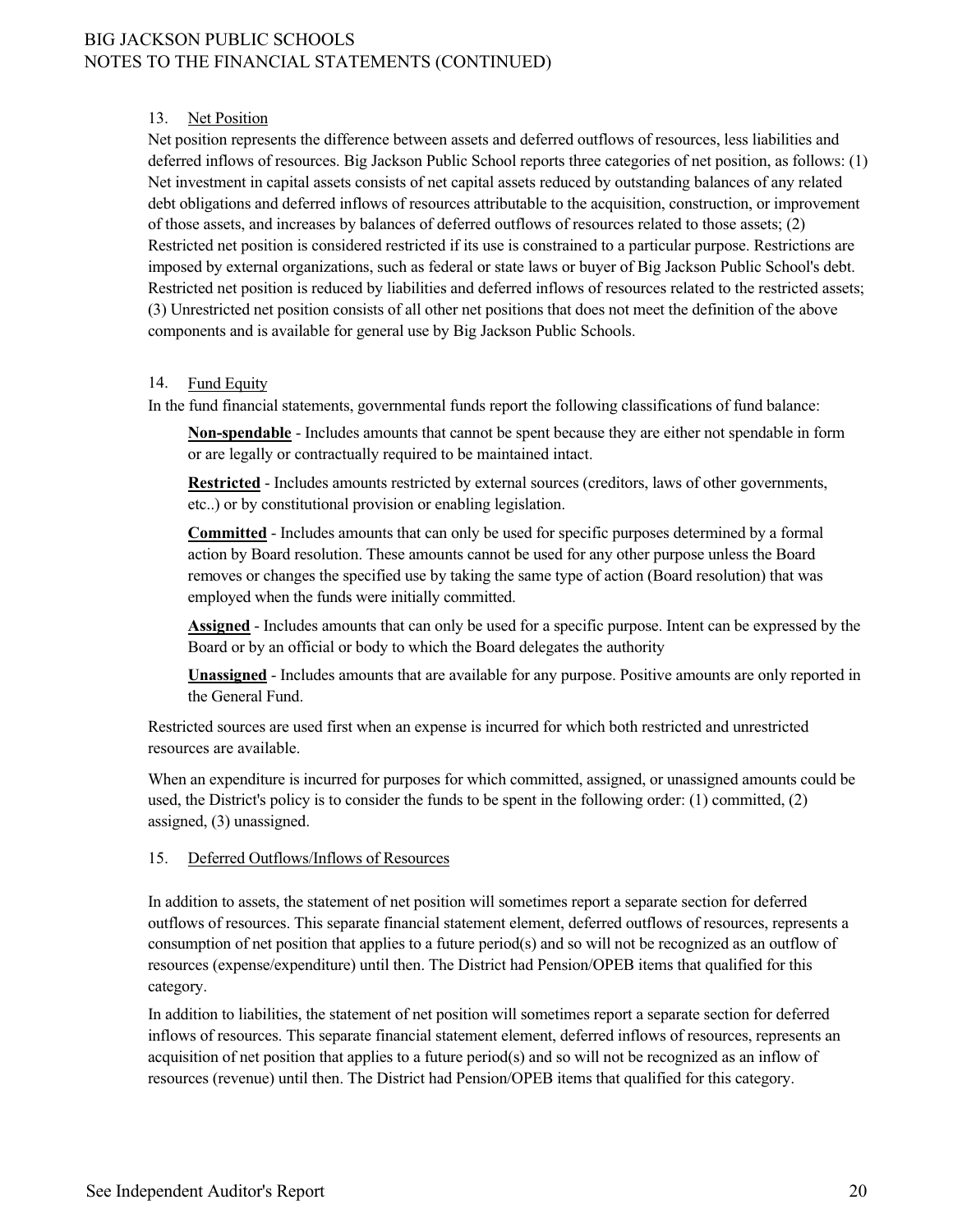13. Net Position

Net position represents the difference between assets and deferred outflows of resources, less liabilities and deferred inflows of resources. Big Jackson Public School reports three categories of net position, as follows: (1) Net investment in capital assets consists of net capital assets reduced by outstanding balances of any related debt obligations and deferred inflows of resources attributable to the acquisition, construction, or improvement of those assets, and increases by balances of deferred outflows of resources related to those assets; (2) Restricted net position is considered restricted if its use is constrained to a particular purpose. Restrictions are imposed by external organizations, such as federal or state laws or buyer of Big Jackson Public School's debt. Restricted net position is reduced by liabilities and deferred inflows of resources related to the restricted assets; (3) Unrestricted net position consists of all other net positions that does not meet the definition of the above components and is available for general use by Big Jackson Public Schools.

14. Fund Equity

In the fund financial statements, governmental funds report the following classifications of fund balance:

**Non-spendable** - Includes amounts that cannot be spent because they are either not spendable in form or are legally or contractually required to be maintained intact.

**Restricted** - Includes amounts restricted by external sources (creditors, laws of other governments, etc..) or by constitutional provision or enabling legislation.

**Committed** - Includes amounts that can only be used for specific purposes determined by a formal action by Board resolution. These amounts cannot be used for any other purpose unless the Board removes or changes the specified use by taking the same type of action (Board resolution) that was employed when the funds were initially committed.

**Assigned** - Includes amounts that can only be used for a specific purpose. Intent can be expressed by the Board or by an official or body to which the Board delegates the authority

**Unassigned** - Includes amounts that are available for any purpose. Positive amounts are only reported in the General Fund.

Restricted sources are used first when an expense is incurred for which both restricted and unrestricted resources are available.

When an expenditure is incurred for purposes for which committed, assigned, or unassigned amounts could be used, the District's policy is to consider the funds to be spent in the following order: (1) committed, (2) assigned, (3) unassigned.

15. Deferred Outflows/Inflows of Resources

In addition to assets, the statement of net position will sometimes report a separate section for deferred outflows of resources. This separate financial statement element, deferred outflows of resources, represents a consumption of net position that applies to a future period(s) and so will not be recognized as an outflow of resources (expense/expenditure) until then. The District had Pension/OPEB items that qualified for this category.

In addition to liabilities, the statement of net position will sometimes report a separate section for deferred inflows of resources. This separate financial statement element, deferred inflows of resources, represents an acquisition of net position that applies to a future period(s) and so will not be recognized as an inflow of resources (revenue) until then. The District had Pension/OPEB items that qualified for this category.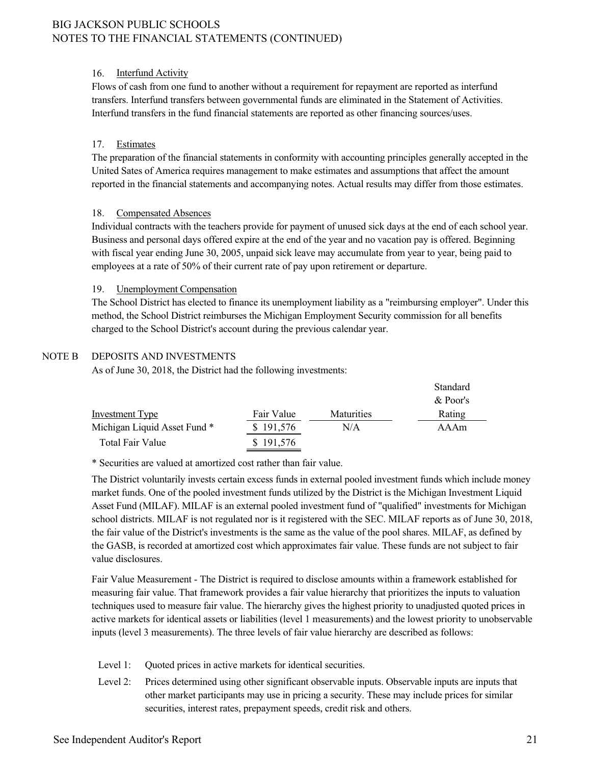16. Interfund Activity

Flows of cash from one fund to another without a requirement for repayment are reported as interfund transfers. Interfund transfers between governmental funds are eliminated in the Statement of Activities. Interfund transfers in the fund financial statements are reported as other financing sources/uses.

17. Estimates

The preparation of the financial statements in conformity with accounting principles generally accepted in the United Sates of America requires management to make estimates and assumptions that affect the amount reported in the financial statements and accompanying notes. Actual results may differ from those estimates.

18. Compensated Absences

Individual contracts with the teachers provide for payment of unused sick days at the end of each school year. Business and personal days offered expire at the end of the year and no vacation pay is offered. Beginning with fiscal year ending June 30, 2005, unpaid sick leave may accumulate from year to year, being paid to employees at a rate of 50% of their current rate of pay upon retirement or departure.

19. Unemployment Compensation

The School District has elected to finance its unemployment liability as a "reimbursing employer". Under this method, the School District reimburses the Michigan Employment Security commission for all benefits charged to the School District's account during the previous calendar year.

## NOTE B DEPOSITS AND INVESTMENTS

As of June 30, 2018, the District had the following investments:

| Investment Type | Fair Value | Maturities | Standard & Poor's Rating |
|---|---|---|---|
| Michigan Liquid Asset Fund * | $ 191,576 | N/A | AAAm |
| Total Fair Value | $ 191,576 | | |

* Securities are valued at amortized cost rather than fair value.

The District voluntarily invests certain excess funds in external pooled investment funds which include money market funds. One of the pooled investment funds utilized by the District is the Michigan Investment Liquid Asset Fund (MILAF). MILAF is an external pooled investment fund of "qualified" investments for Michigan school districts. MILAF is not regulated nor is it registered with the SEC. MILAF reports as of June 30, 2018, the fair value of the District's investments is the same as the value of the pool shares. MILAF, as defined by the GASB, is recorded at amortized cost which approximates fair value. These funds are not subject to fair value disclosures.

Fair Value Measurement - The District is required to disclose amounts within a framework established for measuring fair value. That framework provides a fair value hierarchy that prioritizes the inputs to valuation techniques used to measure fair value. The hierarchy gives the highest priority to unadjusted quoted prices in active markets for identical assets or liabilities (level 1 measurements) and the lowest priority to unobservable inputs (level 3 measurements). The three levels of fair value hierarchy are described as follows:

- Level 1: Quoted prices in active markets for identical securities.
- Level 2: Prices determined using other significant observable inputs. Observable inputs are inputs that other market participants may use in pricing a security. These may include prices for similar securities, interest rates, prepayment speeds, credit risk and others.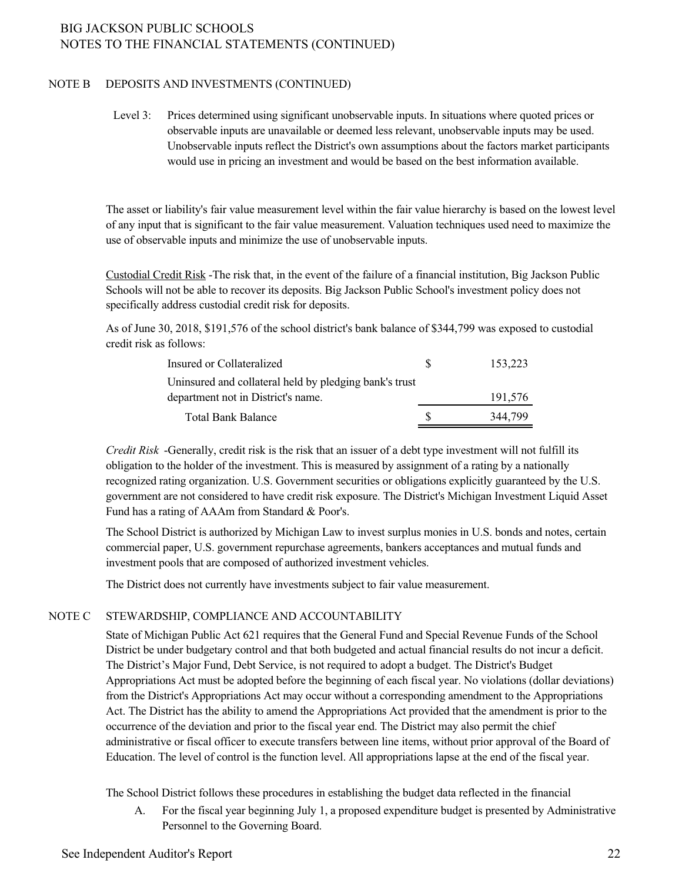NOTE B DEPOSITS AND INVESTMENTS (CONTINUED)

Level 3: Prices determined using significant unobservable inputs. In situations where quoted prices or observable inputs are unavailable or deemed less relevant, unobservable inputs may be used. Unobservable inputs reflect the District's own assumptions about the factors market participants would use in pricing an investment and would be based on the best information available.

The asset or liability's fair value measurement level within the fair value hierarchy is based on the lowest level of any input that is significant to the fair value measurement. Valuation techniques used need to maximize the use of observable inputs and minimize the use of unobservable inputs.

Custodial Credit Risk -The risk that, in the event of the failure of a financial institution, Big Jackson Public Schools will not be able to recover its deposits. Big Jackson Public School's investment policy does not specifically address custodial credit risk for deposits.

As of June 30, 2018, $191,576 of the school district's bank balance of $344,799 was exposed to custodial credit risk as follows:

| | | |
|---|---|---|
| Insured or Collateralized | $ | 153,223 |
| Uninsured and collateral held by pledging bank's trust department not in District's name. | | 191,576 |
| Total Bank Balance | $ | 344,799 |

*Credit Risk* -Generally, credit risk is the risk that an issuer of a debt type investment will not fulfill its obligation to the holder of the investment. This is measured by assignment of a rating by a nationally recognized rating organization. U.S. Government securities or obligations explicitly guaranteed by the U.S. government are not considered to have credit risk exposure. The District's Michigan Investment Liquid Asset Fund has a rating of AAAm from Standard & Poor's.

The School District is authorized by Michigan Law to invest surplus monies in U.S. bonds and notes, certain commercial paper, U.S. government repurchase agreements, bankers acceptances and mutual funds and investment pools that are composed of authorized investment vehicles.

The District does not currently have investments subject to fair value measurement.

NOTE C STEWARDSHIP, COMPLIANCE AND ACCOUNTABILITY

State of Michigan Public Act 621 requires that the General Fund and Special Revenue Funds of the School District be under budgetary control and that both budgeted and actual financial results do not incur a deficit. The District's Major Fund, Debt Service, is not required to adopt a budget. The District's Budget Appropriations Act must be adopted before the beginning of each fiscal year. No violations (dollar deviations) from the District's Appropriations Act may occur without a corresponding amendment to the Appropriations Act. The District has the ability to amend the Appropriations Act provided that the amendment is prior to the occurrence of the deviation and prior to the fiscal year end. The District may also permit the chief administrative or fiscal officer to execute transfers between line items, without prior approval of the Board of Education. The level of control is the function level. All appropriations lapse at the end of the fiscal year.

The School District follows these procedures in establishing the budget data reflected in the financial

A. For the fiscal year beginning July 1, a proposed expenditure budget is presented by Administrative Personnel to the Governing Board.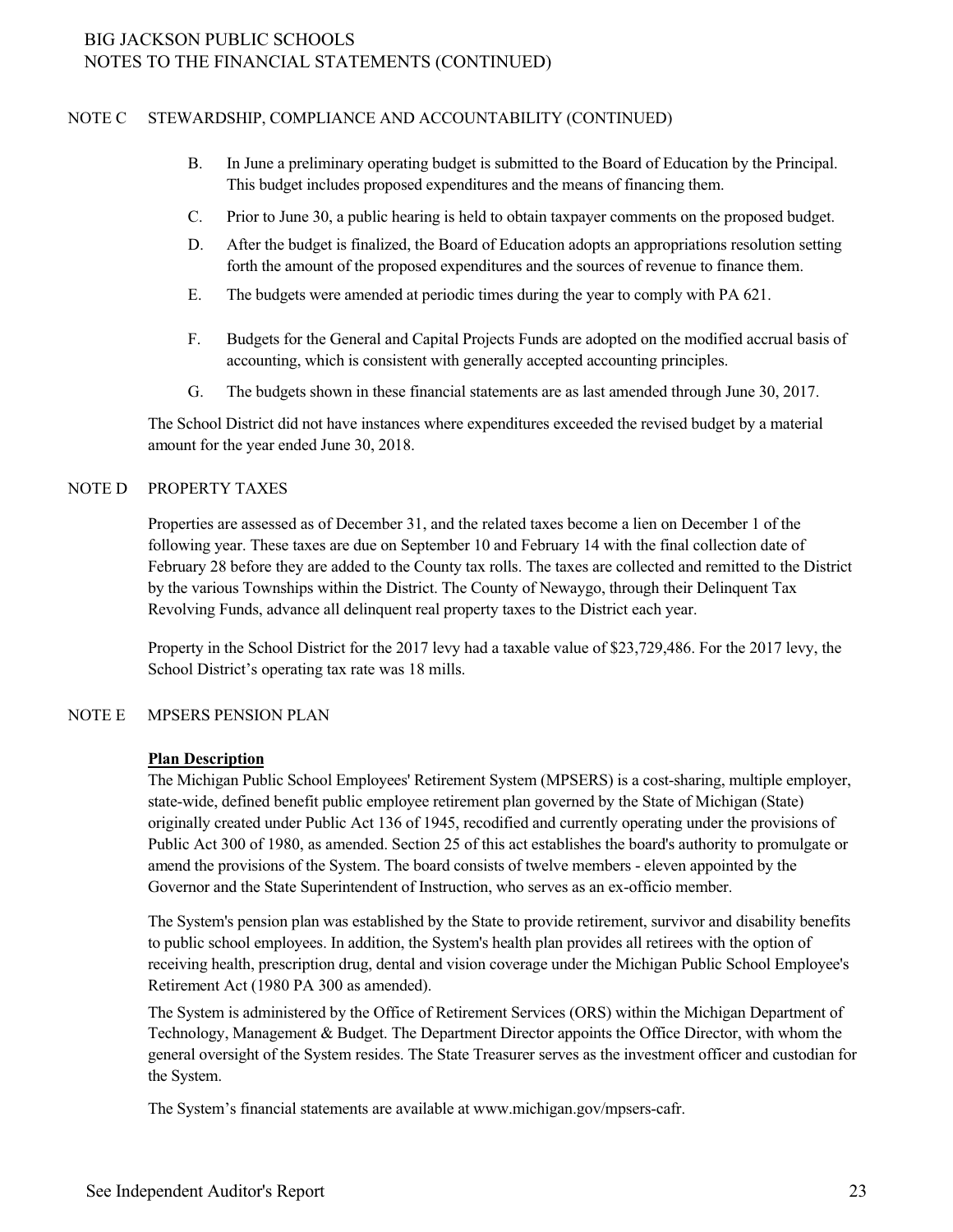## NOTE C STEWARDSHIP, COMPLIANCE AND ACCOUNTABILITY (CONTINUED)

B. In June a preliminary operating budget is submitted to the Board of Education by the Principal. This budget includes proposed expenditures and the means of financing them.

C. Prior to June 30, a public hearing is held to obtain taxpayer comments on the proposed budget.

D. After the budget is finalized, the Board of Education adopts an appropriations resolution setting forth the amount of the proposed expenditures and the sources of revenue to finance them.

E. The budgets were amended at periodic times during the year to comply with PA 621.

F. Budgets for the General and Capital Projects Funds are adopted on the modified accrual basis of accounting, which is consistent with generally accepted accounting principles.

G. The budgets shown in these financial statements are as last amended through June 30, 2017.

The School District did not have instances where expenditures exceeded the revised budget by a material amount for the year ended June 30, 2018.

## NOTE D PROPERTY TAXES

Properties are assessed as of December 31, and the related taxes become a lien on December 1 of the following year. These taxes are due on September 10 and February 14 with the final collection date of February 28 before they are added to the County tax rolls. The taxes are collected and remitted to the District by the various Townships within the District. The County of Newaygo, through their Delinquent Tax Revolving Funds, advance all delinquent real property taxes to the District each year.

Property in the School District for the 2017 levy had a taxable value of $23,729,486. For the 2017 levy, the School District's operating tax rate was 18 mills.

## NOTE E MPSERS PENSION PLAN

**Plan Description**

The Michigan Public School Employees' Retirement System (MPSERS) is a cost-sharing, multiple employer, state-wide, defined benefit public employee retirement plan governed by the State of Michigan (State) originally created under Public Act 136 of 1945, recodified and currently operating under the provisions of Public Act 300 of 1980, as amended. Section 25 of this act establishes the board's authority to promulgate or amend the provisions of the System. The board consists of twelve members - eleven appointed by the Governor and the State Superintendent of Instruction, who serves as an ex-officio member.

The System's pension plan was established by the State to provide retirement, survivor and disability benefits to public school employees. In addition, the System's health plan provides all retirees with the option of receiving health, prescription drug, dental and vision coverage under the Michigan Public School Employee's Retirement Act (1980 PA 300 as amended).

The System is administered by the Office of Retirement Services (ORS) within the Michigan Department of Technology, Management & Budget. The Department Director appoints the Office Director, with whom the general oversight of the System resides. The State Treasurer serves as the investment officer and custodian for the System.

The System's financial statements are available at www.michigan.gov/mpsers-cafr.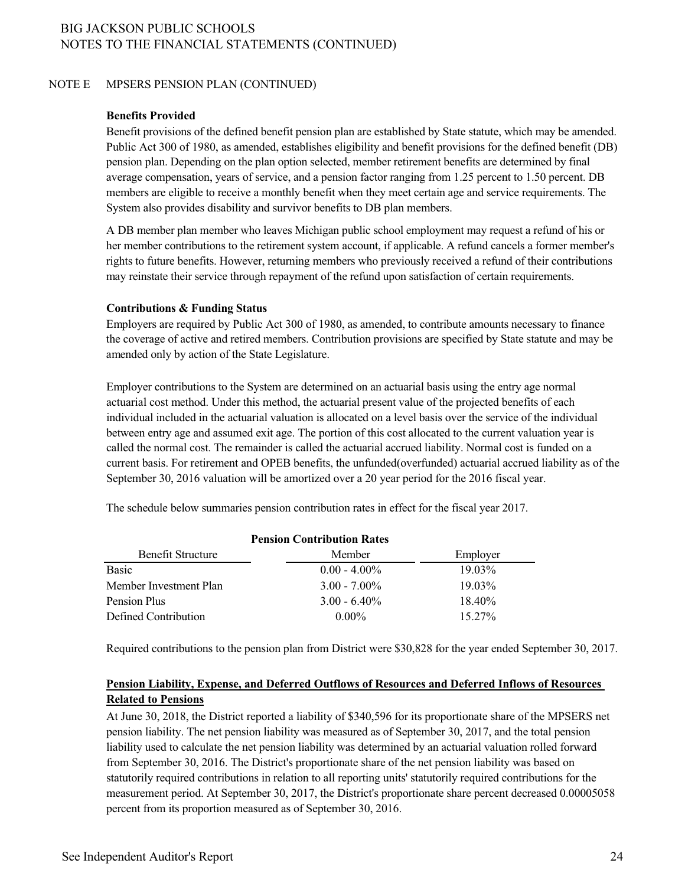BIG JACKSON PUBLIC SCHOOLS
NOTES TO THE FINANCIAL STATEMENTS (CONTINUED)

NOTE E MPSERS PENSION PLAN (CONTINUED)

**Benefits Provided**

Benefit provisions of the defined benefit pension plan are established by State statute, which may be amended. Public Act 300 of 1980, as amended, establishes eligibility and benefit provisions for the defined benefit (DB) pension plan. Depending on the plan option selected, member retirement benefits are determined by final average compensation, years of service, and a pension factor ranging from 1.25 percent to 1.50 percent. DB members are eligible to receive a monthly benefit when they meet certain age and service requirements. The System also provides disability and survivor benefits to DB plan members.

A DB member plan member who leaves Michigan public school employment may request a refund of his or her member contributions to the retirement system account, if applicable. A refund cancels a former member's rights to future benefits. However, returning members who previously received a refund of their contributions may reinstate their service through repayment of the refund upon satisfaction of certain requirements.

**Contributions & Funding Status**

Employers are required by Public Act 300 of 1980, as amended, to contribute amounts necessary to finance the coverage of active and retired members. Contribution provisions are specified by State statute and may be amended only by action of the State Legislature.

Employer contributions to the System are determined on an actuarial basis using the entry age normal actuarial cost method. Under this method, the actuarial present value of the projected benefits of each individual included in the actuarial valuation is allocated on a level basis over the service of the individual between entry age and assumed exit age. The portion of this cost allocated to the current valuation year is called the normal cost. The remainder is called the actuarial accrued liability. Normal cost is funded on a current basis. For retirement and OPEB benefits, the unfunded(overfunded) actuarial accrued liability as of the September 30, 2016 valuation will be amortized over a 20 year period for the 2016 fiscal year.

The schedule below summaries pension contribution rates in effect for the fiscal year 2017.

**Pension Contribution Rates**

| Benefit Structure | Member | Employer |
|---|---|---|
| Basic | 0.00 - 4.00% | 19.03% |
| Member Investment Plan | 3.00 - 7.00% | 19.03% |
| Pension Plus | 3.00 - 6.40% | 18.40% |
| Defined Contribution | 0.00% | 15.27% |

Required contributions to the pension plan from District were $30,828 for the year ended September 30, 2017.

**Pension Liability, Expense, and Deferred Outflows of Resources and Deferred Inflows of Resources Related to Pensions**

At June 30, 2018, the District reported a liability of $340,596 for its proportionate share of the MPSERS net pension liability. The net pension liability was measured as of September 30, 2017, and the total pension liability used to calculate the net pension liability was determined by an actuarial valuation rolled forward from September 30, 2016. The District's proportionate share of the net pension liability was based on statutorily required contributions in relation to all reporting units' statutorily required contributions for the measurement period. At September 30, 2017, the District's proportionate share percent decreased 0.00005058 percent from its proportion measured as of September 30, 2016.

See Independent Auditor's Report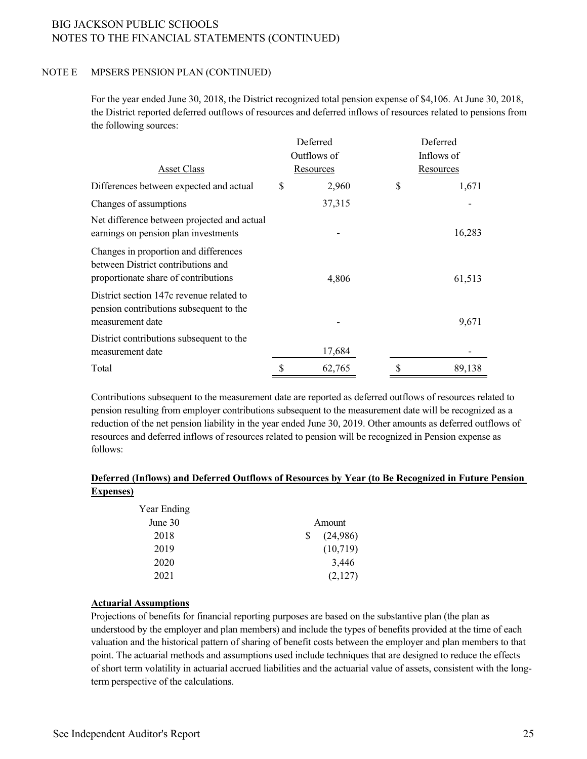BIG JACKSON PUBLIC SCHOOLS
NOTES TO THE FINANCIAL STATEMENTS (CONTINUED)

NOTE E MPSERS PENSION PLAN (CONTINUED)

For the year ended June 30, 2018, the District recognized total pension expense of $4,106. At June 30, 2018, the District reported deferred outflows of resources and deferred inflows of resources related to pensions from the following sources:

| Asset Class | Deferred Outflows of Resources | Deferred Inflows of Resources |
|---|---|---|
| Differences between expected and actual | $ 2,960 | $ 1,671 |
| Changes of assumptions | 37,315 | - |
| Net difference between projected and actual earnings on pension plan investments | - | 16,283 |
| Changes in proportion and differences between District contributions and proportionate share of contributions | 4,806 | 61,513 |
| District section 147c revenue related to pension contributions subsequent to the measurement date | - | 9,671 |
| District contributions subsequent to the measurement date | 17,684 | - |
| Total | $ 62,765 | $ 89,138 |

Contributions subsequent to the measurement date are reported as deferred outflows of resources related to pension resulting from employer contributions subsequent to the measurement date will be recognized as a reduction of the net pension liability in the year ended June 30, 2019. Other amounts as deferred outflows of resources and deferred inflows of resources related to pension will be recognized in Pension expense as follows:

**Deferred (Inflows) and Deferred Outflows of Resources by Year (to Be Recognized in Future Pension Expenses)**

| Year Ending June 30 | Amount |
|---|---|
| 2018 | $ (24,986) |
| 2019 | (10,719) |
| 2020 | 3,446 |
| 2021 | (2,127) |

**Actuarial Assumptions**

Projections of benefits for financial reporting purposes are based on the substantive plan (the plan as understood by the employer and plan members) and include the types of benefits provided at the time of each valuation and the historical pattern of sharing of benefit costs between the employer and plan members to that point. The actuarial methods and assumptions used include techniques that are designed to reduce the effects of short term volatility in actuarial accrued liabilities and the actuarial value of assets, consistent with the long-term perspective of the calculations.

See Independent Auditor's Report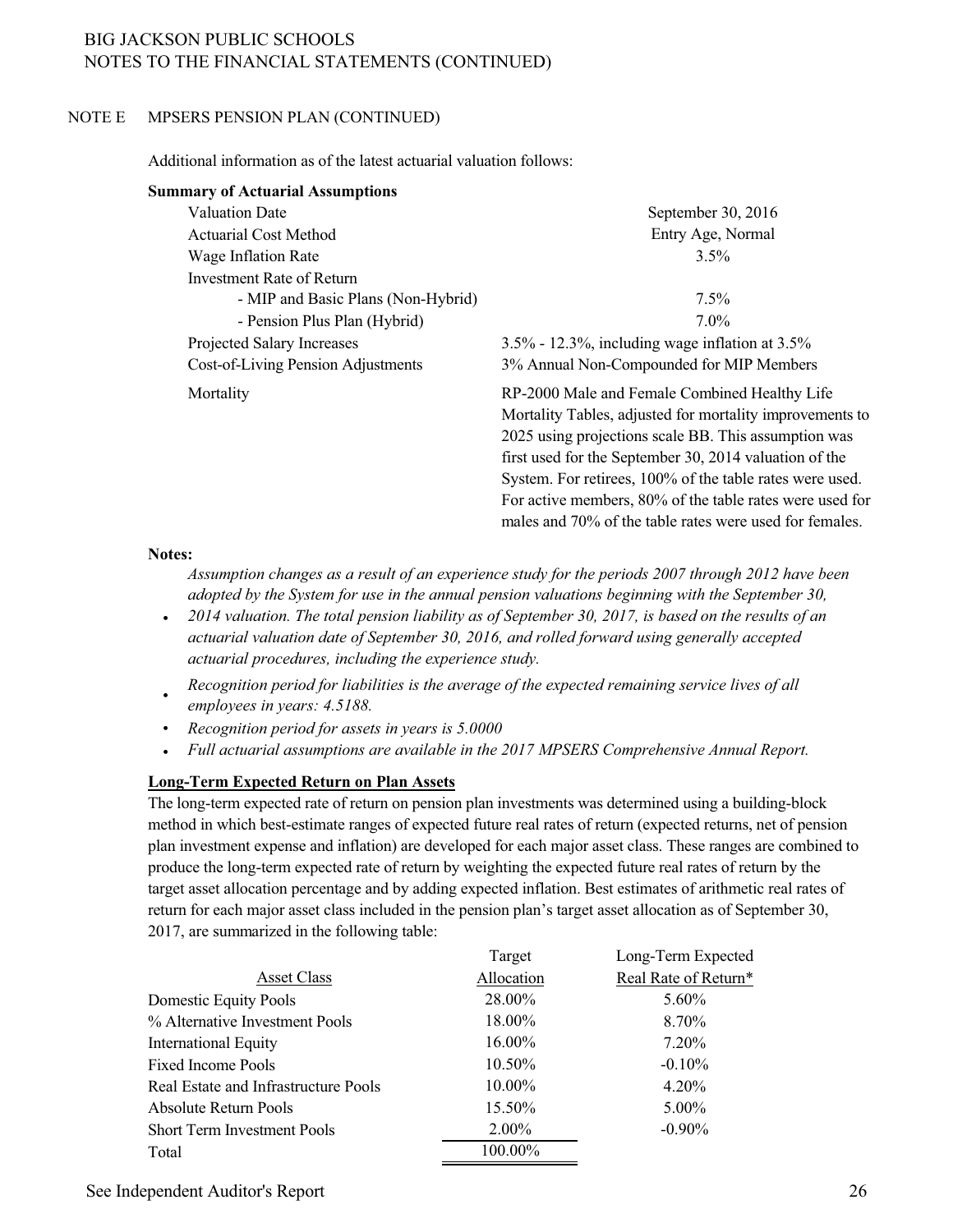BIG JACKSON PUBLIC SCHOOLS
NOTES TO THE FINANCIAL STATEMENTS (CONTINUED)

NOTE E MPSERS PENSION PLAN (CONTINUED)

Additional information as of the latest actuarial valuation follows:

**Summary of Actuarial Assumptions**

| | |
|---|---|
| Valuation Date | September 30, 2016 |
| Actuarial Cost Method | Entry Age, Normal |
| Wage Inflation Rate | 3.5% |
| Investment Rate of Return | |
| - MIP and Basic Plans (Non-Hybrid) | 7.5% |
| - Pension Plus Plan (Hybrid) | 7.0% |
| Projected Salary Increases | 3.5% - 12.3%, including wage inflation at 3.5% |
| Cost-of-Living Pension Adjustments | 3% Annual Non-Compounded for MIP Members |
| Mortality | RP-2000 Male and Female Combined Healthy Life Mortality Tables, adjusted for mortality improvements to 2025 using projections scale BB. This assumption was first used for the September 30, 2014 valuation of the System. For retirees, 100% of the table rates were used. For active members, 80% of the table rates were used for males and 70% of the table rates were used for females. |

**Notes:**

- *Assumption changes as a result of an experience study for the periods 2007 through 2012 have been adopted by the System for use in the annual pension valuations beginning with the September 30, 2014 valuation. The total pension liability as of September 30, 2017, is based on the results of an actuarial valuation date of September 30, 2016, and rolled forward using generally accepted actuarial procedures, including the experience study.*
- *Recognition period for liabilities is the average of the expected remaining service lives of all employees in years: 4.5188.*
- *Recognition period for assets in years is 5.0000*
- *Full actuarial assumptions are available in the 2017 MPSERS Comprehensive Annual Report.*

**Long-Term Expected Return on Plan Assets**

The long-term expected rate of return on pension plan investments was determined using a building-block method in which best-estimate ranges of expected future real rates of return (expected returns, net of pension plan investment expense and inflation) are developed for each major asset class. These ranges are combined to produce the long-term expected rate of return by weighting the expected future real rates of return by the target asset allocation percentage and by adding expected inflation. Best estimates of arithmetic real rates of return for each major asset class included in the pension plan's target asset allocation as of September 30, 2017, are summarized in the following table:

| Asset Class | Target Allocation | Long-Term Expected Real Rate of Return* |
|---|---|---|
| Domestic Equity Pools | 28.00% | 5.60% |
| % Alternative Investment Pools | 18.00% | 8.70% |
| International Equity | 16.00% | 7.20% |
| Fixed Income Pools | 10.50% | -0.10% |
| Real Estate and Infrastructure Pools | 10.00% | 4.20% |
| Absolute Return Pools | 15.50% | 5.00% |
| Short Term Investment Pools | 2.00% | -0.90% |
| Total | 100.00% | |

See Independent Auditor's Report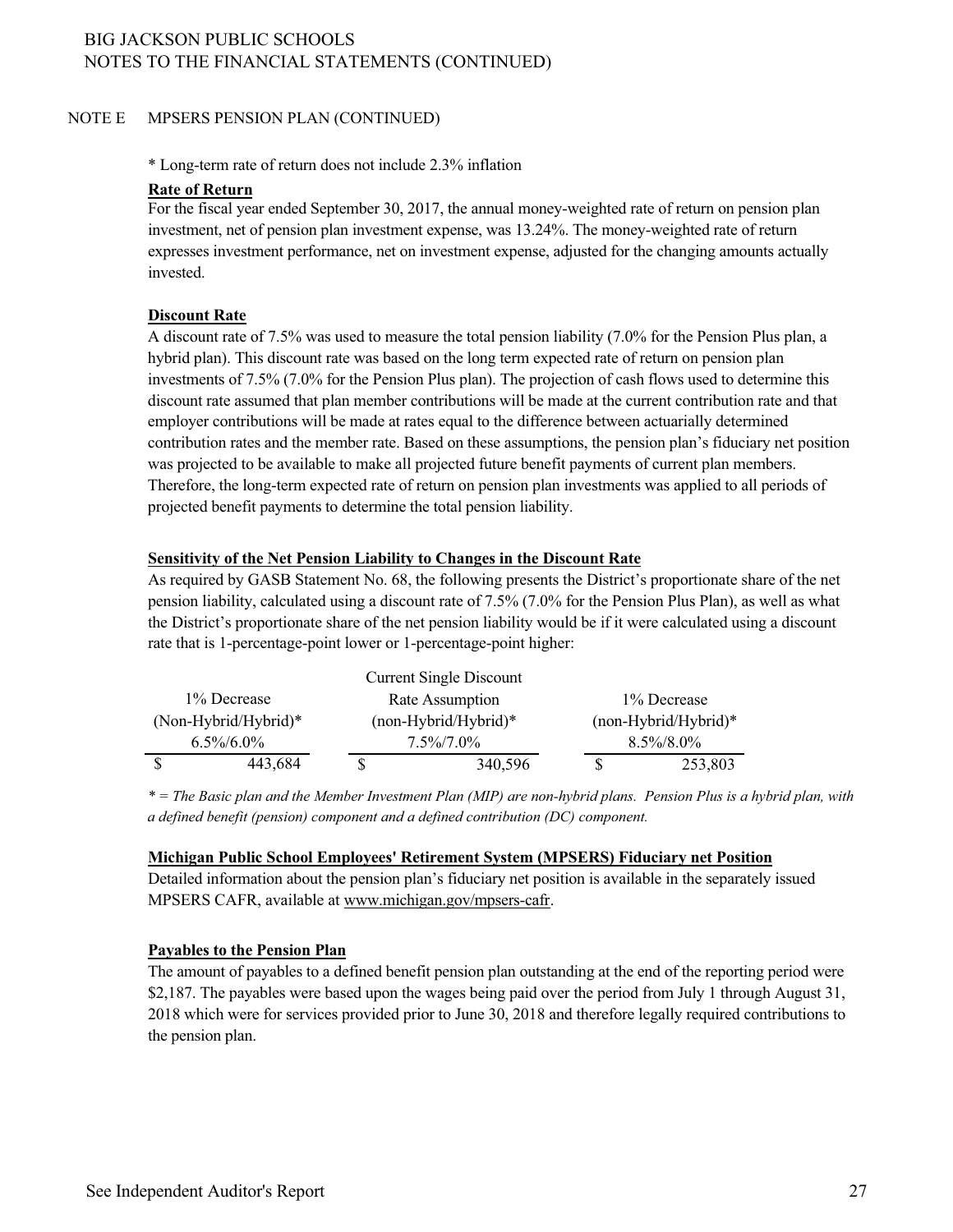BIG JACKSON PUBLIC SCHOOLS
NOTES TO THE FINANCIAL STATEMENTS (CONTINUED)

NOTE E MPSERS PENSION PLAN (CONTINUED)

* Long-term rate of return does not include 2.3% inflation

**Rate of Return**

For the fiscal year ended September 30, 2017, the annual money-weighted rate of return on pension plan investment, net of pension plan investment expense, was 13.24%. The money-weighted rate of return expresses investment performance, net on investment expense, adjusted for the changing amounts actually invested.

**Discount Rate**

A discount rate of 7.5% was used to measure the total pension liability (7.0% for the Pension Plus plan, a hybrid plan). This discount rate was based on the long term expected rate of return on pension plan investments of 7.5% (7.0% for the Pension Plus plan). The projection of cash flows used to determine this discount rate assumed that plan member contributions will be made at the current contribution rate and that employer contributions will be made at rates equal to the difference between actuarially determined contribution rates and the member rate. Based on these assumptions, the pension plan's fiduciary net position was projected to be available to make all projected future benefit payments of current plan members. Therefore, the long-term expected rate of return on pension plan investments was applied to all periods of projected benefit payments to determine the total pension liability.

**Sensitivity of the Net Pension Liability to Changes in the Discount Rate**

As required by GASB Statement No. 68, the following presents the District's proportionate share of the net pension liability, calculated using a discount rate of 7.5% (7.0% for the Pension Plus Plan), as well as what the District's proportionate share of the net pension liability would be if it were calculated using a discount rate that is 1-percentage-point lower or 1-percentage-point higher:

| 1% Decrease (Non-Hybrid/Hybrid)* 6.5%/6.0% | Current Single Discount Rate Assumption (non-Hybrid/Hybrid)* 7.5%/7.0% | 1% Decrease (non-Hybrid/Hybrid)* 8.5%/8.0% |
|---|---|---|
| $ 443,684 | $ 340,596 | $ 253,803 |

*\* = The Basic plan and the Member Investment Plan (MIP) are non-hybrid plans. Pension Plus is a hybrid plan, with a defined benefit (pension) component and a defined contribution (DC) component.*

**Michigan Public School Employees' Retirement System (MPSERS) Fiduciary net Position**

Detailed information about the pension plan's fiduciary net position is available in the separately issued MPSERS CAFR, available at www.michigan.gov/mpsers-cafr.

**Payables to the Pension Plan**

The amount of payables to a defined benefit pension plan outstanding at the end of the reporting period were $2,187. The payables were based upon the wages being paid over the period from July 1 through August 31, 2018 which were for services provided prior to June 30, 2018 and therefore legally required contributions to the pension plan.

See Independent Auditor's Report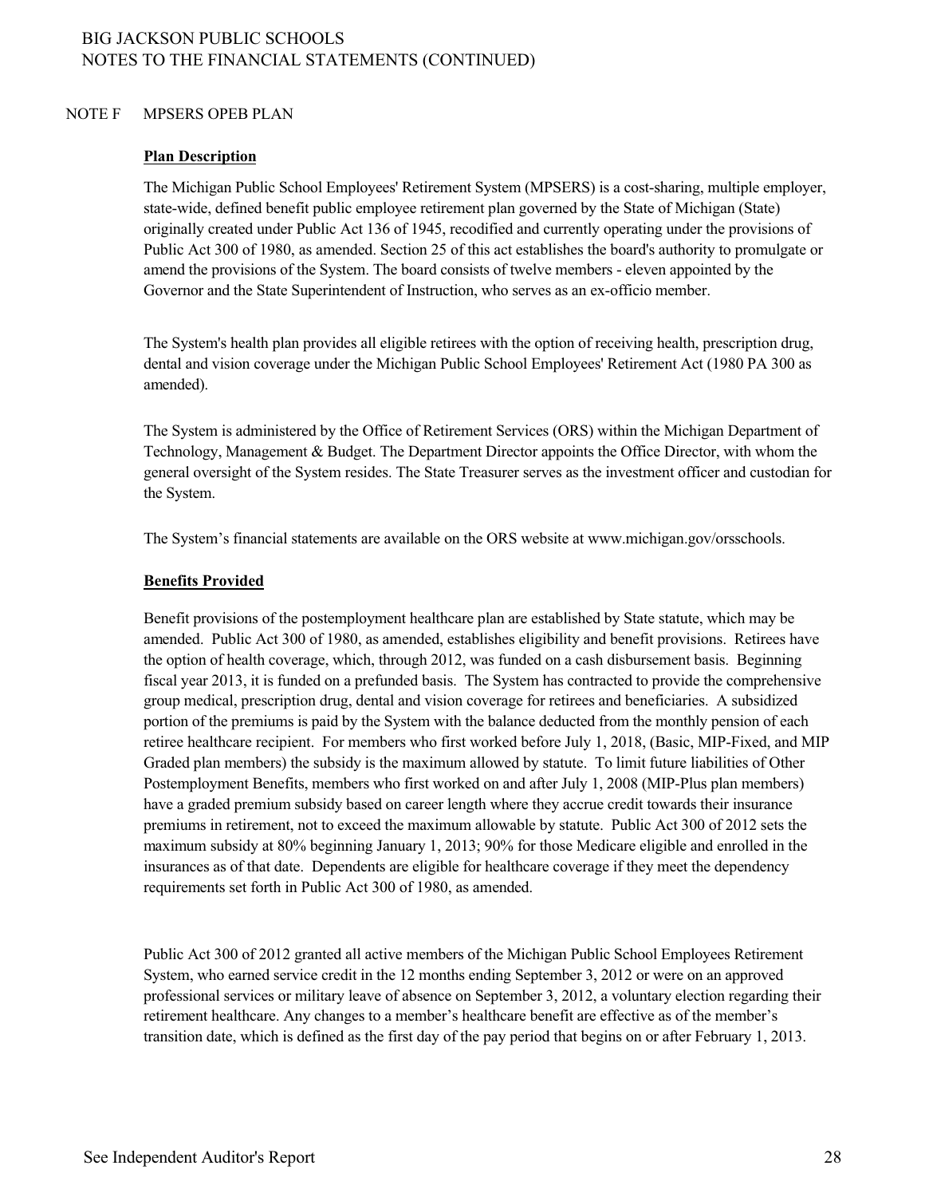## NOTE F MPSERS OPEB PLAN

**Plan Description**

The Michigan Public School Employees' Retirement System (MPSERS) is a cost-sharing, multiple employer, state-wide, defined benefit public employee retirement plan governed by the State of Michigan (State) originally created under Public Act 136 of 1945, recodified and currently operating under the provisions of Public Act 300 of 1980, as amended. Section 25 of this act establishes the board's authority to promulgate or amend the provisions of the System. The board consists of twelve members - eleven appointed by the Governor and the State Superintendent of Instruction, who serves as an ex-officio member.

The System's health plan provides all eligible retirees with the option of receiving health, prescription drug, dental and vision coverage under the Michigan Public School Employees' Retirement Act (1980 PA 300 as amended).

The System is administered by the Office of Retirement Services (ORS) within the Michigan Department of Technology, Management & Budget. The Department Director appoints the Office Director, with whom the general oversight of the System resides. The State Treasurer serves as the investment officer and custodian for the System.

The System's financial statements are available on the ORS website at www.michigan.gov/orsschools.

**Benefits Provided**

Benefit provisions of the postemployment healthcare plan are established by State statute, which may be amended. Public Act 300 of 1980, as amended, establishes eligibility and benefit provisions. Retirees have the option of health coverage, which, through 2012, was funded on a cash disbursement basis. Beginning fiscal year 2013, it is funded on a prefunded basis. The System has contracted to provide the comprehensive group medical, prescription drug, dental and vision coverage for retirees and beneficiaries. A subsidized portion of the premiums is paid by the System with the balance deducted from the monthly pension of each retiree healthcare recipient. For members who first worked before July 1, 2018, (Basic, MIP-Fixed, and MIP Graded plan members) the subsidy is the maximum allowed by statute. To limit future liabilities of Other Postemployment Benefits, members who first worked on and after July 1, 2008 (MIP-Plus plan members) have a graded premium subsidy based on career length where they accrue credit towards their insurance premiums in retirement, not to exceed the maximum allowable by statute. Public Act 300 of 2012 sets the maximum subsidy at 80% beginning January 1, 2013; 90% for those Medicare eligible and enrolled in the insurances as of that date. Dependents are eligible for healthcare coverage if they meet the dependency requirements set forth in Public Act 300 of 1980, as amended.

Public Act 300 of 2012 granted all active members of the Michigan Public School Employees Retirement System, who earned service credit in the 12 months ending September 3, 2012 or were on an approved professional services or military leave of absence on September 3, 2012, a voluntary election regarding their retirement healthcare. Any changes to a member's healthcare benefit are effective as of the member's transition date, which is defined as the first day of the pay period that begins on or after February 1, 2013.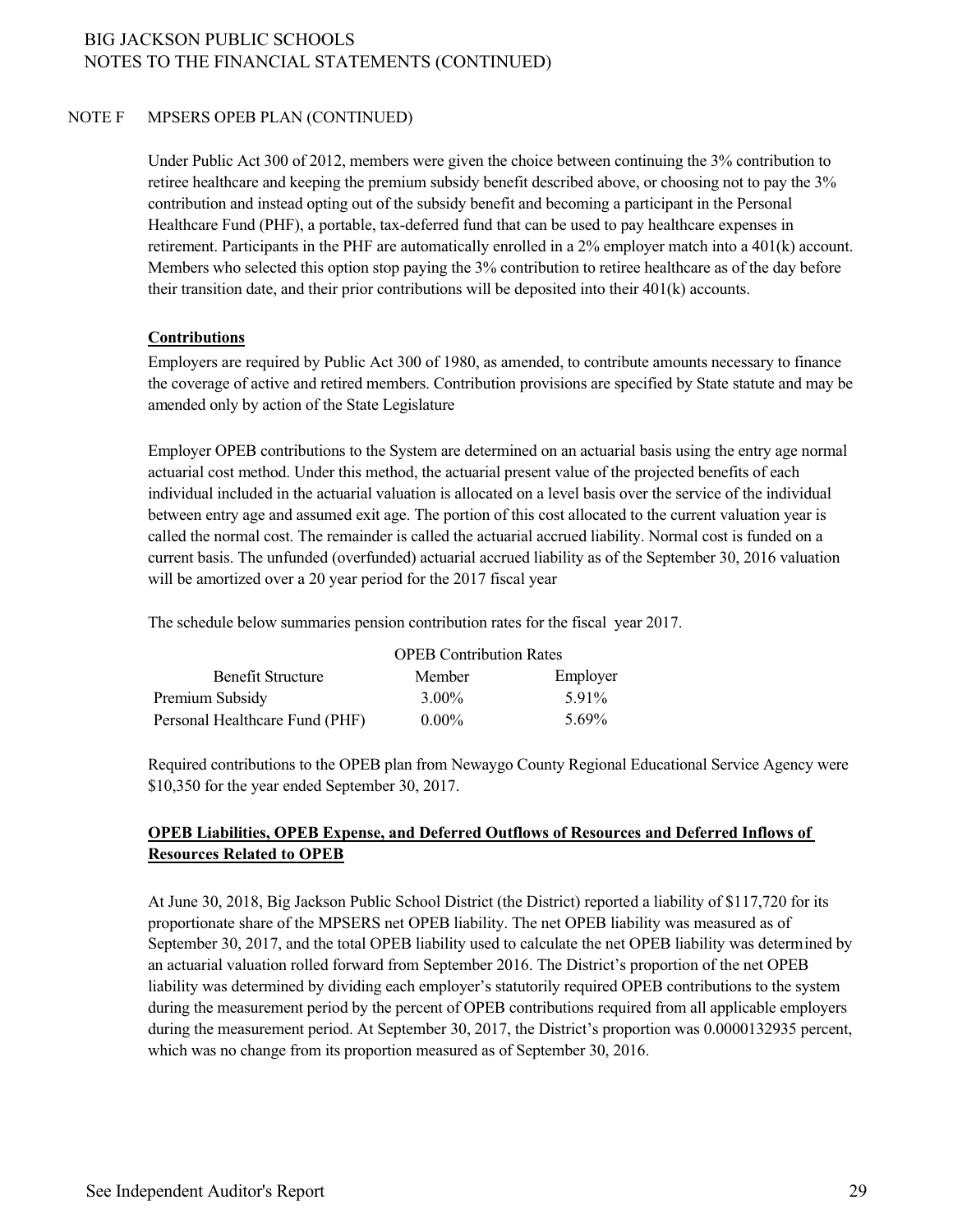BIG JACKSON PUBLIC SCHOOLS
NOTES TO THE FINANCIAL STATEMENTS (CONTINUED)

NOTE F MPSERS OPEB PLAN (CONTINUED)

Under Public Act 300 of 2012, members were given the choice between continuing the 3% contribution to retiree healthcare and keeping the premium subsidy benefit described above, or choosing not to pay the 3% contribution and instead opting out of the subsidy benefit and becoming a participant in the Personal Healthcare Fund (PHF), a portable, tax-deferred fund that can be used to pay healthcare expenses in retirement. Participants in the PHF are automatically enrolled in a 2% employer match into a 401(k) account. Members who selected this option stop paying the 3% contribution to retiree healthcare as of the day before their transition date, and their prior contributions will be deposited into their 401(k) accounts.

**Contributions**

Employers are required by Public Act 300 of 1980, as amended, to contribute amounts necessary to finance the coverage of active and retired members. Contribution provisions are specified by State statute and may be amended only by action of the State Legislature

Employer OPEB contributions to the System are determined on an actuarial basis using the entry age normal actuarial cost method. Under this method, the actuarial present value of the projected benefits of each individual included in the actuarial valuation is allocated on a level basis over the service of the individual between entry age and assumed exit age. The portion of this cost allocated to the current valuation year is called the normal cost. The remainder is called the actuarial accrued liability. Normal cost is funded on a current basis. The unfunded (overfunded) actuarial accrued liability as of the September 30, 2016 valuation will be amortized over a 20 year period for the 2017 fiscal year

The schedule below summaries pension contribution rates for the fiscal year 2017.

| | OPEB Contribution Rates | |
|---|---|---|
| Benefit Structure | Member | Employer |
| Premium Subsidy | 3.00% | 5.91% |
| Personal Healthcare Fund (PHF) | 0.00% | 5.69% |

Required contributions to the OPEB plan from Newaygo County Regional Educational Service Agency were $10,350 for the year ended September 30, 2017.

**OPEB Liabilities, OPEB Expense, and Deferred Outflows of Resources and Deferred Inflows of Resources Related to OPEB**

At June 30, 2018, Big Jackson Public School District (the District) reported a liability of $117,720 for its proportionate share of the MPSERS net OPEB liability. The net OPEB liability was measured as of September 30, 2017, and the total OPEB liability used to calculate the net OPEB liability was determined by an actuarial valuation rolled forward from September 2016. The District's proportion of the net OPEB liability was determined by dividing each employer's statutorily required OPEB contributions to the system during the measurement period by the percent of OPEB contributions required from all applicable employers during the measurement period. At September 30, 2017, the District's proportion was 0.0000132935 percent, which was no change from its proportion measured as of September 30, 2016.

See Independent Auditor's Report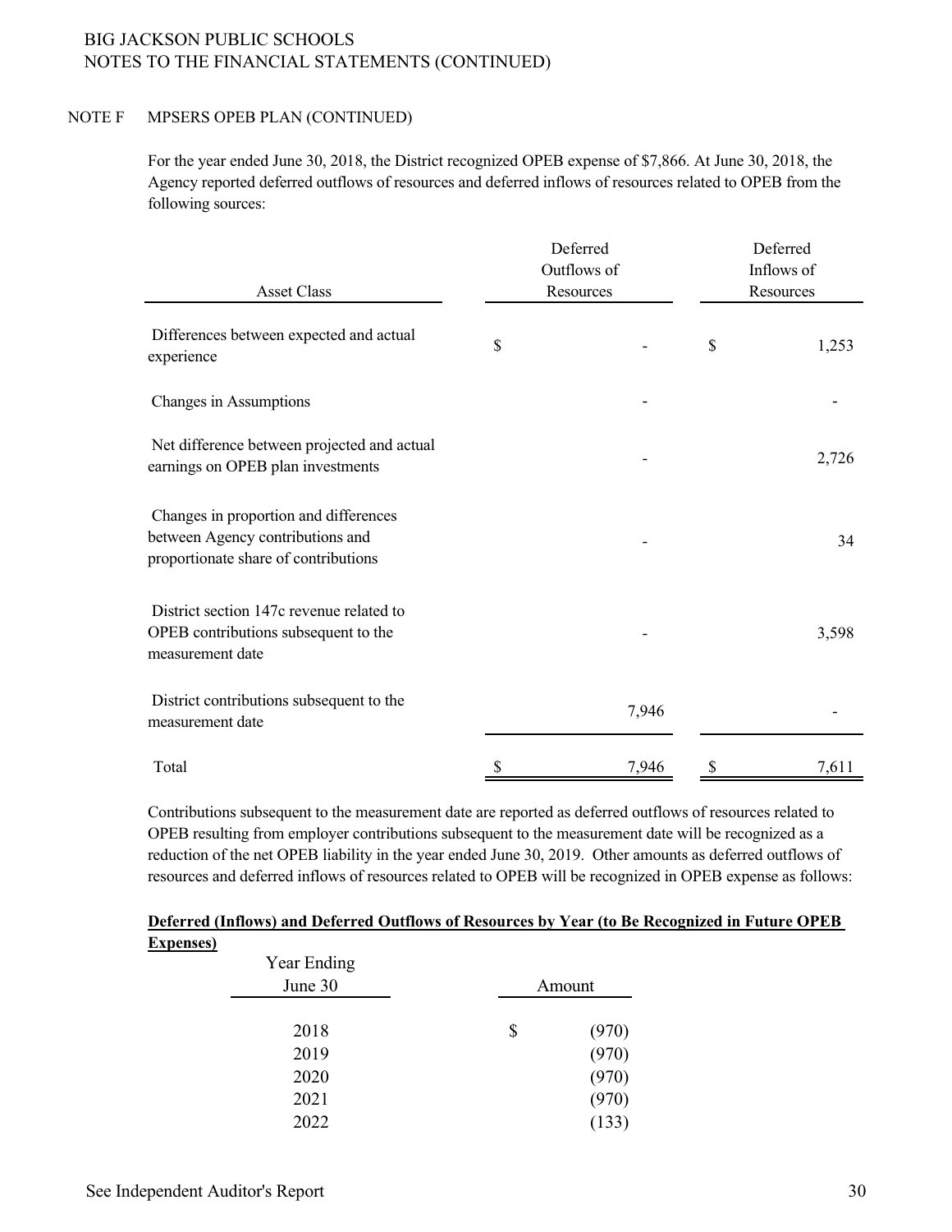BIG JACKSON PUBLIC SCHOOLS
NOTES TO THE FINANCIAL STATEMENTS (CONTINUED)

NOTE F MPSERS OPEB PLAN (CONTINUED)

For the year ended June 30, 2018, the District recognized OPEB expense of $7,866. At June 30, 2018, the Agency reported deferred outflows of resources and deferred inflows of resources related to OPEB from the following sources:

| Asset Class | Deferred Outflows of Resources | Deferred Inflows of Resources |
|---|---|---|
| Differences between expected and actual experience | $ - | $ 1,253 |
| Changes in Assumptions | - | - |
| Net difference between projected and actual earnings on OPEB plan investments | - | 2,726 |
| Changes in proportion and differences between Agency contributions and proportionate share of contributions | - | 34 |
| District section 147c revenue related to OPEB contributions subsequent to the measurement date | - | 3,598 |
| District contributions subsequent to the measurement date | 7,946 | - |
| Total | $ 7,946 | $ 7,611 |

Contributions subsequent to the measurement date are reported as deferred outflows of resources related to OPEB resulting from employer contributions subsequent to the measurement date will be recognized as a reduction of the net OPEB liability in the year ended June 30, 2019. Other amounts as deferred outflows of resources and deferred inflows of resources related to OPEB will be recognized in OPEB expense as follows:

**Deferred (Inflows) and Deferred Outflows of Resources by Year (to Be Recognized in Future OPEB Expenses)**

| Year Ending June 30 | Amount |
|---|---|
| 2018 | $ (970) |
| 2019 | (970) |
| 2020 | (970) |
| 2021 | (970) |
| 2022 | (133) |

See Independent Auditor's Report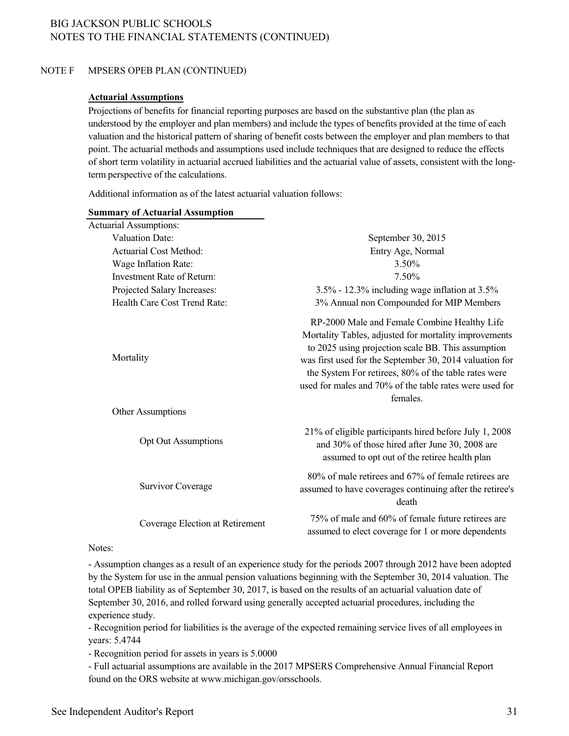## NOTE F MPSERS OPEB PLAN (CONTINUED)

**Actuarial Assumptions**

Projections of benefits for financial reporting purposes are based on the substantive plan (the plan as understood by the employer and plan members) and include the types of benefits provided at the time of each valuation and the historical pattern of sharing of benefit costs between the employer and plan members to that point. The actuarial methods and assumptions used include techniques that are designed to reduce the effects of short term volatility in actuarial accrued liabilities and the actuarial value of assets, consistent with the long-term perspective of the calculations.

Additional information as of the latest actuarial valuation follows:

**Summary of Actuarial Assumption**

| Actuarial Assumptions: | |
|---|---|
| Valuation Date: | September 30, 2015 |
| Actuarial Cost Method: | Entry Age, Normal |
| Wage Inflation Rate: | 3.50% |
| Investment Rate of Return: | 7.50% |
| Projected Salary Increases: | 3.5% - 12.3% including wage inflation at 3.5% |
| Health Care Cost Trend Rate: | 3% Annual non Compounded for MIP Members |
| Mortality | RP-2000 Male and Female Combine Healthy Life Mortality Tables, adjusted for mortality improvements to 2025 using projection scale BB. This assumption was first used for the September 30, 2014 valuation for the System For retirees, 80% of the table rates were used for males and 70% of the table rates were used for females. |
| Other Assumptions | |
| Opt Out Assumptions | 21% of eligible participants hired before July 1, 2008 and 30% of those hired after June 30, 2008 are assumed to opt out of the retiree health plan |
| Survivor Coverage | 80% of male retirees and 67% of female retirees are assumed to have coverages continuing after the retiree's death |
| Coverage Election at Retirement | 75% of male and 60% of female future retirees are assumed to elect coverage for 1 or more dependents |

Notes:

- Assumption changes as a result of an experience study for the periods 2007 through 2012 have been adopted by the System for use in the annual pension valuations beginning with the September 30, 2014 valuation. The total OPEB liability as of September 30, 2017, is based on the results of an actuarial valuation date of September 30, 2016, and rolled forward using generally accepted actuarial procedures, including the experience study.
- Recognition period for liabilities is the average of the expected remaining service lives of all employees in years: 5.4744
- Recognition period for assets in years is 5.0000
- Full actuarial assumptions are available in the 2017 MPSERS Comprehensive Annual Financial Report found on the ORS website at www.michigan.gov/orsschools.

See Independent Auditor's Report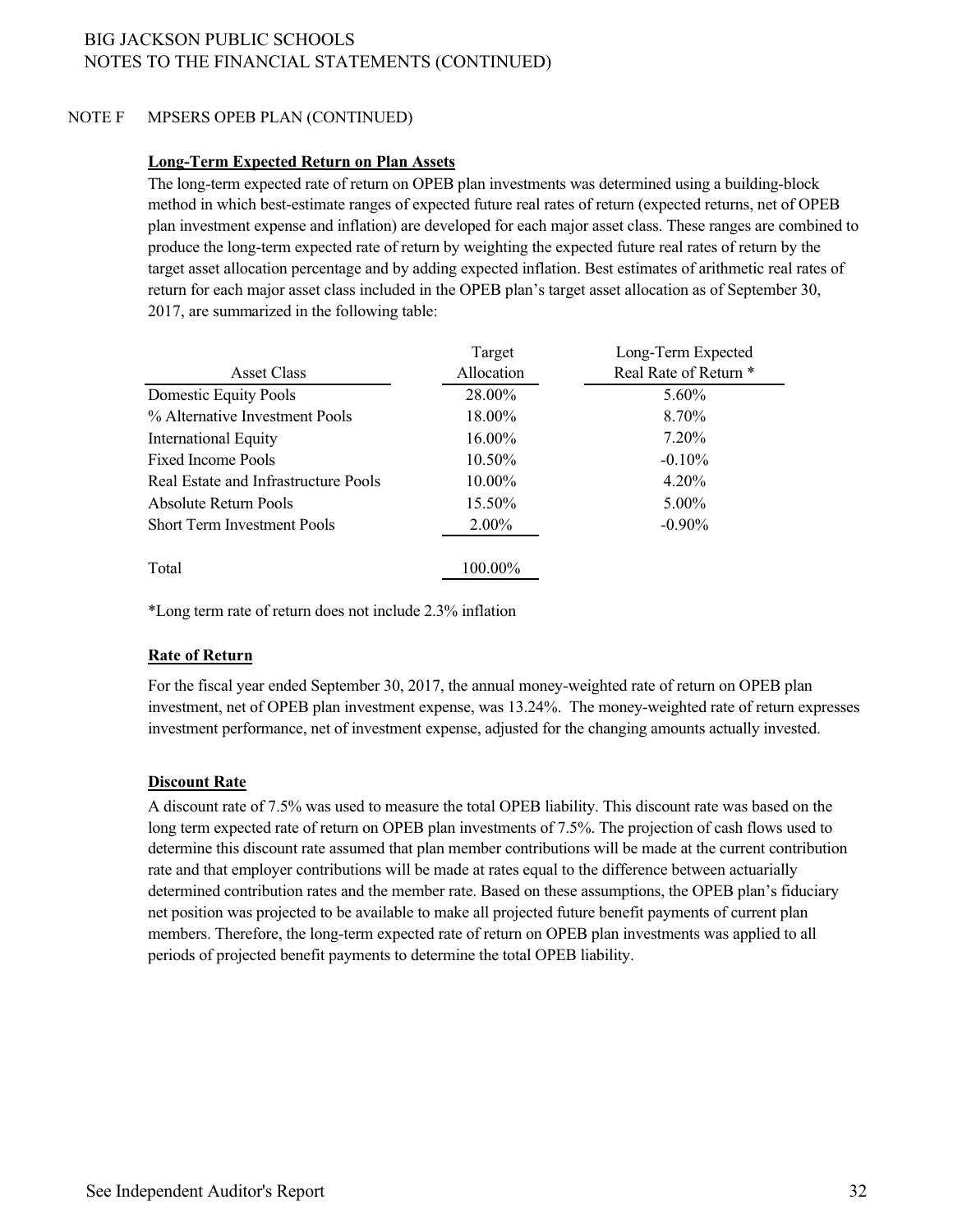BIG JACKSON PUBLIC SCHOOLS
NOTES TO THE FINANCIAL STATEMENTS (CONTINUED)

NOTE F MPSERS OPEB PLAN (CONTINUED)

**Long-Term Expected Return on Plan Assets**

The long-term expected rate of return on OPEB plan investments was determined using a building-block method in which best-estimate ranges of expected future real rates of return (expected returns, net of OPEB plan investment expense and inflation) are developed for each major asset class. These ranges are combined to produce the long-term expected rate of return by weighting the expected future real rates of return by the target asset allocation percentage and by adding expected inflation. Best estimates of arithmetic real rates of return for each major asset class included in the OPEB plan's target asset allocation as of September 30, 2017, are summarized in the following table:

| Asset Class | Target Allocation | Long-Term Expected Real Rate of Return * |
|---|---|---|
| Domestic Equity Pools | 28.00% | 5.60% |
| % Alternative Investment Pools | 18.00% | 8.70% |
| International Equity | 16.00% | 7.20% |
| Fixed Income Pools | 10.50% | -0.10% |
| Real Estate and Infrastructure Pools | 10.00% | 4.20% |
| Absolute Return Pools | 15.50% | 5.00% |
| Short Term Investment Pools | 2.00% | -0.90% |
| Total | 100.00% | |

*Long term rate of return does not include 2.3% inflation

**Rate of Return**

For the fiscal year ended September 30, 2017, the annual money-weighted rate of return on OPEB plan investment, net of OPEB plan investment expense, was 13.24%. The money-weighted rate of return expresses investment performance, net of investment expense, adjusted for the changing amounts actually invested.

**Discount Rate**

A discount rate of 7.5% was used to measure the total OPEB liability. This discount rate was based on the long term expected rate of return on OPEB plan investments of 7.5%. The projection of cash flows used to determine this discount rate assumed that plan member contributions will be made at the current contribution rate and that employer contributions will be made at rates equal to the difference between actuarially determined contribution rates and the member rate. Based on these assumptions, the OPEB plan's fiduciary net position was projected to be available to make all projected future benefit payments of current plan members. Therefore, the long-term expected rate of return on OPEB plan investments was applied to all periods of projected benefit payments to determine the total OPEB liability.

See Independent Auditor's Report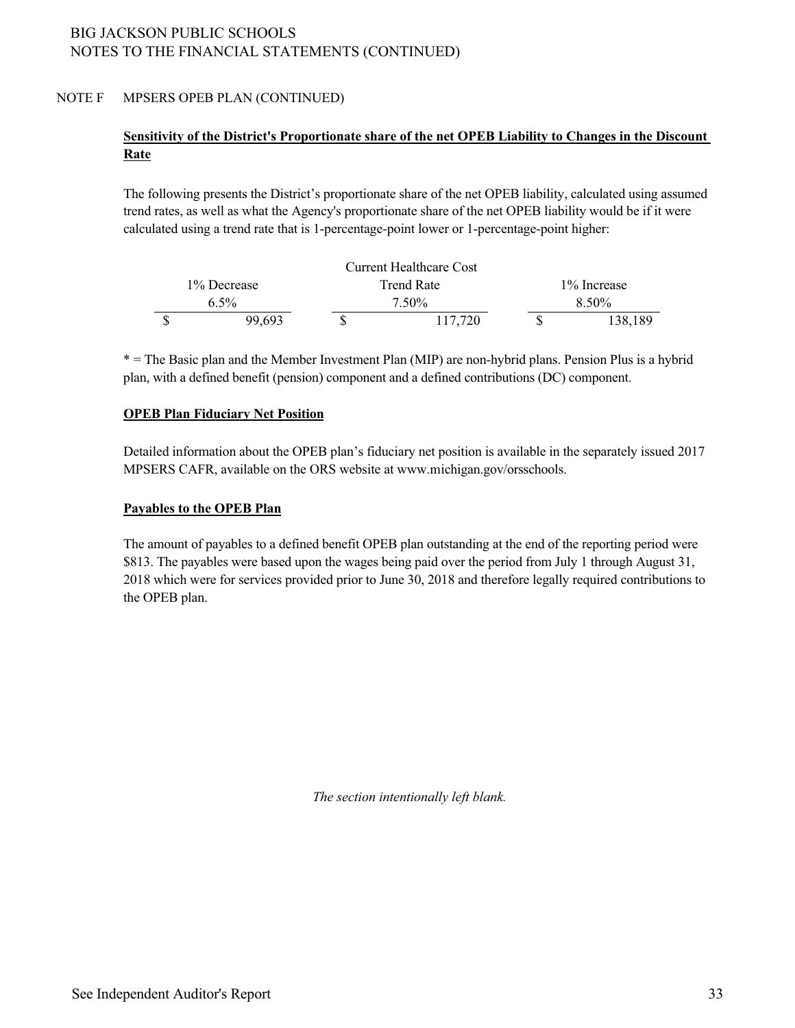NOTE F MPSERS OPEB PLAN (CONTINUED)

**Sensitivity of the District's Proportionate share of the net OPEB Liability to Changes in the Discount Rate**

The following presents the District's proportionate share of the net OPEB liability, calculated using assumed trend rates, as well as what the Agency's proportionate share of the net OPEB liability would be if it were calculated using a trend rate that is 1-percentage-point lower or 1-percentage-point higher:

| 1% Decrease 6.5% | Current Healthcare Cost Trend Rate 7.50% | 1% Increase 8.50% |
|---|---|---|
| $ 99,693 | $ 117,720 | $ 138,189 |

* = The Basic plan and the Member Investment Plan (MIP) are non-hybrid plans. Pension Plus is a hybrid plan, with a defined benefit (pension) component and a defined contributions (DC) component.

**OPEB Plan Fiduciary Net Position**

Detailed information about the OPEB plan's fiduciary net position is available in the separately issued 2017 MPSERS CAFR, available on the ORS website at www.michigan.gov/orsschools.

**Payables to the OPEB Plan**

The amount of payables to a defined benefit OPEB plan outstanding at the end of the reporting period were $813. The payables were based upon the wages being paid over the period from July 1 through August 31, 2018 which were for services provided prior to June 30, 2018 and therefore legally required contributions to the OPEB plan.

*The section intentionally left blank.*

See Independent Auditor's Report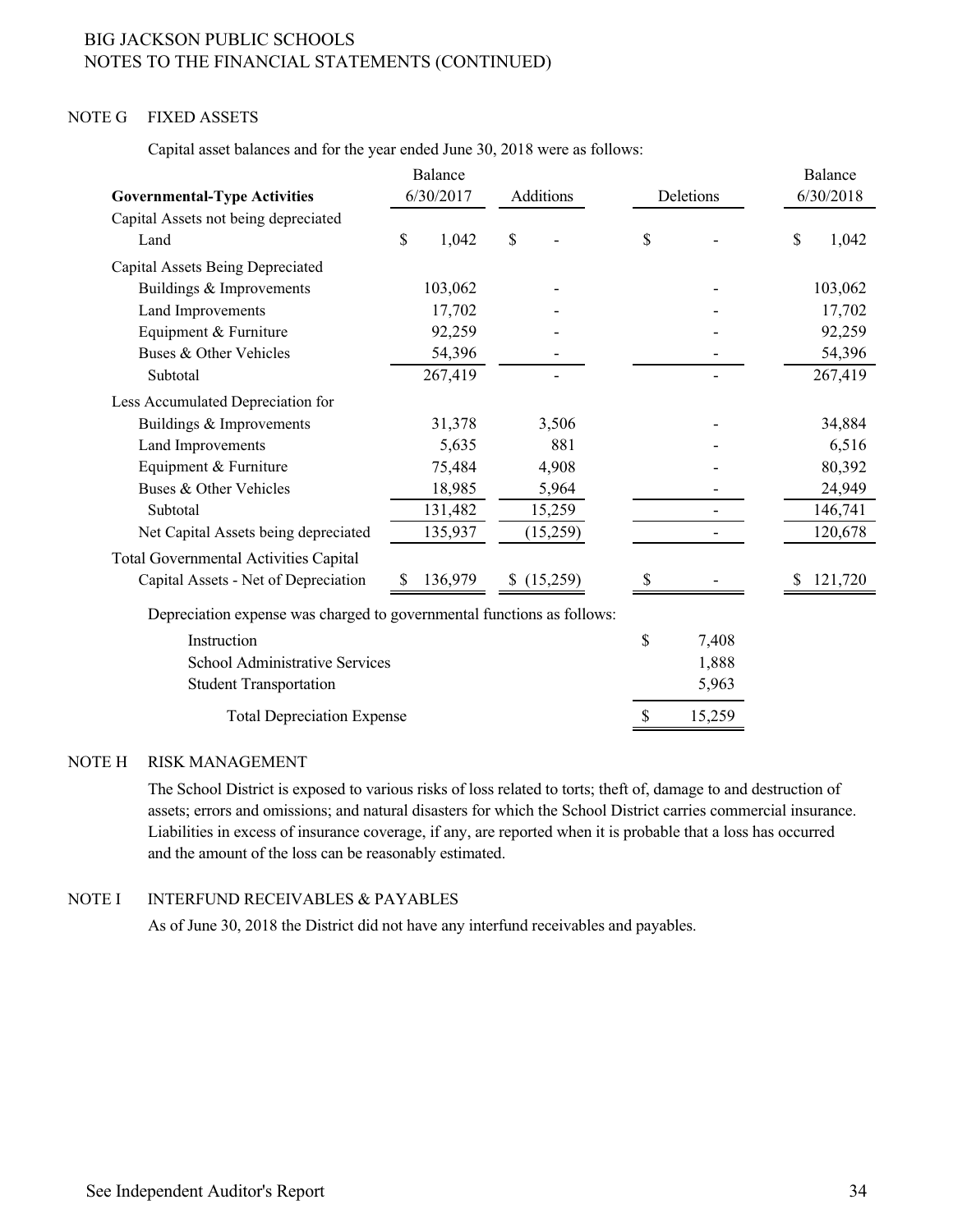BIG JACKSON PUBLIC SCHOOLS
NOTES TO THE FINANCIAL STATEMENTS (CONTINUED)

## NOTE G FIXED ASSETS

Capital asset balances and for the year ended June 30, 2018 were as follows:

| Governmental-Type Activities | Balance 6/30/2017 | Additions | Deletions | Balance 6/30/2018 |
|---|---|---|---|---|
| Capital Assets not being depreciated | | | | |
| Land | $ 1,042 | $ - | $ - | $ 1,042 |
| Capital Assets Being Depreciated | | | | |
| Buildings & Improvements | 103,062 | - | - | 103,062 |
| Land Improvements | 17,702 | - | - | 17,702 |
| Equipment & Furniture | 92,259 | - | - | 92,259 |
| Buses & Other Vehicles | 54,396 | - | - | 54,396 |
| Subtotal | 267,419 | - | - | 267,419 |
| Less Accumulated Depreciation for | | | | |
| Buildings & Improvements | 31,378 | 3,506 | - | 34,884 |
| Land Improvements | 5,635 | 881 | - | 6,516 |
| Equipment & Furniture | 75,484 | 4,908 | - | 80,392 |
| Buses & Other Vehicles | 18,985 | 5,964 | - | 24,949 |
| Subtotal | 131,482 | 15,259 | - | 146,741 |
| Net Capital Assets being depreciated | 135,937 | (15,259) | - | 120,678 |
| Total Governmental Activities Capital | | | | |
| Capital Assets - Net of Depreciation | $ 136,979 | $ (15,259) | $ - | $ 121,720 |

Depreciation expense was charged to governmental functions as follows:

| | |
|---|---|
| Instruction | $ 7,408 |
| School Administrative Services | 1,888 |
| Student Transportation | 5,963 |
| Total Depreciation Expense | $ 15,259 |

## NOTE H RISK MANAGEMENT

The School District is exposed to various risks of loss related to torts; theft of, damage to and destruction of assets; errors and omissions; and natural disasters for which the School District carries commercial insurance. Liabilities in excess of insurance coverage, if any, are reported when it is probable that a loss has occurred and the amount of the loss can be reasonably estimated.

## NOTE I INTERFUND RECEIVABLES & PAYABLES

As of June 30, 2018 the District did not have any interfund receivables and payables.

See Independent Auditor's Report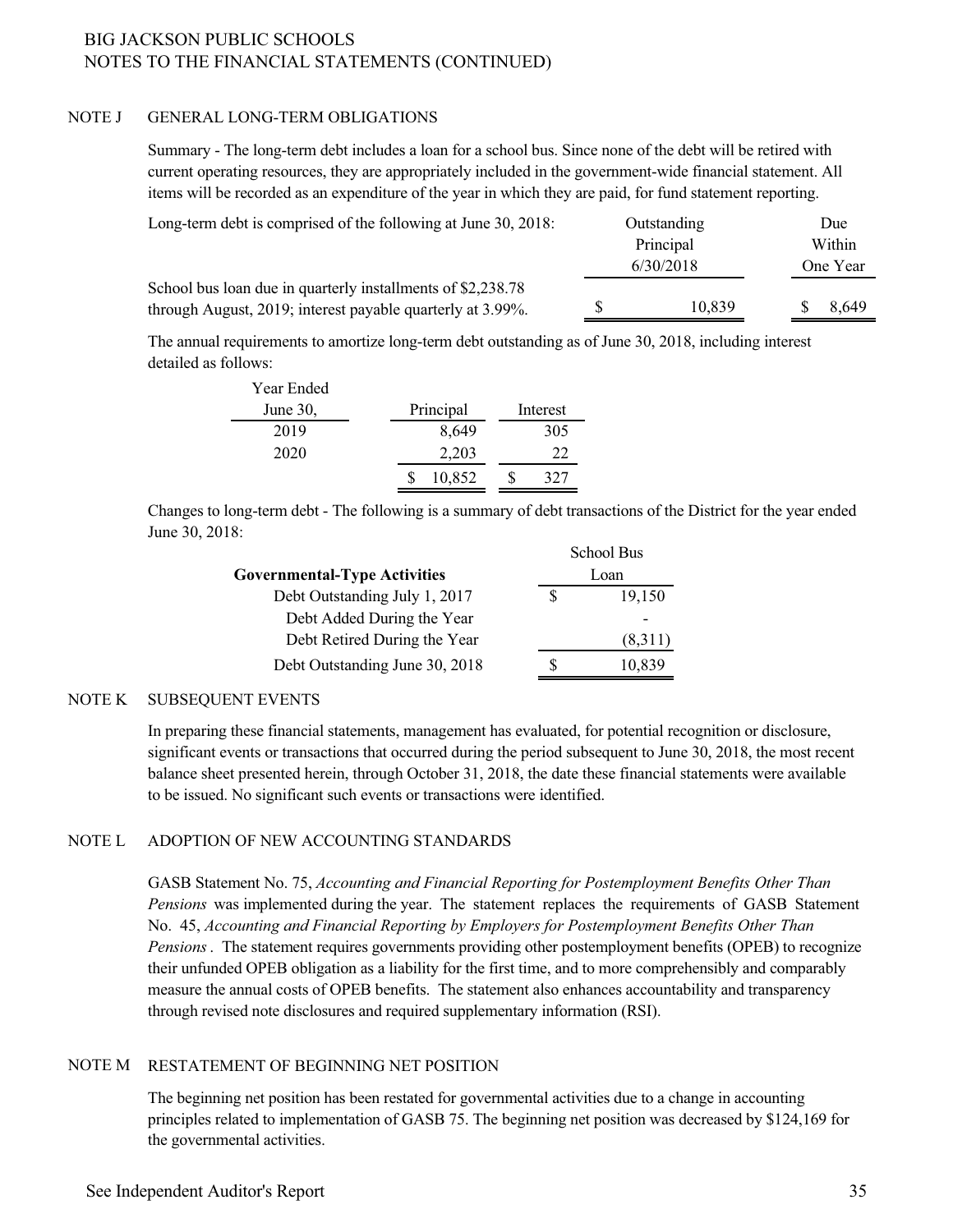BIG JACKSON PUBLIC SCHOOLS
NOTES TO THE FINANCIAL STATEMENTS (CONTINUED)

## NOTE J GENERAL LONG-TERM OBLIGATIONS

Summary - The long-term debt includes a loan for a school bus. Since none of the debt will be retired with current operating resources, they are appropriately included in the government-wide financial statement. All items will be recorded as an expenditure of the year in which they are paid, for fund statement reporting.

| Long-term debt is comprised of the following at June 30, 2018: | Outstanding Principal 6/30/2018 | Due Within One Year |
|---|---|---|
| School bus loan due in quarterly installments of $2,238.78 through August, 2019; interest payable quarterly at 3.99%. | $ 10,839 | $ 8,649 |

The annual requirements to amortize long-term debt outstanding as of June 30, 2018, including interest detailed as follows:

| Year Ended June 30, | Principal | Interest |
|---|---|---|
| 2019 | 8,649 | 305 |
| 2020 | 2,203 | 22 |
| | $ 10,852 | $ 327 |

Changes to long-term debt - The following is a summary of debt transactions of the District for the year ended June 30, 2018:

| **Governmental-Type Activities** | School Bus Loan |
|---|---|
| Debt Outstanding July 1, 2017 | $ 19,150 |
| Debt Added During the Year | - |
| Debt Retired During the Year | (8,311) |
| Debt Outstanding June 30, 2018 | $ 10,839 |

## NOTE K SUBSEQUENT EVENTS

In preparing these financial statements, management has evaluated, for potential recognition or disclosure, significant events or transactions that occurred during the period subsequent to June 30, 2018, the most recent balance sheet presented herein, through October 31, 2018, the date these financial statements were available to be issued. No significant such events or transactions were identified.

## NOTE L ADOPTION OF NEW ACCOUNTING STANDARDS

GASB Statement No. 75, *Accounting and Financial Reporting for Postemployment Benefits Other Than Pensions* was implemented during the year. The statement replaces the requirements of GASB Statement No. 45, *Accounting and Financial Reporting by Employers for Postemployment Benefits Other Than Pensions*. The statement requires governments providing other postemployment benefits (OPEB) to recognize their unfunded OPEB obligation as a liability for the first time, and to more comprehensibly and comparably measure the annual costs of OPEB benefits. The statement also enhances accountability and transparency through revised note disclosures and required supplementary information (RSI).

## NOTE M RESTATEMENT OF BEGINNING NET POSITION

The beginning net position has been restated for governmental activities due to a change in accounting principles related to implementation of GASB 75. The beginning net position was decreased by $124,169 for the governmental activities.

See Independent Auditor's Report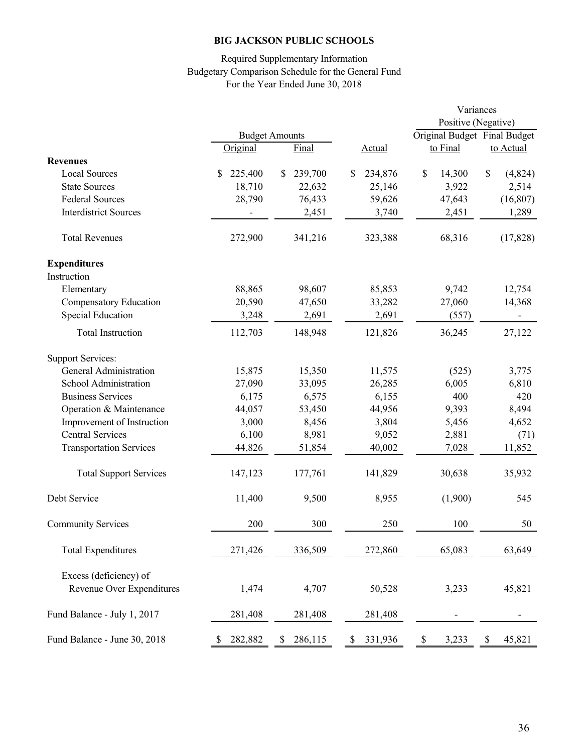**BIG JACKSON PUBLIC SCHOOLS**

Required Supplementary Information
Budgetary Comparison Schedule for the General Fund
For the Year Ended June 30, 2018

| | Budget Amounts | | | Variances Positive (Negative) | |
|---|---|---|---|---|---|
| | Original | Final | Actual | Original Budget to Final | Final Budget to Actual |
| **Revenues** | | | | | |
| Local Sources | $ 225,400 | $ 239,700 | $ 234,876 | $ 14,300 | $ (4,824) |
| State Sources | 18,710 | 22,632 | 25,146 | 3,922 | 2,514 |
| Federal Sources | 28,790 | 76,433 | 59,626 | 47,643 | (16,807) |
| Interdistrict Sources | - | 2,451 | 3,740 | 2,451 | 1,289 |
| Total Revenues | 272,900 | 341,216 | 323,388 | 68,316 | (17,828) |
| **Expenditures** | | | | | |
| Instruction | | | | | |
| Elementary | 88,865 | 98,607 | 85,853 | 9,742 | 12,754 |
| Compensatory Education | 20,590 | 47,650 | 33,282 | 27,060 | 14,368 |
| Special Education | 3,248 | 2,691 | 2,691 | (557) | - |
| Total Instruction | 112,703 | 148,948 | 121,826 | 36,245 | 27,122 |
| Support Services: | | | | | |
| General Administration | 15,875 | 15,350 | 11,575 | (525) | 3,775 |
| School Administration | 27,090 | 33,095 | 26,285 | 6,005 | 6,810 |
| Business Services | 6,175 | 6,575 | 6,155 | 400 | 420 |
| Operation & Maintenance | 44,057 | 53,450 | 44,956 | 9,393 | 8,494 |
| Improvement of Instruction | 3,000 | 8,456 | 3,804 | 5,456 | 4,652 |
| Central Services | 6,100 | 8,981 | 9,052 | 2,881 | (71) |
| Transportation Services | 44,826 | 51,854 | 40,002 | 7,028 | 11,852 |
| Total Support Services | 147,123 | 177,761 | 141,829 | 30,638 | 35,932 |
| Debt Service | 11,400 | 9,500 | 8,955 | (1,900) | 545 |
| Community Services | 200 | 300 | 250 | 100 | 50 |
| Total Expenditures | 271,426 | 336,509 | 272,860 | 65,083 | 63,649 |
| Excess (deficiency) of Revenue Over Expenditures | 1,474 | 4,707 | 50,528 | 3,233 | 45,821 |
| Fund Balance - July 1, 2017 | 281,408 | 281,408 | 281,408 | - | - |
| Fund Balance - June 30, 2018 | $ 282,882 | $ 286,115 | $ 331,936 | $ 3,233 | $ 45,821 |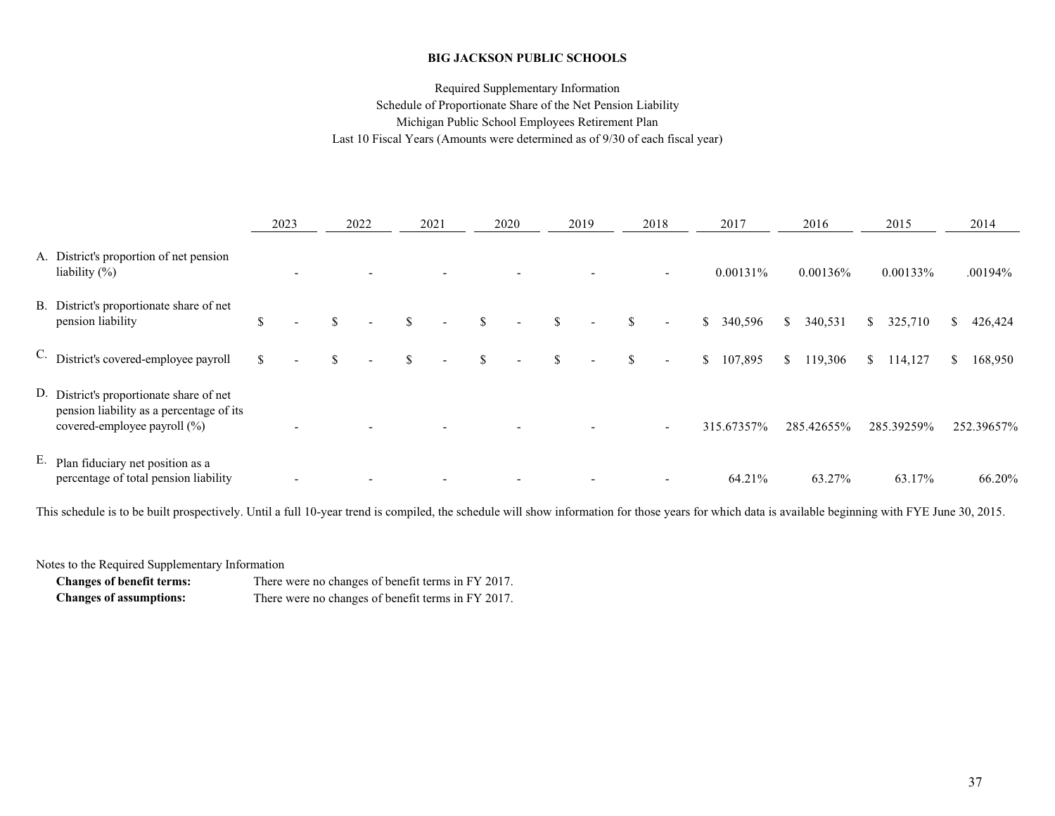**BIG JACKSON PUBLIC SCHOOLS**

Required Supplementary Information
Schedule of Proportionate Share of the Net Pension Liability
Michigan Public School Employees Retirement Plan
Last 10 Fiscal Years (Amounts were determined as of 9/30 of each fiscal year)

| | 2023 | 2022 | 2021 | 2020 | 2019 | 2018 | 2017 | 2016 | 2015 | 2014 |
|---|---|---|---|---|---|---|---|---|---|---|
| A. District's proportion of net pension liability (%) | - | - | - | - | - | - | 0.00131% | 0.00136% | 0.00133% | .00194% |
| B. District's proportionate share of net pension liability | $ - | $ - | $ - | $ - | $ - | $ - | $ 340,596 | $ 340,531 | $ 325,710 | $ 426,424 |
| C. District's covered-employee payroll | $ - | $ - | $ - | $ - | $ - | $ - | $ 107,895 | $ 119,306 | $ 114,127 | $ 168,950 |
| D. District's proportionate share of net pension liability as a percentage of its covered-employee payroll (%) | - | - | - | - | - | - | 315.67357% | 285.42655% | 285.39259% | 252.39657% |
| E. Plan fiduciary net position as a percentage of total pension liability | - | - | - | - | - | - | 64.21% | 63.27% | 63.17% | 66.20% |

This schedule is to be built prospectively. Until a full 10-year trend is compiled, the schedule will show information for those years for which data is available beginning with FYE June 30, 2015.

Notes to the Required Supplementary Information

**Changes of benefit terms:** There were no changes of benefit terms in FY 2017.
**Changes of assumptions:** There were no changes of benefit terms in FY 2017.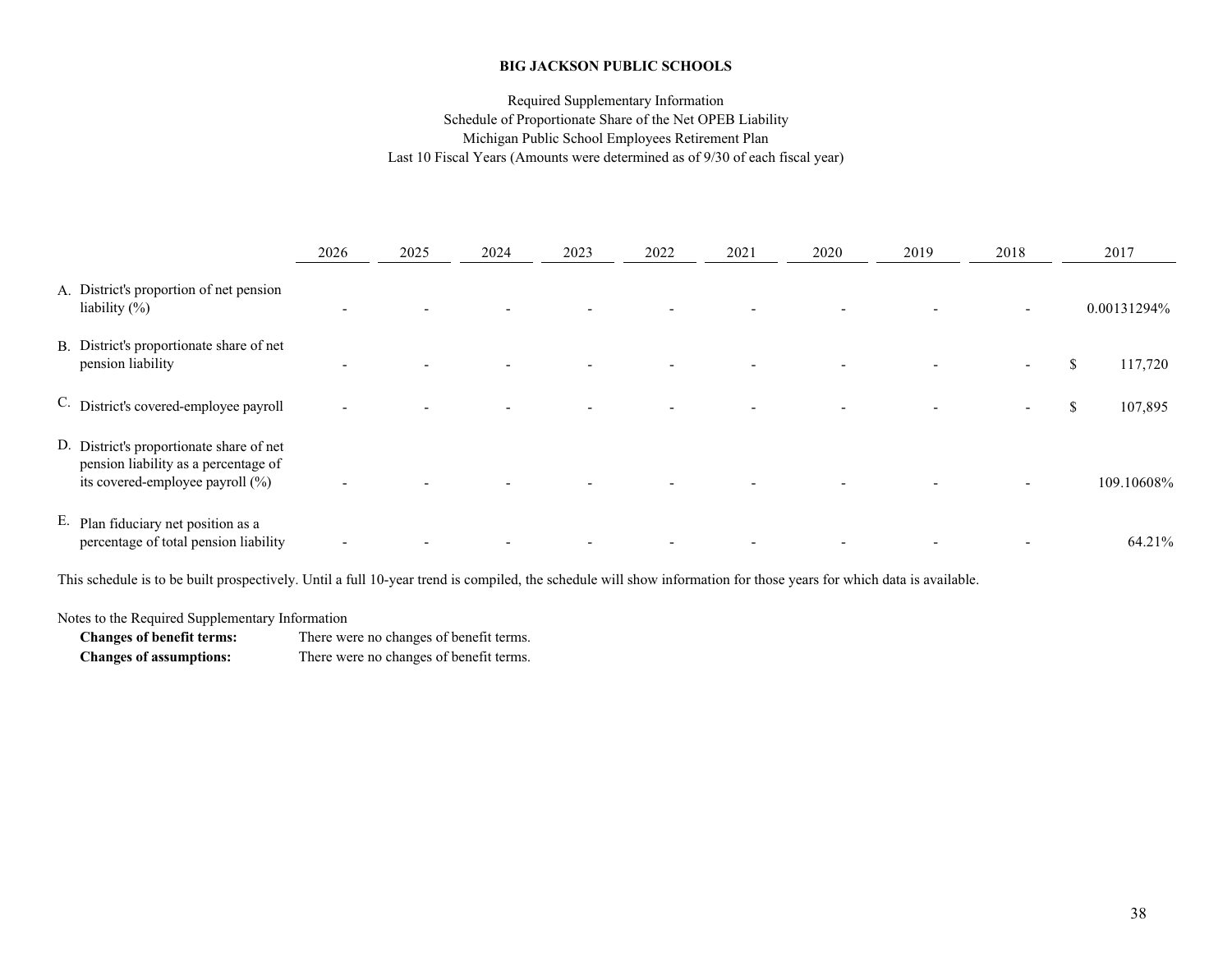**BIG JACKSON PUBLIC SCHOOLS**

Required Supplementary Information
Schedule of Proportionate Share of the Net OPEB Liability
Michigan Public School Employees Retirement Plan
Last 10 Fiscal Years (Amounts were determined as of 9/30 of each fiscal year)

| | 2026 | 2025 | 2024 | 2023 | 2022 | 2021 | 2020 | 2019 | 2018 | 2017 |
|---|---|---|---|---|---|---|---|---|---|---|
| A. District's proportion of net pension liability (%) | - | - | - | - | - | - | - | - | - | 0.00131294% |
| B. District's proportionate share of net pension liability | - | - | - | - | - | - | - | - | - | $ 117,720 |
| C. District's covered-employee payroll | - | - | - | - | - | - | - | - | - | $ 107,895 |
| D. District's proportionate share of net pension liability as a percentage of its covered-employee payroll (%) | - | - | - | - | - | - | - | - | - | 109.10608% |
| E. Plan fiduciary net position as a percentage of total pension liability | - | - | - | - | - | - | - | - | - | 64.21% |

This schedule is to be built prospectively. Until a full 10-year trend is compiled, the schedule will show information for those years for which data is available.

Notes to the Required Supplementary Information

**Changes of benefit terms:** There were no changes of benefit terms.

**Changes of assumptions:** There were no changes of benefit terms.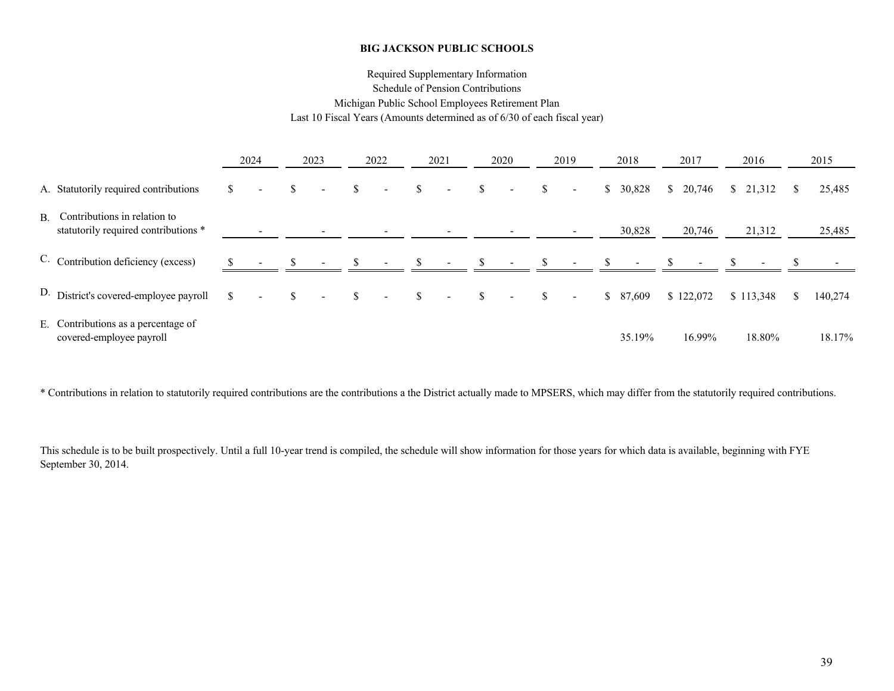**BIG JACKSON PUBLIC SCHOOLS**

Required Supplementary Information
Schedule of Pension Contributions
Michigan Public School Employees Retirement Plan
Last 10 Fiscal Years (Amounts determined as of 6/30 of each fiscal year)

| | 2024 | 2023 | 2022 | 2021 | 2020 | 2019 | 2018 | 2017 | 2016 | 2015 |
|---|---|---|---|---|---|---|---|---|---|---|
| A. Statutorily required contributions | $ - | $ - | $ - | $ - | $ - | $ - | $ 30,828 | $ 20,746 | $ 21,312 | $ 25,485 |
| B. Contributions in relation to statutorily required contributions * | - | - | - | - | - | - | 30,828 | 20,746 | 21,312 | 25,485 |
| C. Contribution deficiency (excess) | $ - | $ - | $ - | $ - | $ - | $ - | $ - | $ - | $ - | $ - |
| D. District's covered-employee payroll | $ - | $ - | $ - | $ - | $ - | $ - | $ 87,609 | $ 122,072 | $ 113,348 | $ 140,274 |
| E. Contributions as a percentage of covered-employee payroll | | | | | | | 35.19% | 16.99% | 18.80% | 18.17% |

* Contributions in relation to statutorily required contributions are the contributions a the District actually made to MPSERS, which may differ from the statutorily required contributions.

This schedule is to be built prospectively. Until a full 10-year trend is compiled, the schedule will show information for those years for which data is available, beginning with FYE September 30, 2014.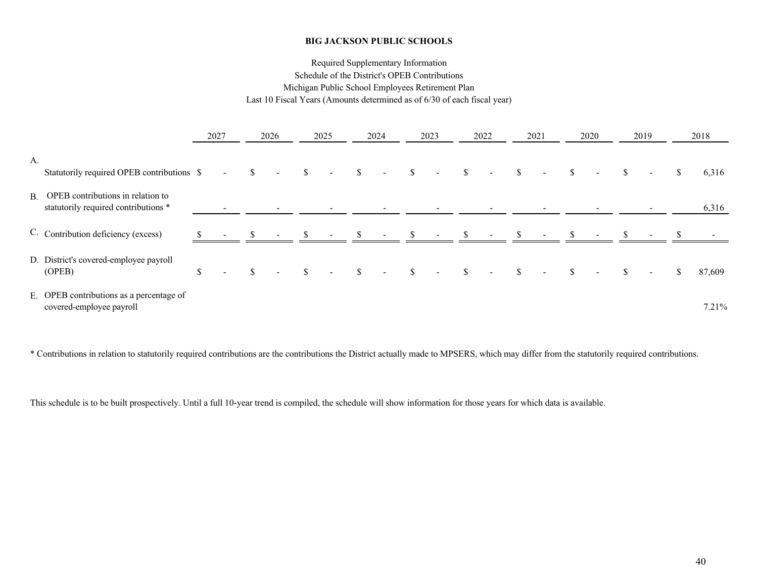**BIG JACKSON PUBLIC SCHOOLS**

Required Supplementary Information
Schedule of the District's OPEB Contributions
Michigan Public School Employees Retirement Plan
Last 10 Fiscal Years (Amounts determined as of 6/30 of each fiscal year)

| | 2027 | 2026 | 2025 | 2024 | 2023 | 2022 | 2021 | 2020 | 2019 | 2018 |
|---|---|---|---|---|---|---|---|---|---|---|
| A. Statutorily required OPEB contributions | $ - | $ - | $ - | $ - | $ - | $ - | $ - | $ - | $ - | $ 6,316 |
| B. OPEB contributions in relation to statutorily required contributions * | - | - | - | - | - | - | - | - | - | 6,316 |
| C. Contribution deficiency (excess) | $ - | $ - | $ - | $ - | $ - | $ - | $ - | $ - | $ - | $ - |
| D. District's covered-employee payroll (OPEB) | $ - | $ - | $ - | $ - | $ - | $ - | $ - | $ - | $ - | $ 87,609 |
| E. OPEB contributions as a percentage of covered-employee payroll | | | | | | | | | | 7.21% |

* Contributions in relation to statutorily required contributions are the contributions the District actually made to MPSERS, which may differ from the statutorily required contributions.

This schedule is to be built prospectively. Until a full 10-year trend is compiled, the schedule will show information for those years for which data is available.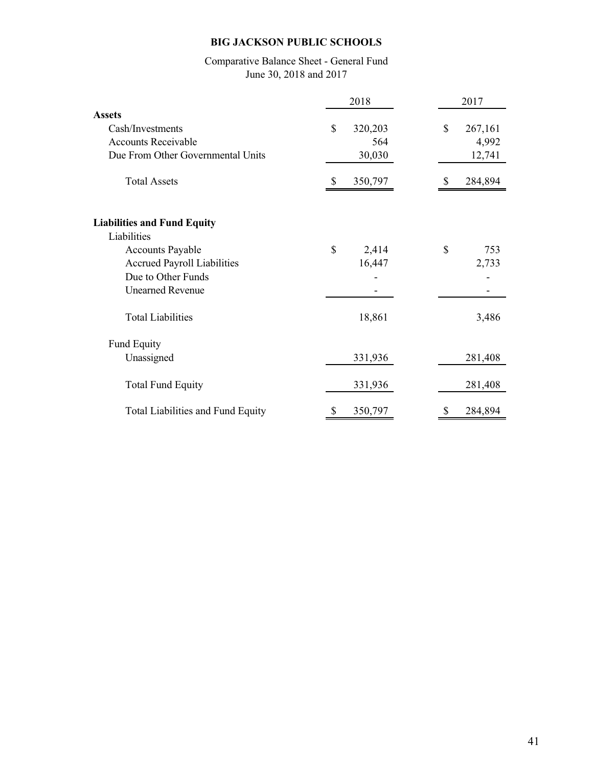**BIG JACKSON PUBLIC SCHOOLS**

Comparative Balance Sheet - General Fund
June 30, 2018 and 2017

| | 2018 | 2017 |
|---|---|---|
| **Assets** | | |
| Cash/Investments | $ 320,203 | $ 267,161 |
| Accounts Receivable | 564 | 4,992 |
| Due From Other Governmental Units | 30,030 | 12,741 |
| Total Assets | $ 350,797 | $ 284,894 |
| | | |
| **Liabilities and Fund Equity** | | |
| Liabilities | | |
| Accounts Payable | $ 2,414 | $ 753 |
| Accrued Payroll Liabilities | 16,447 | 2,733 |
| Due to Other Funds | - | - |
| Unearned Revenue | - | - |
| Total Liabilities | 18,861 | 3,486 |
| Fund Equity | | |
| Unassigned | 331,936 | 281,408 |
| Total Fund Equity | 331,936 | 281,408 |
| Total Liabilities and Fund Equity | $ 350,797 | $ 284,894 |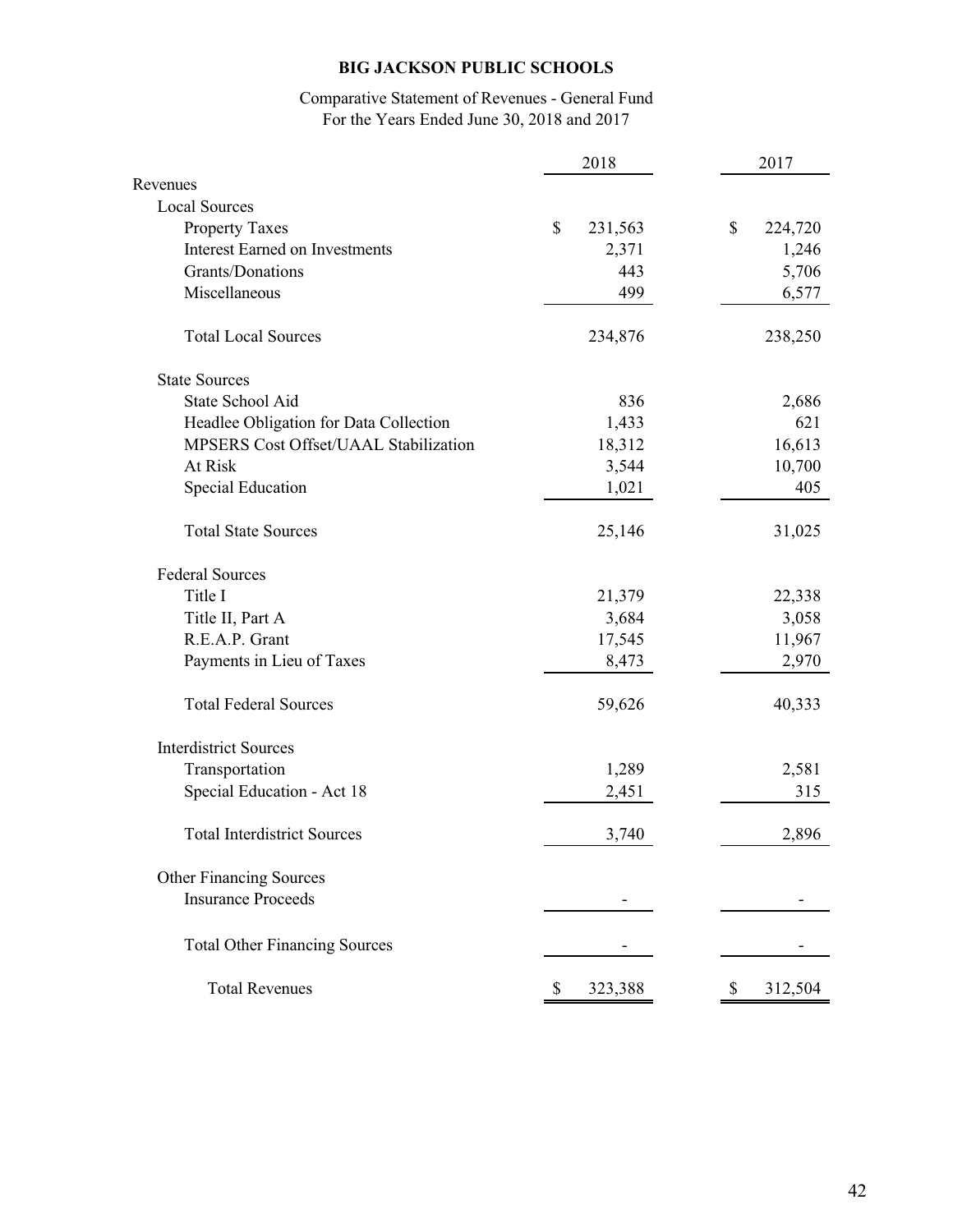# BIG JACKSON PUBLIC SCHOOLS

Comparative Statement of Revenues - General Fund
For the Years Ended June 30, 2018 and 2017

| | 2018 | 2017 |
|---|---|---|
| Revenues | | |
| Local Sources | | |
| Property Taxes | $ 231,563 | $ 224,720 |
| Interest Earned on Investments | 2,371 | 1,246 |
| Grants/Donations | 443 | 5,706 |
| Miscellaneous | 499 | 6,577 |
| Total Local Sources | 234,876 | 238,250 |
| State Sources | | |
| State School Aid | 836 | 2,686 |
| Headlee Obligation for Data Collection | 1,433 | 621 |
| MPSERS Cost Offset/UAAL Stabilization | 18,312 | 16,613 |
| At Risk | 3,544 | 10,700 |
| Special Education | 1,021 | 405 |
| Total State Sources | 25,146 | 31,025 |
| Federal Sources | | |
| Title I | 21,379 | 22,338 |
| Title II, Part A | 3,684 | 3,058 |
| R.E.A.P. Grant | 17,545 | 11,967 |
| Payments in Lieu of Taxes | 8,473 | 2,970 |
| Total Federal Sources | 59,626 | 40,333 |
| Interdistrict Sources | | |
| Transportation | 1,289 | 2,581 |
| Special Education - Act 18 | 2,451 | 315 |
| Total Interdistrict Sources | 3,740 | 2,896 |
| Other Financing Sources | | |
| Insurance Proceeds | - | - |
| Total Other Financing Sources | - | - |
| Total Revenues | $ 323,388 | $ 312,504 |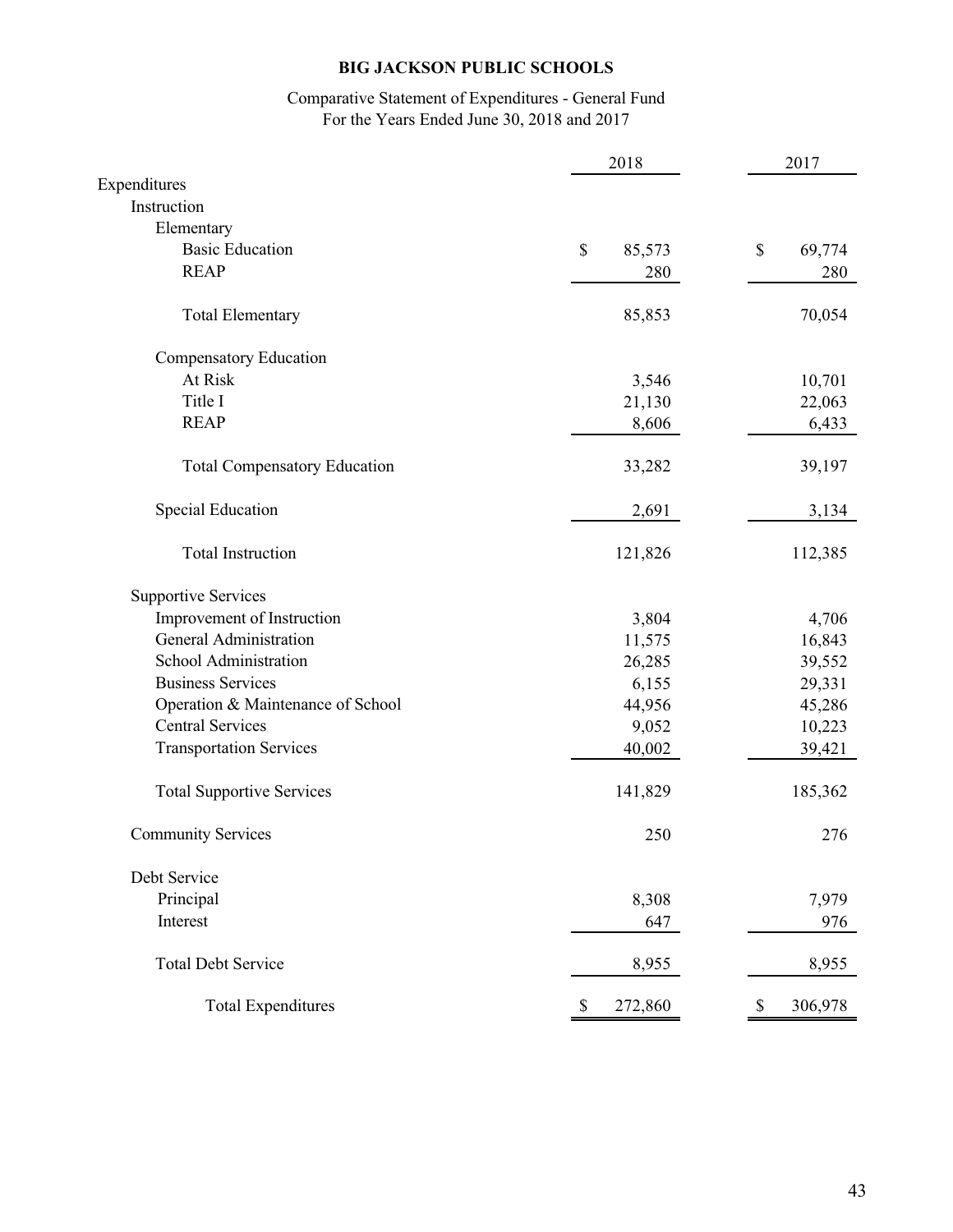**BIG JACKSON PUBLIC SCHOOLS**

Comparative Statement of Expenditures - General Fund
For the Years Ended June 30, 2018 and 2017

| | 2018 | 2017 |
|---|---|---|
| Expenditures | | |
| Instruction | | |
| Elementary | | |
| Basic Education | $ 85,573 | $ 69,774 |
| REAP | 280 | 280 |
| Total Elementary | 85,853 | 70,054 |
| Compensatory Education | | |
| At Risk | 3,546 | 10,701 |
| Title I | 21,130 | 22,063 |
| REAP | 8,606 | 6,433 |
| Total Compensatory Education | 33,282 | 39,197 |
| Special Education | 2,691 | 3,134 |
| Total Instruction | 121,826 | 112,385 |
| Supportive Services | | |
| Improvement of Instruction | 3,804 | 4,706 |
| General Administration | 11,575 | 16,843 |
| School Administration | 26,285 | 39,552 |
| Business Services | 6,155 | 29,331 |
| Operation & Maintenance of School | 44,956 | 45,286 |
| Central Services | 9,052 | 10,223 |
| Transportation Services | 40,002 | 39,421 |
| Total Supportive Services | 141,829 | 185,362 |
| Community Services | 250 | 276 |
| Debt Service | | |
| Principal | 8,308 | 7,979 |
| Interest | 647 | 976 |
| Total Debt Service | 8,955 | 8,955 |
| Total Expenditures | $ 272,860 | $ 306,978 |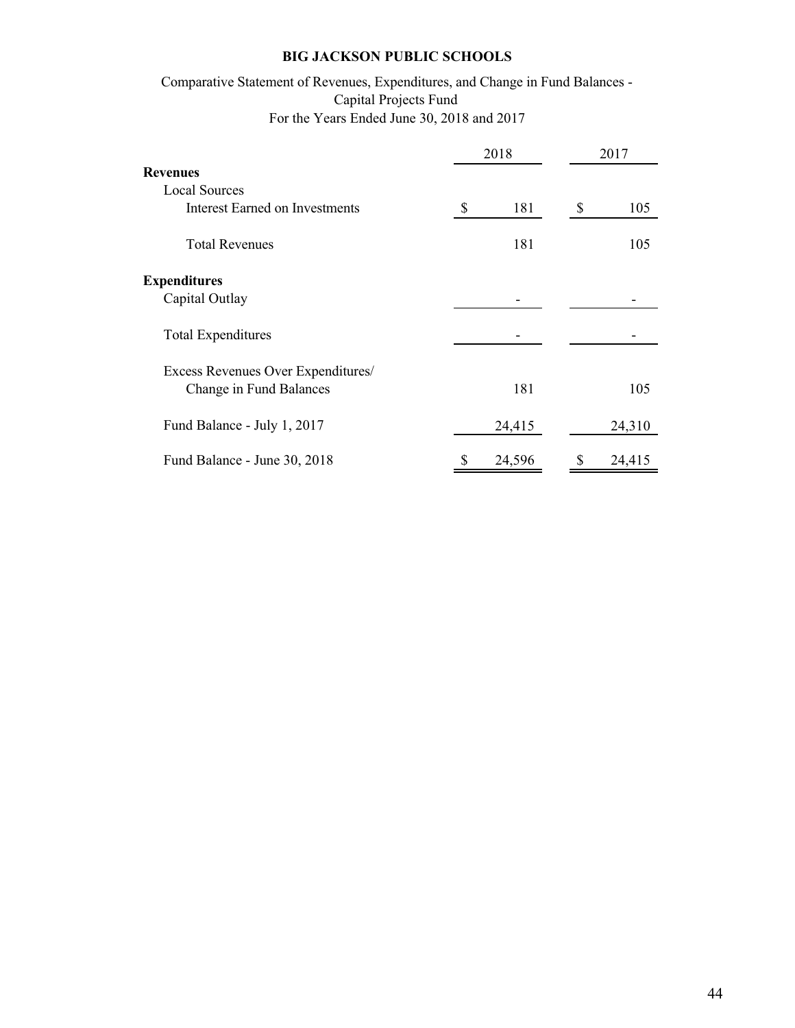**BIG JACKSON PUBLIC SCHOOLS**

Comparative Statement of Revenues, Expenditures, and Change in Fund Balances -
Capital Projects Fund
For the Years Ended June 30, 2018 and 2017

| | 2018 | 2017 |
|---|---|---|
| **Revenues** | | |
| Local Sources | | |
| Interest Earned on Investments | $ 181 | $ 105 |
| Total Revenues | 181 | 105 |
| **Expenditures** | | |
| Capital Outlay | - | - |
| Total Expenditures | - | - |
| Excess Revenues Over Expenditures/ Change in Fund Balances | 181 | 105 |
| Fund Balance - July 1, 2017 | 24,415 | 24,310 |
| Fund Balance - June 30, 2018 | $ 24,596 | $ 24,415 |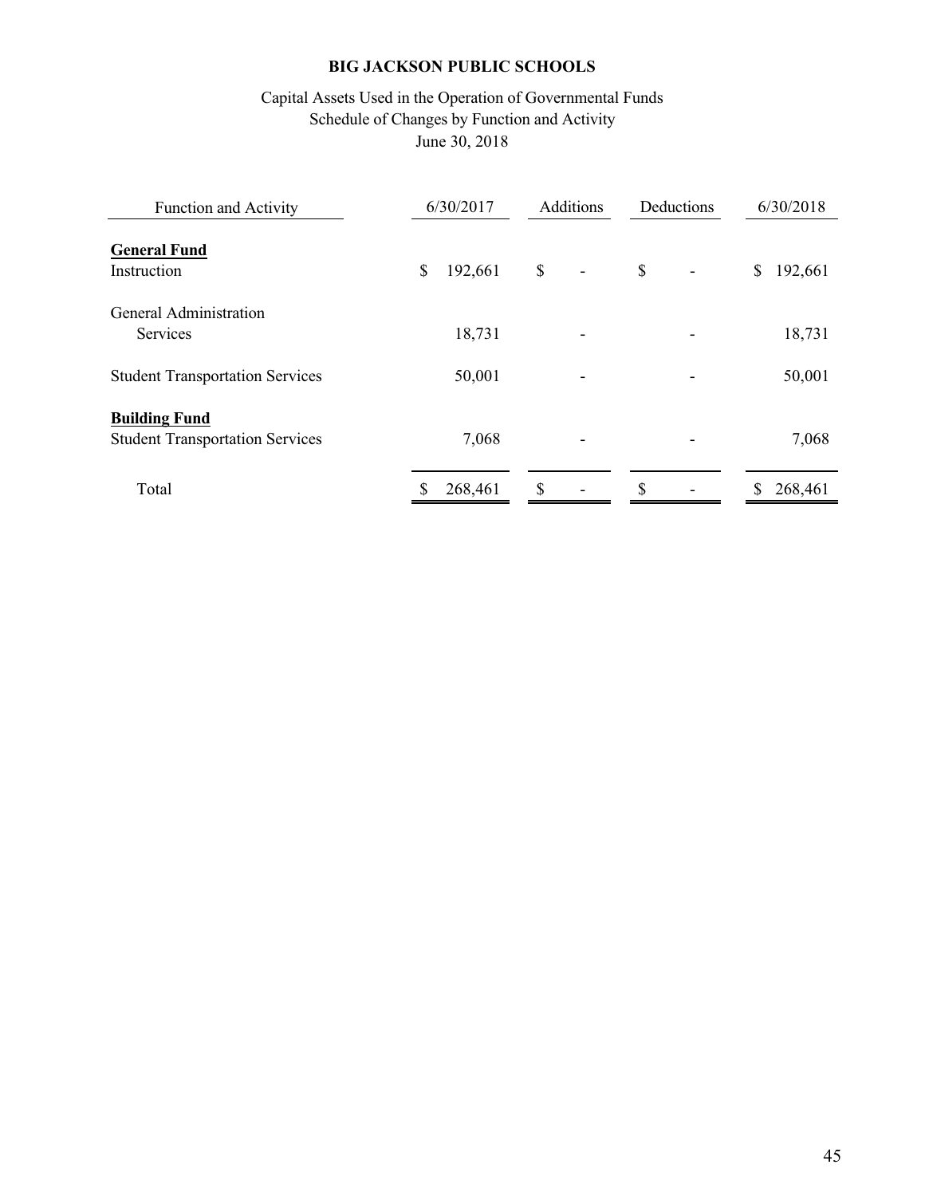**BIG JACKSON PUBLIC SCHOOLS**

Capital Assets Used in the Operation of Governmental Funds
Schedule of Changes by Function and Activity
June 30, 2018

| Function and Activity | 6/30/2017 | Additions | Deductions | 6/30/2018 |
|---|---|---|---|---|
| **General Fund** | | | | |
| Instruction | $ 192,661 | $ - | $ - | $ 192,661 |
| General Administration Services | 18,731 | - | - | 18,731 |
| Student Transportation Services | 50,001 | - | - | 50,001 |
| **Building Fund** | | | | |
| Student Transportation Services | 7,068 | - | - | 7,068 |
| Total | $ 268,461 | $ - | $ - | $ 268,461 |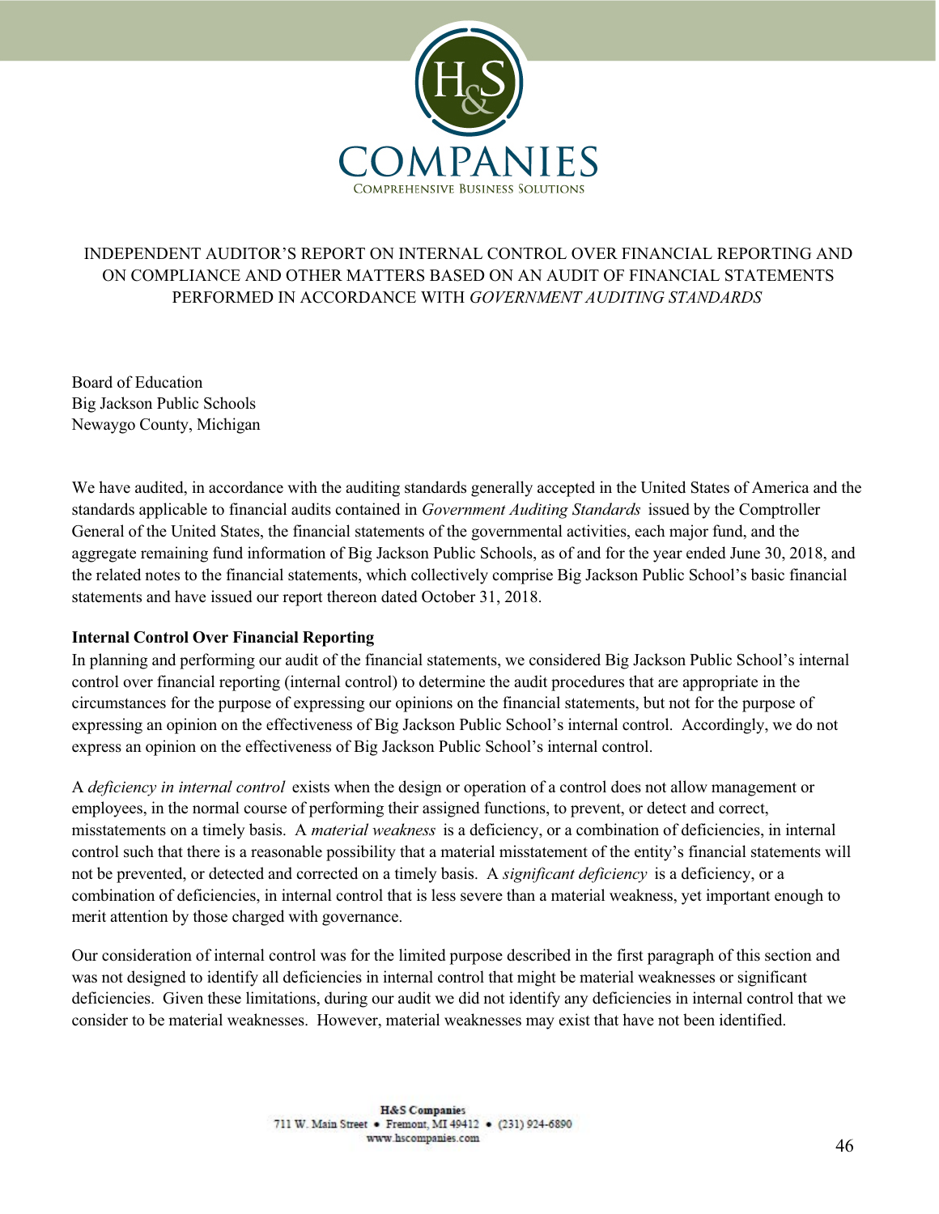INDEPENDENT AUDITOR'S REPORT ON INTERNAL CONTROL OVER FINANCIAL REPORTING AND ON COMPLIANCE AND OTHER MATTERS BASED ON AN AUDIT OF FINANCIAL STATEMENTS PERFORMED IN ACCORDANCE WITH *GOVERNMENT AUDITING STANDARDS*

Board of Education
Big Jackson Public Schools
Newaygo County, Michigan

We have audited, in accordance with the auditing standards generally accepted in the United States of America and the standards applicable to financial audits contained in *Government Auditing Standards* issued by the Comptroller General of the United States, the financial statements of the governmental activities, each major fund, and the aggregate remaining fund information of Big Jackson Public Schools, as of and for the year ended June 30, 2018, and the related notes to the financial statements, which collectively comprise Big Jackson Public School's basic financial statements and have issued our report thereon dated October 31, 2018.

**Internal Control Over Financial Reporting**

In planning and performing our audit of the financial statements, we considered Big Jackson Public School's internal control over financial reporting (internal control) to determine the audit procedures that are appropriate in the circumstances for the purpose of expressing our opinions on the financial statements, but not for the purpose of expressing an opinion on the effectiveness of Big Jackson Public School's internal control. Accordingly, we do not express an opinion on the effectiveness of Big Jackson Public School's internal control.

A *deficiency in internal control* exists when the design or operation of a control does not allow management or employees, in the normal course of performing their assigned functions, to prevent, or detect and correct, misstatements on a timely basis. A *material weakness* is a deficiency, or a combination of deficiencies, in internal control such that there is a reasonable possibility that a material misstatement of the entity's financial statements will not be prevented, or detected and corrected on a timely basis. A *significant deficiency* is a deficiency, or a combination of deficiencies, in internal control that is less severe than a material weakness, yet important enough to merit attention by those charged with governance.

Our consideration of internal control was for the limited purpose described in the first paragraph of this section and was not designed to identify all deficiencies in internal control that might be material weaknesses or significant deficiencies. Given these limitations, during our audit we did not identify any deficiencies in internal control that we consider to be material weaknesses. However, material weaknesses may exist that have not been identified.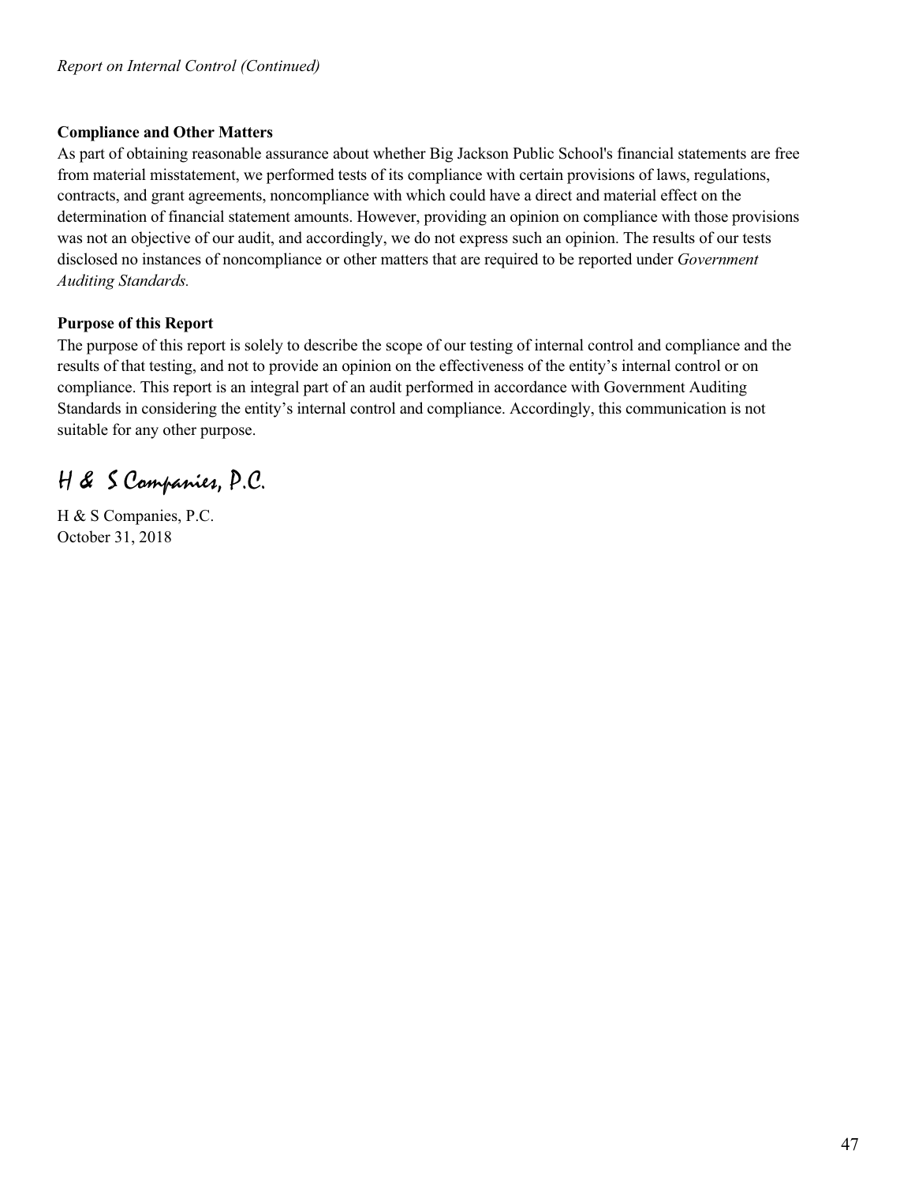*Report on Internal Control (Continued)*

**Compliance and Other Matters**

As part of obtaining reasonable assurance about whether Big Jackson Public School's financial statements are free from material misstatement, we performed tests of its compliance with certain provisions of laws, regulations, contracts, and grant agreements, noncompliance with which could have a direct and material effect on the determination of financial statement amounts. However, providing an opinion on compliance with those provisions was not an objective of our audit, and accordingly, we do not express such an opinion. The results of our tests disclosed no instances of noncompliance or other matters that are required to be reported under *Government Auditing Standards.*

**Purpose of this Report**

The purpose of this report is solely to describe the scope of our testing of internal control and compliance and the results of that testing, and not to provide an opinion on the effectiveness of the entity's internal control or on compliance. This report is an integral part of an audit performed in accordance with Government Auditing Standards in considering the entity's internal control and compliance. Accordingly, this communication is not suitable for any other purpose.

*H & S Companies, P.C.*

H & S Companies, P.C.
October 31, 2018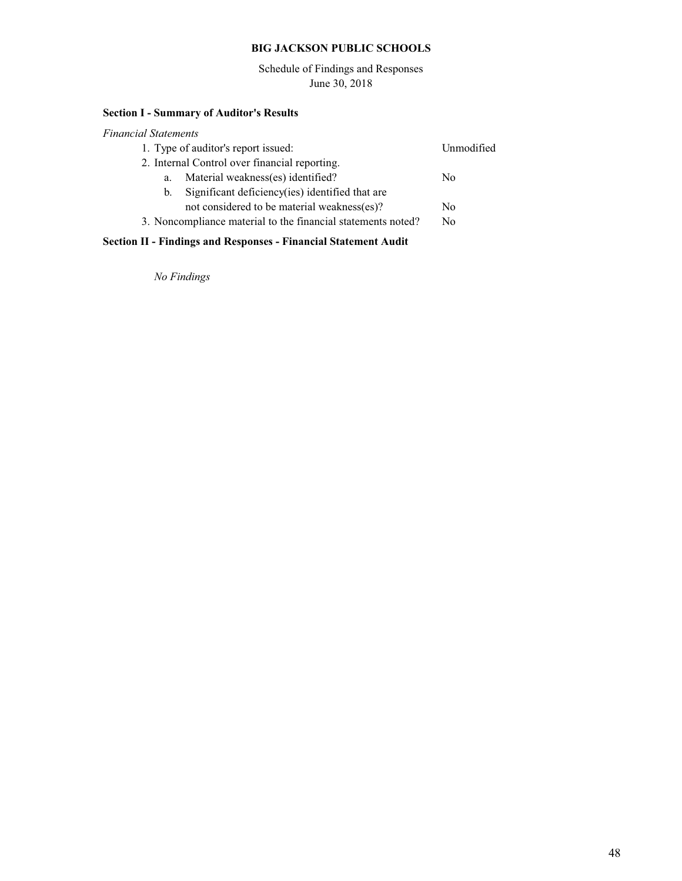**BIG JACKSON PUBLIC SCHOOLS**

Schedule of Findings and Responses
June 30, 2018

**Section I - Summary of Auditor's Results**

*Financial Statements*

| | |
|---|---|
| 1. Type of auditor's report issued: | Unmodified |
| 2. Internal Control over financial reporting. | |
| a. Material weakness(es) identified? | No |
| b. Significant deficiency(ies) identified that are not considered to be material weakness(es)? | No |
| 3. Noncompliance material to the financial statements noted? | No |

**Section II - Findings and Responses - Financial Statement Audit**

*No Findings*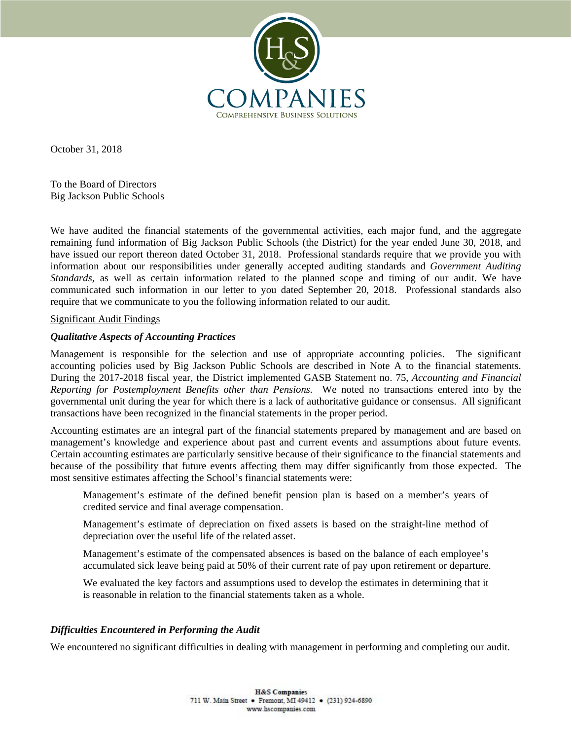October 31, 2018

To the Board of Directors
Big Jackson Public Schools

We have audited the financial statements of the governmental activities, each major fund, and the aggregate remaining fund information of Big Jackson Public Schools (the District) for the year ended June 30, 2018, and have issued our report thereon dated October 31, 2018. Professional standards require that we provide you with information about our responsibilities under generally accepted auditing standards and *Government Auditing Standards*, as well as certain information related to the planned scope and timing of our audit. We have communicated such information in our letter to you dated September 20, 2018. Professional standards also require that we communicate to you the following information related to our audit.

Significant Audit Findings

***Qualitative Aspects of Accounting Practices***

Management is responsible for the selection and use of appropriate accounting policies. The significant accounting policies used by Big Jackson Public Schools are described in Note A to the financial statements. During the 2017-2018 fiscal year, the District implemented GASB Statement no. 75, *Accounting and Financial Reporting for Postemployment Benefits other than Pensions.* We noted no transactions entered into by the governmental unit during the year for which there is a lack of authoritative guidance or consensus. All significant transactions have been recognized in the financial statements in the proper period.

Accounting estimates are an integral part of the financial statements prepared by management and are based on management's knowledge and experience about past and current events and assumptions about future events. Certain accounting estimates are particularly sensitive because of their significance to the financial statements and because of the possibility that future events affecting them may differ significantly from those expected. The most sensitive estimates affecting the School's financial statements were:

> Management's estimate of the defined benefit pension plan is based on a member's years of credited service and final average compensation.
>
> Management's estimate of depreciation on fixed assets is based on the straight-line method of depreciation over the useful life of the related asset.
>
> Management's estimate of the compensated absences is based on the balance of each employee's accumulated sick leave being paid at 50% of their current rate of pay upon retirement or departure.
>
> We evaluated the key factors and assumptions used to develop the estimates in determining that it is reasonable in relation to the financial statements taken as a whole.

***Difficulties Encountered in Performing the Audit***

We encountered no significant difficulties in dealing with management in performing and completing our audit.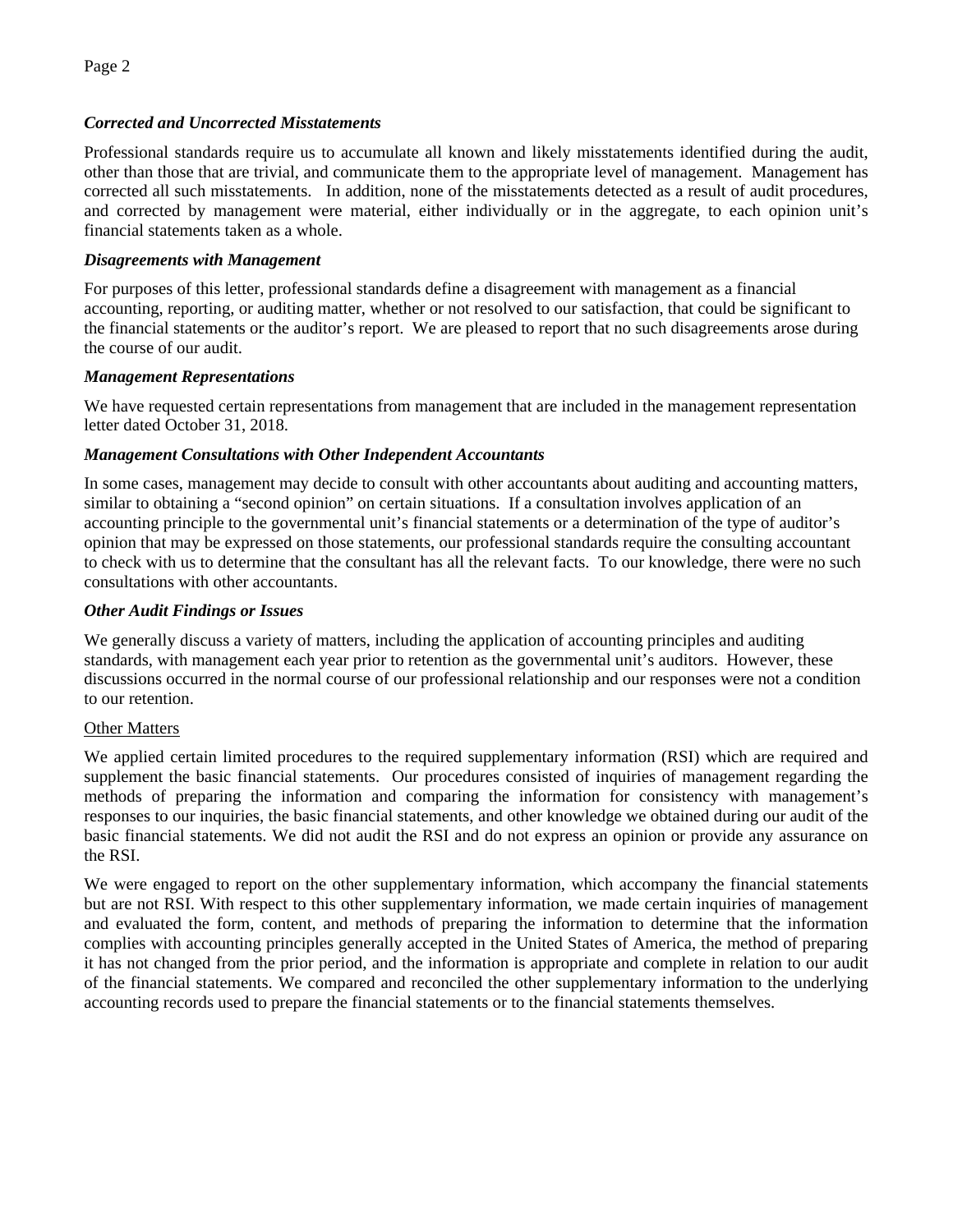***Corrected and Uncorrected Misstatements***

Professional standards require us to accumulate all known and likely misstatements identified during the audit, other than those that are trivial, and communicate them to the appropriate level of management. Management has corrected all such misstatements. In addition, none of the misstatements detected as a result of audit procedures, and corrected by management were material, either individually or in the aggregate, to each opinion unit's financial statements taken as a whole.

***Disagreements with Management***

For purposes of this letter, professional standards define a disagreement with management as a financial accounting, reporting, or auditing matter, whether or not resolved to our satisfaction, that could be significant to the financial statements or the auditor's report. We are pleased to report that no such disagreements arose during the course of our audit.

***Management Representations***

We have requested certain representations from management that are included in the management representation letter dated October 31, 2018.

***Management Consultations with Other Independent Accountants***

In some cases, management may decide to consult with other accountants about auditing and accounting matters, similar to obtaining a "second opinion" on certain situations. If a consultation involves application of an accounting principle to the governmental unit's financial statements or a determination of the type of auditor's opinion that may be expressed on those statements, our professional standards require the consulting accountant to check with us to determine that the consultant has all the relevant facts. To our knowledge, there were no such consultations with other accountants.

***Other Audit Findings or Issues***

We generally discuss a variety of matters, including the application of accounting principles and auditing standards, with management each year prior to retention as the governmental unit's auditors. However, these discussions occurred in the normal course of our professional relationship and our responses were not a condition to our retention.

Other Matters

We applied certain limited procedures to the required supplementary information (RSI) which are required and supplement the basic financial statements. Our procedures consisted of inquiries of management regarding the methods of preparing the information and comparing the information for consistency with management's responses to our inquiries, the basic financial statements, and other knowledge we obtained during our audit of the basic financial statements. We did not audit the RSI and do not express an opinion or provide any assurance on the RSI.

We were engaged to report on the other supplementary information, which accompany the financial statements but are not RSI. With respect to this other supplementary information, we made certain inquiries of management and evaluated the form, content, and methods of preparing the information to determine that the information complies with accounting principles generally accepted in the United States of America, the method of preparing it has not changed from the prior period, and the information is appropriate and complete in relation to our audit of the financial statements. We compared and reconciled the other supplementary information to the underlying accounting records used to prepare the financial statements or to the financial statements themselves.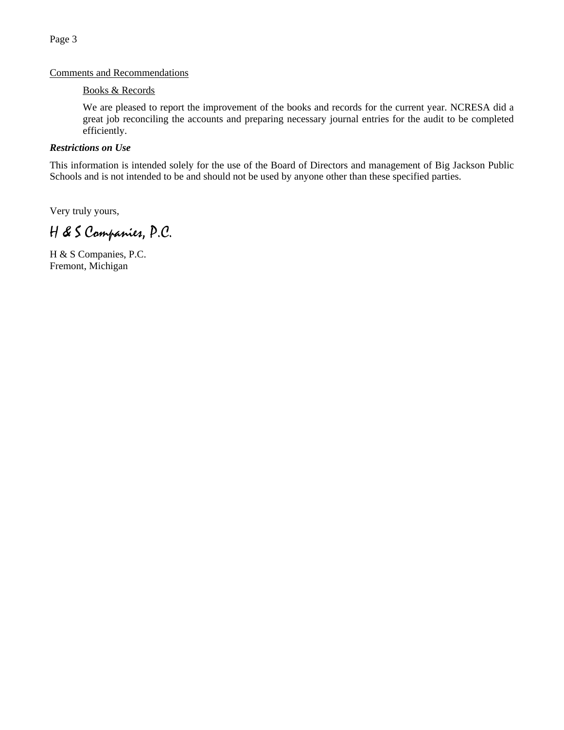Comments and Recommendations

Books & Records

We are pleased to report the improvement of the books and records for the current year. NCRESA did a great job reconciling the accounts and preparing necessary journal entries for the audit to be completed efficiently.

***Restrictions on Use***

This information is intended solely for the use of the Board of Directors and management of Big Jackson Public Schools and is not intended to be and should not be used by anyone other than these specified parties.

Very truly yours,

*H & S Companies, P.C.*

H & S Companies, P.C.
Fremont, Michigan